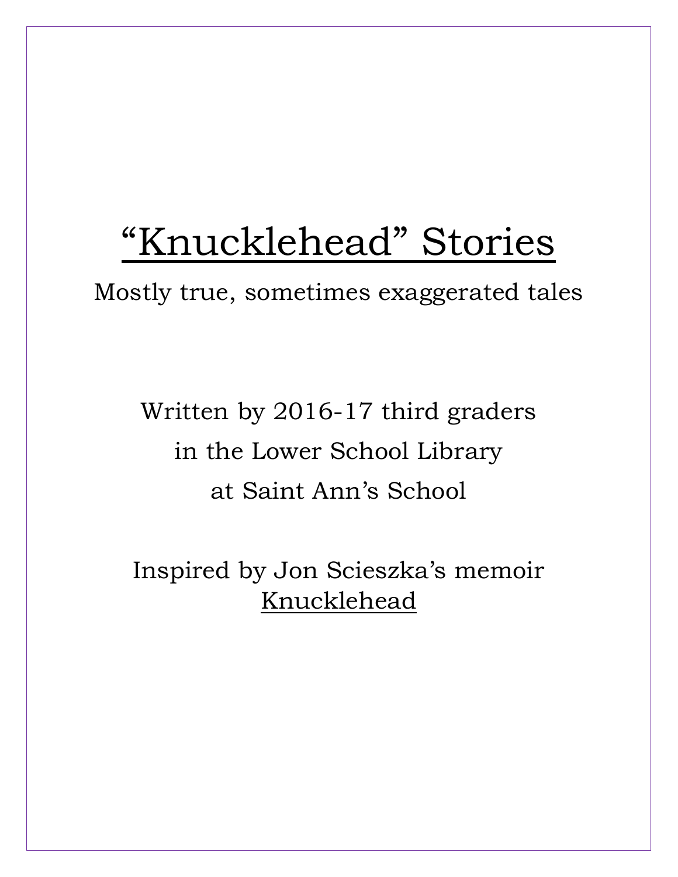# "Knucklehead" Stories

Mostly true, sometimes exaggerated tales

Written by 2016-17 third graders
in the Lower School Library
at Saint Ann's School

Inspired by Jon Scieszka's memoir
Knucklehead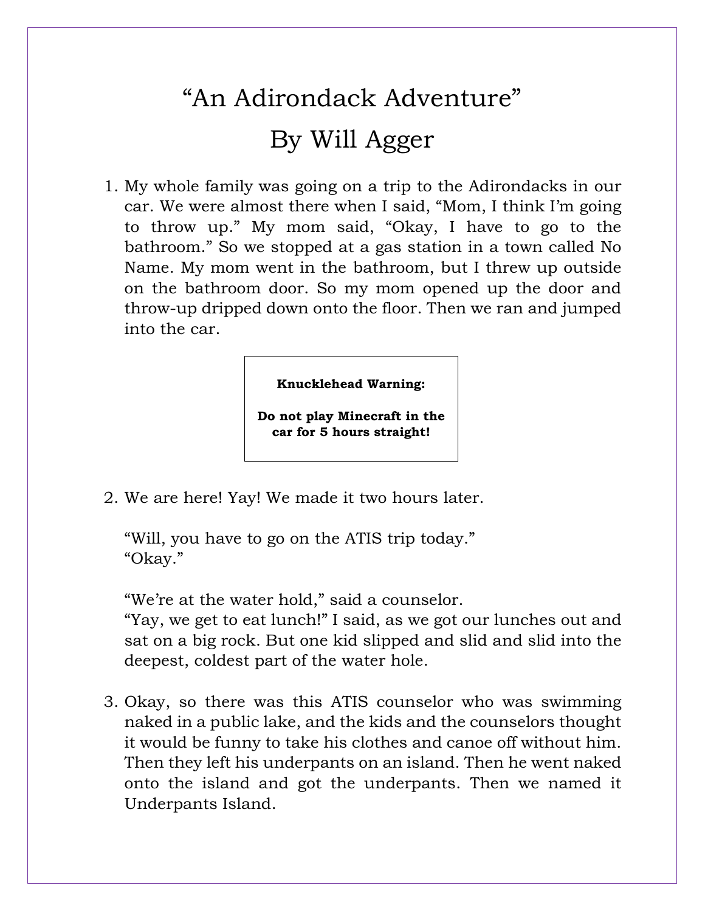# "An Adirondack Adventure"

## By Will Agger

1. My whole family was going on a trip to the Adirondacks in our car. We were almost there when I said, "Mom, I think I'm going to throw up." My mom said, "Okay, I have to go to the bathroom." So we stopped at a gas station in a town called No Name. My mom went in the bathroom, but I threw up outside on the bathroom door. So my mom opened up the door and throw-up dripped down onto the floor. Then we ran and jumped into the car.

> **Knucklehead Warning:**
>
> **Do not play Minecraft in the car for 5 hours straight!**

2. We are here! Yay! We made it two hours later.

   "Will, you have to go on the ATIS trip today."
   "Okay."

   "We're at the water hold," said a counselor.
   "Yay, we get to eat lunch!" I said, as we got our lunches out and sat on a big rock. But one kid slipped and slid and slid into the deepest, coldest part of the water hole.

3. Okay, so there was this ATIS counselor who was swimming naked in a public lake, and the kids and the counselors thought it would be funny to take his clothes and canoe off without him. Then they left his underpants on an island. Then he went naked onto the island and got the underpants. Then we named it Underpants Island.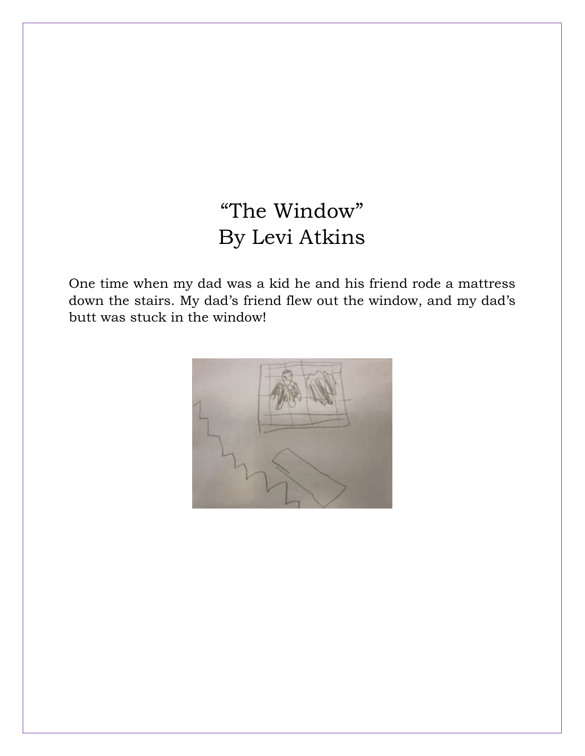# "The Window"
## By Levi Atkins

One time when my dad was a kid he and his friend rode a mattress down the stairs. My dad's friend flew out the window, and my dad's butt was stuck in the window!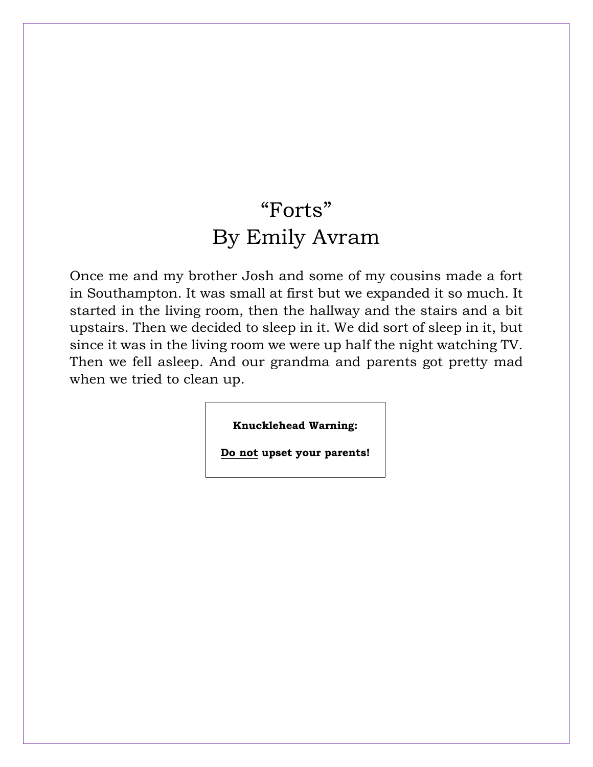# "Forts"
## By Emily Avram

Once me and my brother Josh and some of my cousins made a fort in Southampton. It was small at first but we expanded it so much. It started in the living room, then the hallway and the stairs and a bit upstairs. Then we decided to sleep in it. We did sort of sleep in it, but since it was in the living room we were up half the night watching TV. Then we fell asleep. And our grandma and parents got pretty mad when we tried to clean up.

**Knucklehead Warning:**

**<u>Do not</u> upset your parents!**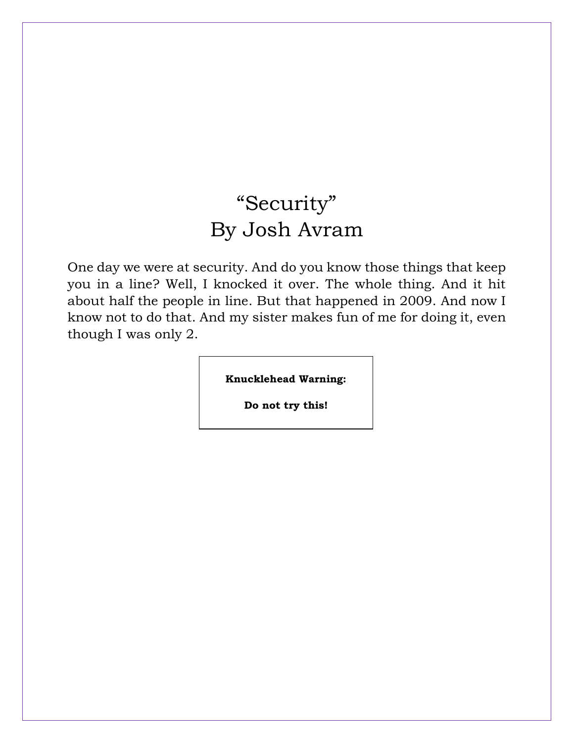# "Security"
## By Josh Avram

One day we were at security. And do you know those things that keep you in a line? Well, I knocked it over. The whole thing. And it hit about half the people in line. But that happened in 2009. And now I know not to do that. And my sister makes fun of me for doing it, even though I was only 2.

**Knucklehead Warning:**

**Do not try this!**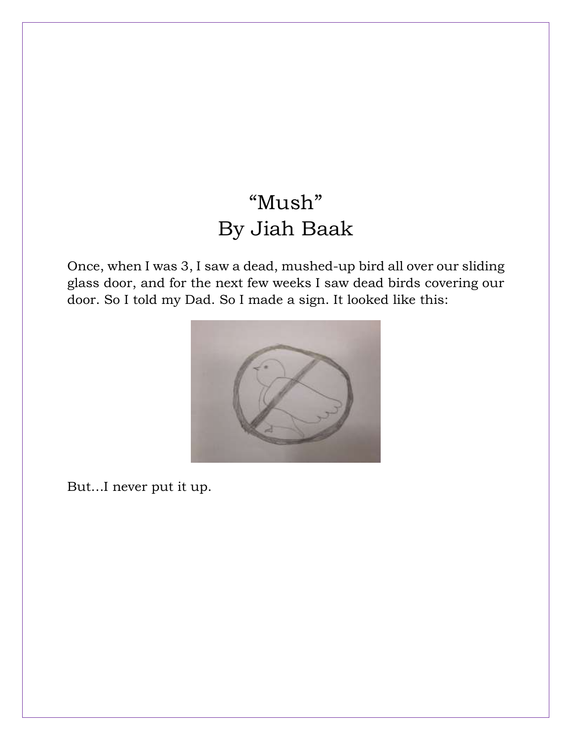# "Mush"
## By Jiah Baak

Once, when I was 3, I saw a dead, mushed-up bird all over our sliding glass door, and for the next few weeks I saw dead birds covering our door. So I told my Dad. So I made a sign. It looked like this:

But…I never put it up.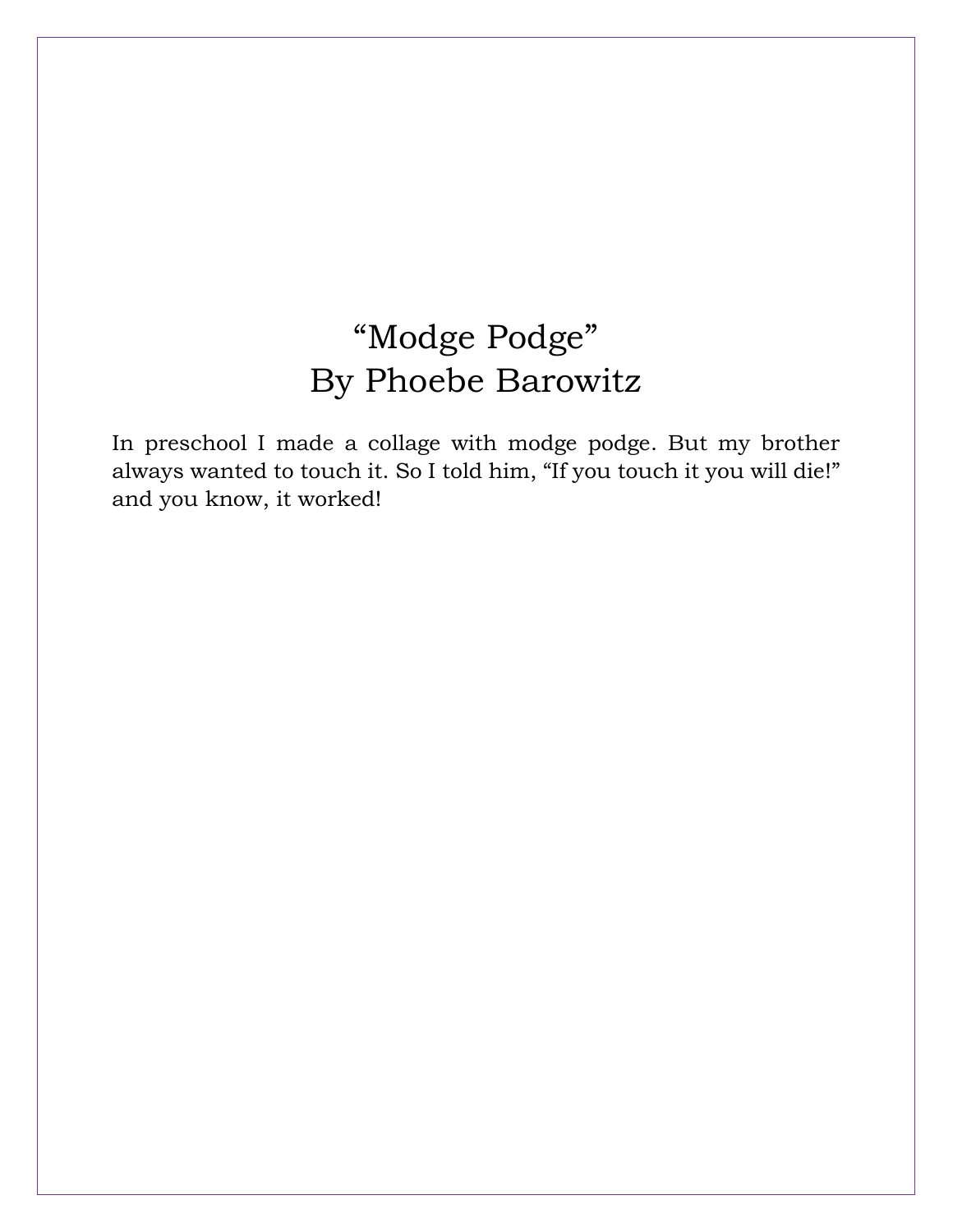# “Modge Podge”
## By Phoebe Barowitz

In preschool I made a collage with modge podge. But my brother always wanted to touch it. So I told him, “If you touch it you will die!” and you know, it worked!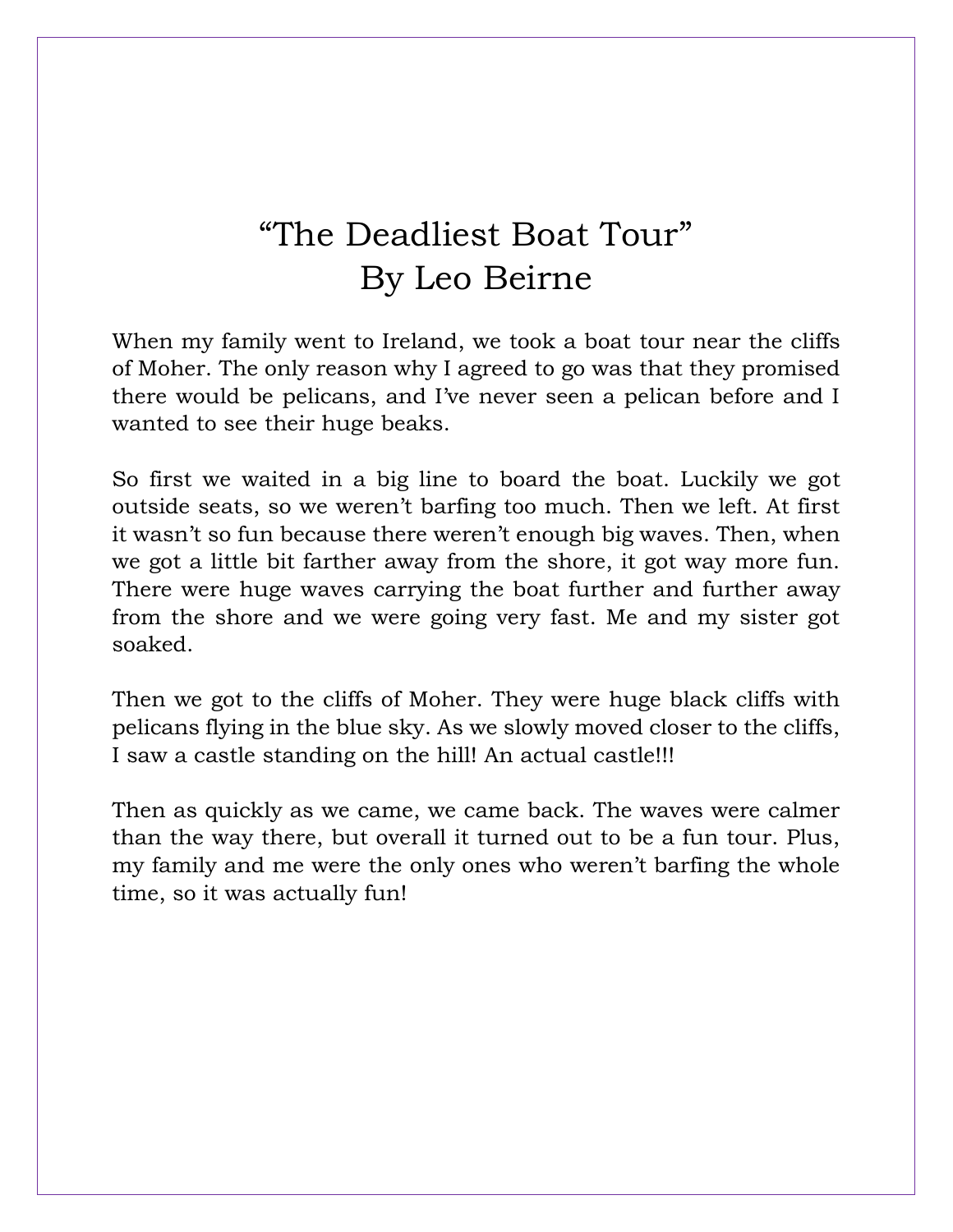# “The Deadliest Boat Tour”
## By Leo Beirne

When my family went to Ireland, we took a boat tour near the cliffs of Moher. The only reason why I agreed to go was that they promised there would be pelicans, and I’ve never seen a pelican before and I wanted to see their huge beaks.

So first we waited in a big line to board the boat. Luckily we got outside seats, so we weren’t barfing too much. Then we left. At first it wasn’t so fun because there weren’t enough big waves. Then, when we got a little bit farther away from the shore, it got way more fun. There were huge waves carrying the boat further and further away from the shore and we were going very fast. Me and my sister got soaked.

Then we got to the cliffs of Moher. They were huge black cliffs with pelicans flying in the blue sky. As we slowly moved closer to the cliffs, I saw a castle standing on the hill! An actual castle!!!

Then as quickly as we came, we came back. The waves were calmer than the way there, but overall it turned out to be a fun tour. Plus, my family and me were the only ones who weren’t barfing the whole time, so it was actually fun!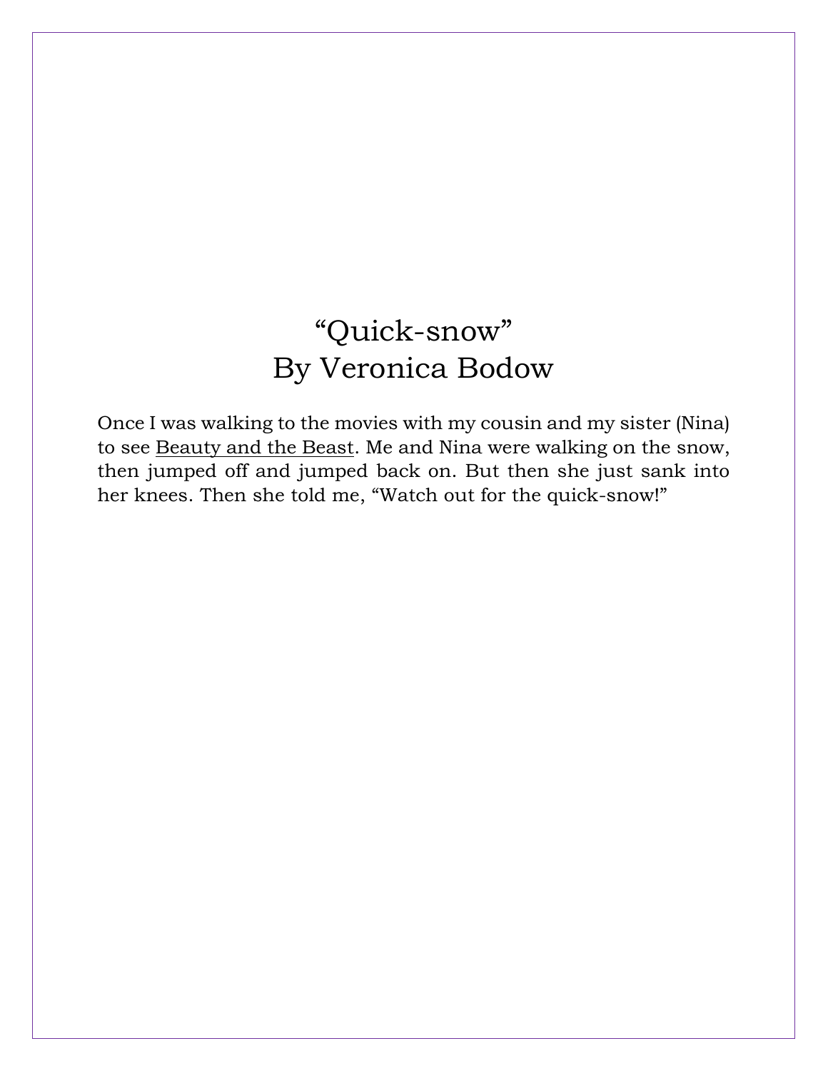# "Quick-snow"
## By Veronica Bodow

Once I was walking to the movies with my cousin and my sister (Nina) to see <u>Beauty and the Beast</u>. Me and Nina were walking on the snow, then jumped off and jumped back on. But then she just sank into her knees. Then she told me, "Watch out for the quick-snow!"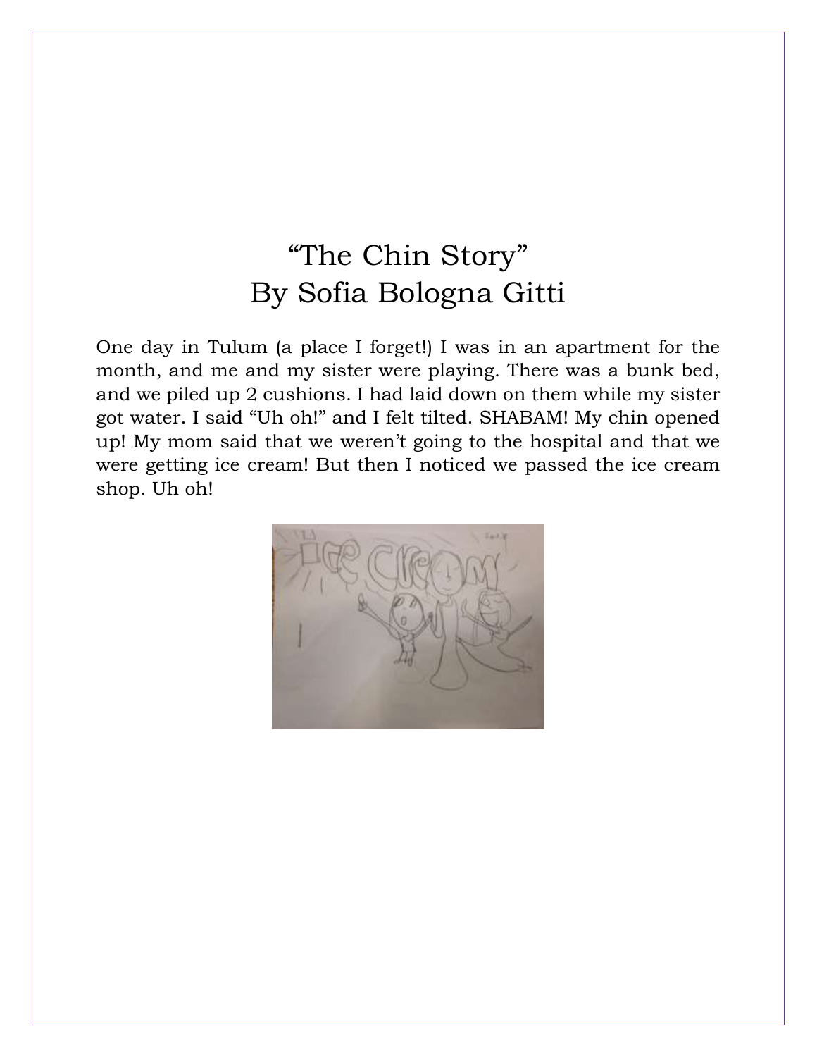# “The Chin Story”
## By Sofia Bologna Gitti

One day in Tulum (a place I forget!) I was in an apartment for the month, and me and my sister were playing. There was a bunk bed, and we piled up 2 cushions. I had laid down on them while my sister got water. I said “Uh oh!” and I felt tilted. SHABAM! My chin opened up! My mom said that we weren’t going to the hospital and that we were getting ice cream! But then I noticed we passed the ice cream shop. Uh oh!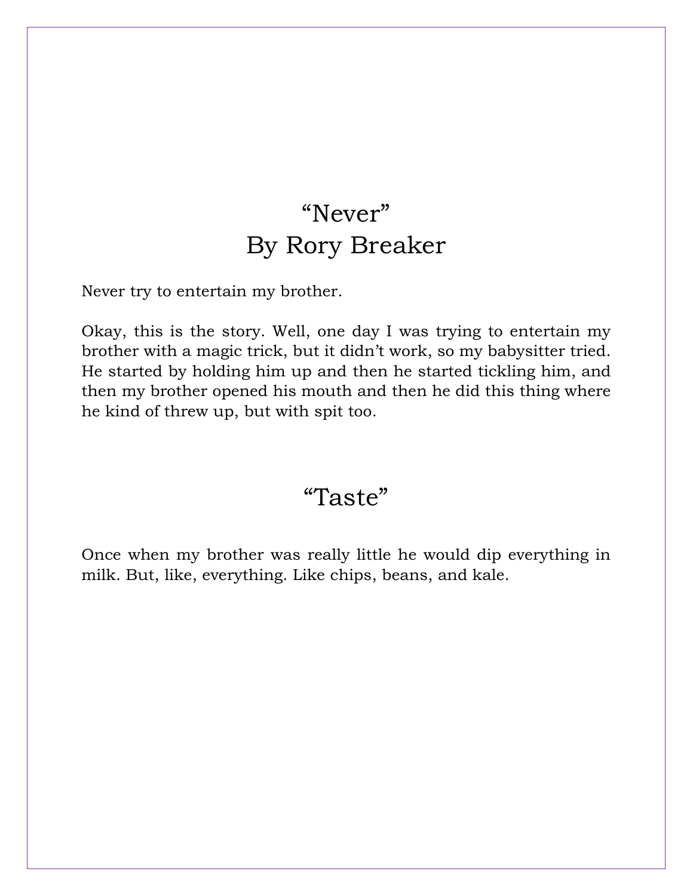# “Never”
## By Rory Breaker

Never try to entertain my brother.

Okay, this is the story. Well, one day I was trying to entertain my brother with a magic trick, but it didn’t work, so my babysitter tried. He started by holding him up and then he started tickling him, and then my brother opened his mouth and then he did this thing where he kind of threw up, but with spit too.

# “Taste”

Once when my brother was really little he would dip everything in milk. But, like, everything. Like chips, beans, and kale.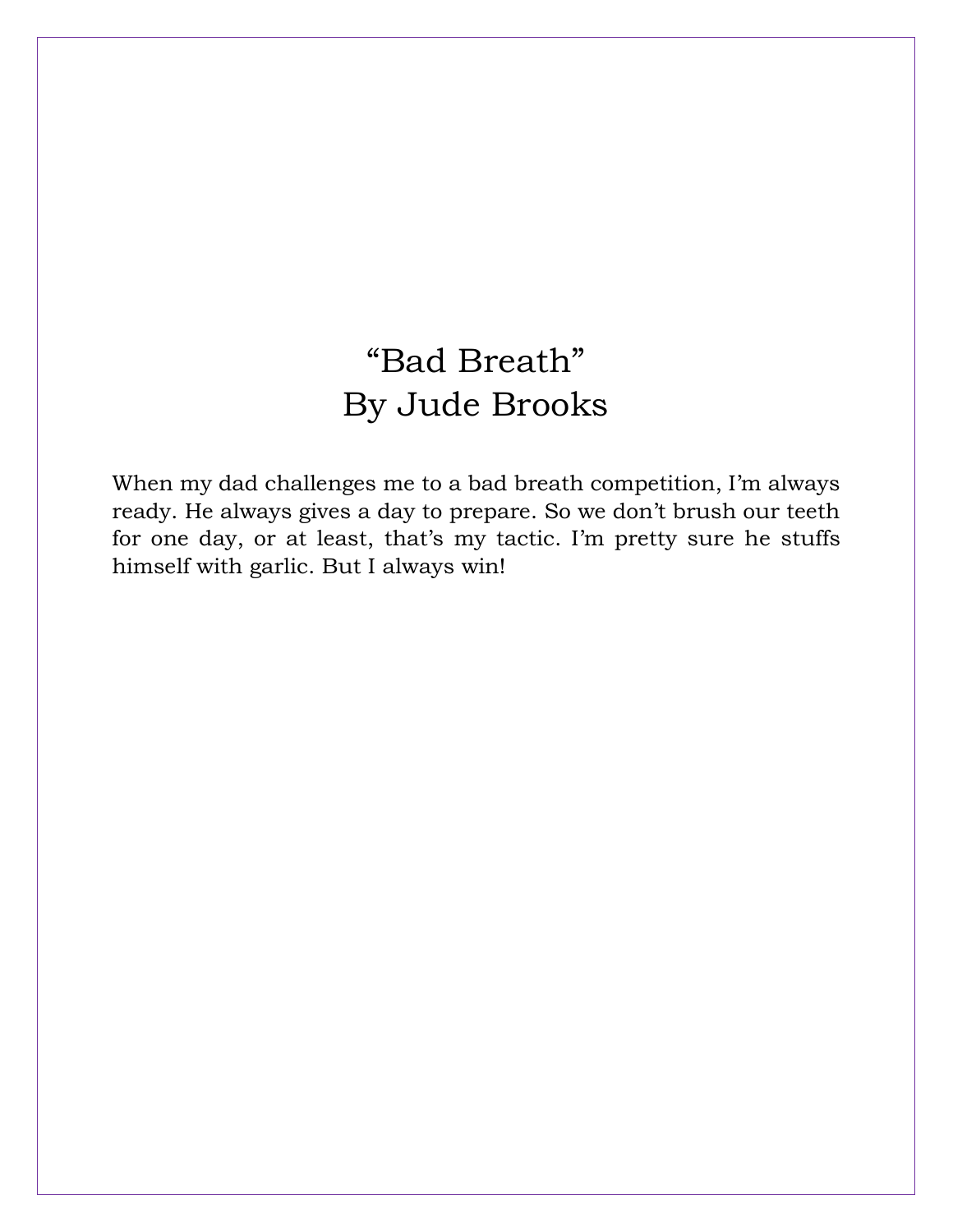# "Bad Breath"
## By Jude Brooks

When my dad challenges me to a bad breath competition, I'm always ready. He always gives a day to prepare. So we don't brush our teeth for one day, or at least, that's my tactic. I'm pretty sure he stuffs himself with garlic. But I always win!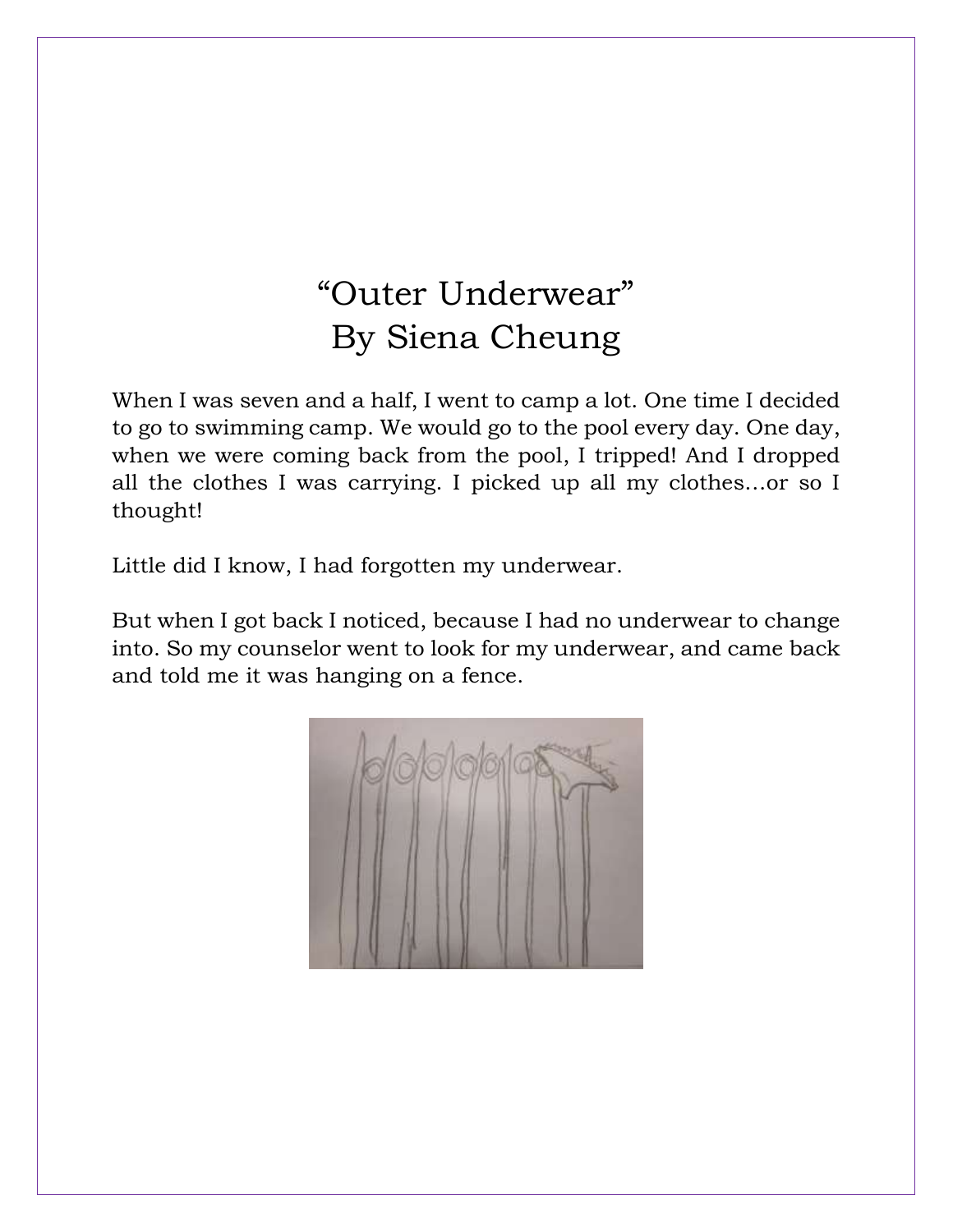# "Outer Underwear"
## By Siena Cheung

When I was seven and a half, I went to camp a lot. One time I decided to go to swimming camp. We would go to the pool every day. One day, when we were coming back from the pool, I tripped! And I dropped all the clothes I was carrying. I picked up all my clothes…or so I thought!

Little did I know, I had forgotten my underwear.

But when I got back I noticed, because I had no underwear to change into. So my counselor went to look for my underwear, and came back and told me it was hanging on a fence.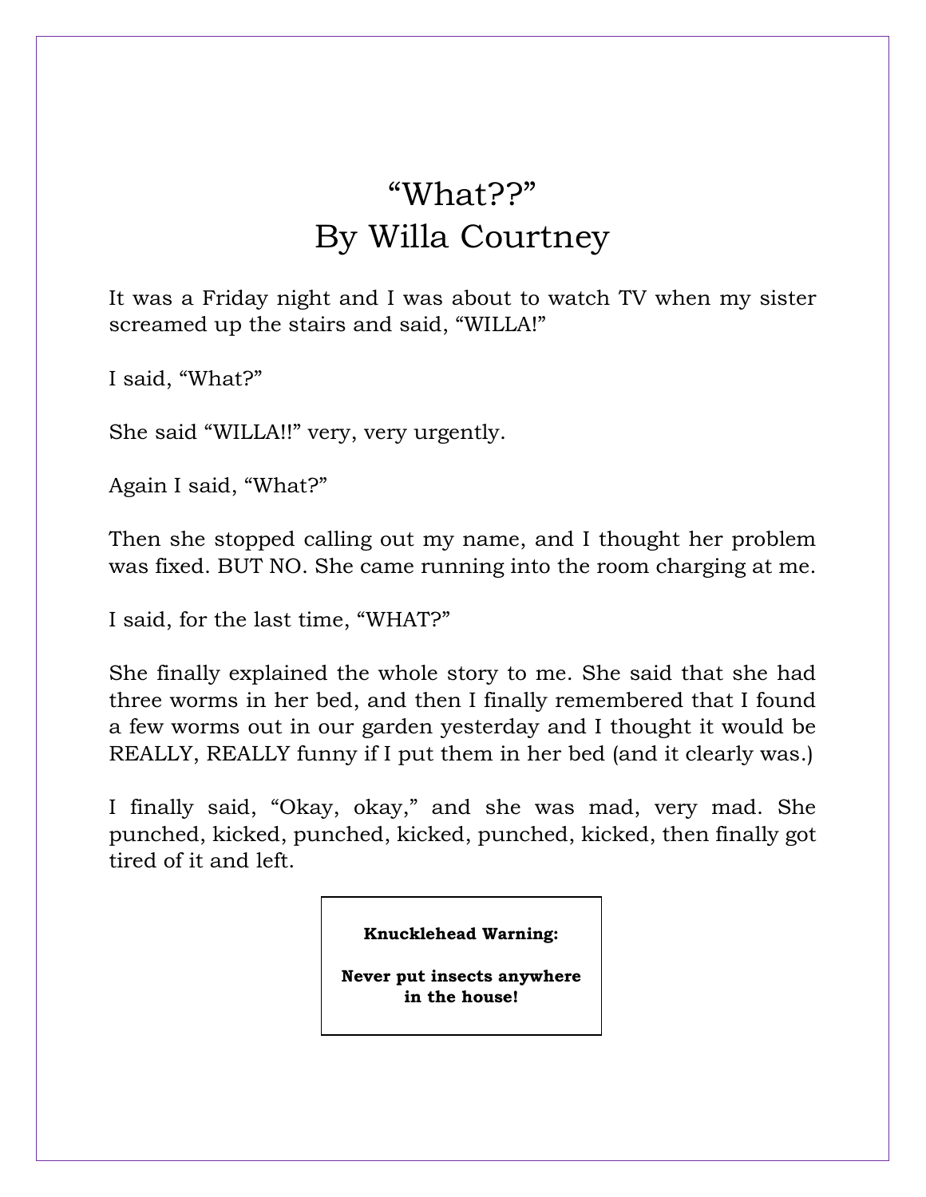# "What??"
## By Willa Courtney

It was a Friday night and I was about to watch TV when my sister screamed up the stairs and said, "WILLA!"

I said, "What?"

She said "WILLA!!" very, very urgently.

Again I said, "What?"

Then she stopped calling out my name, and I thought her problem was fixed. BUT NO. She came running into the room charging at me.

I said, for the last time, "WHAT?"

She finally explained the whole story to me. She said that she had three worms in her bed, and then I finally remembered that I found a few worms out in our garden yesterday and I thought it would be REALLY, REALLY funny if I put them in her bed (and it clearly was.)

I finally said, "Okay, okay," and she was mad, very mad. She punched, kicked, punched, kicked, punched, kicked, then finally got tired of it and left.

**Knucklehead Warning:**

**Never put insects anywhere in the house!**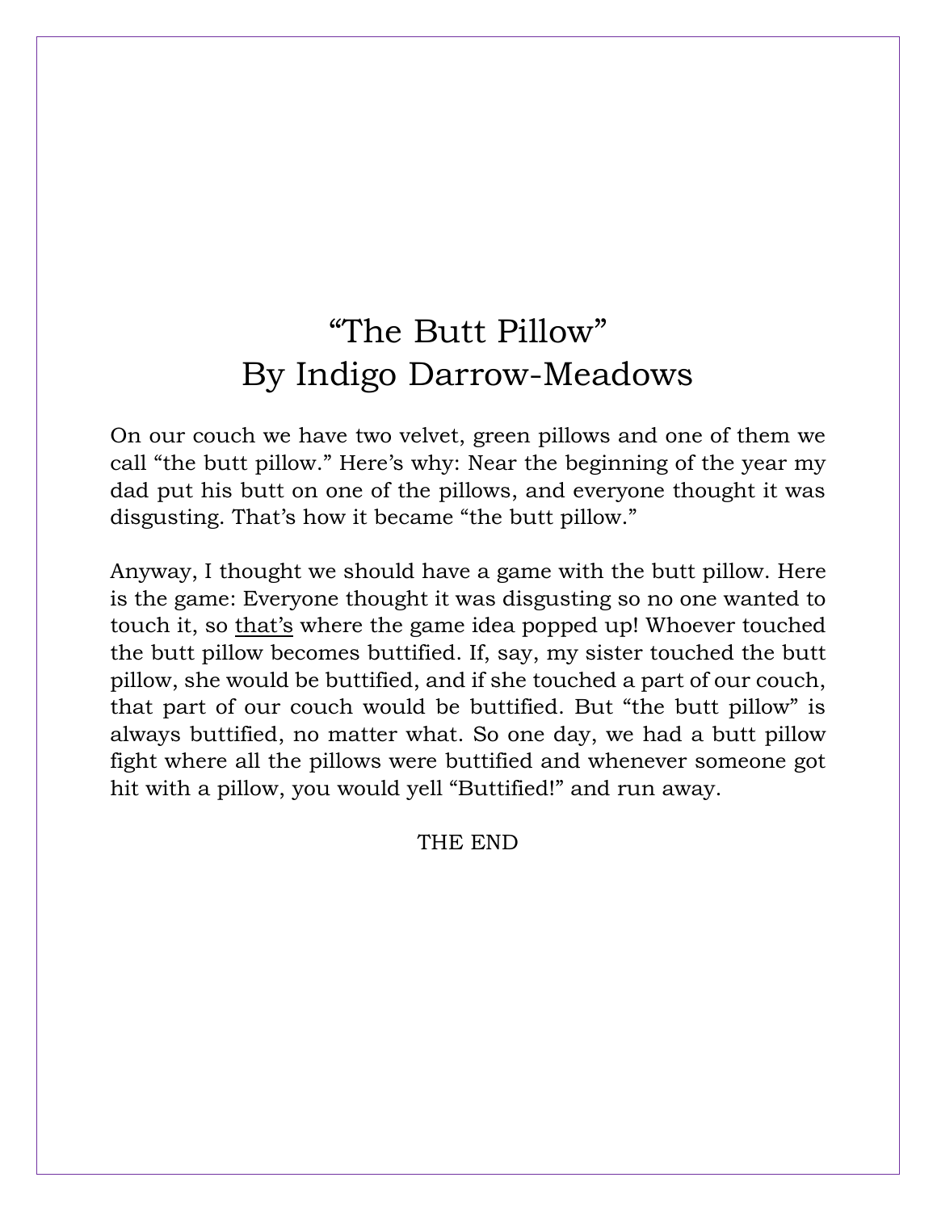# "The Butt Pillow"
## By Indigo Darrow-Meadows

On our couch we have two velvet, green pillows and one of them we call "the butt pillow." Here's why: Near the beginning of the year my dad put his butt on one of the pillows, and everyone thought it was disgusting. That's how it became "the butt pillow."

Anyway, I thought we should have a game with the butt pillow. Here is the game: Everyone thought it was disgusting so no one wanted to touch it, so <u>that's</u> where the game idea popped up! Whoever touched the butt pillow becomes buttified. If, say, my sister touched the butt pillow, she would be buttified, and if she touched a part of our couch, that part of our couch would be buttified. But "the butt pillow" is always buttified, no matter what. So one day, we had a butt pillow fight where all the pillows were buttified and whenever someone got hit with a pillow, you would yell "Buttified!" and run away.

THE END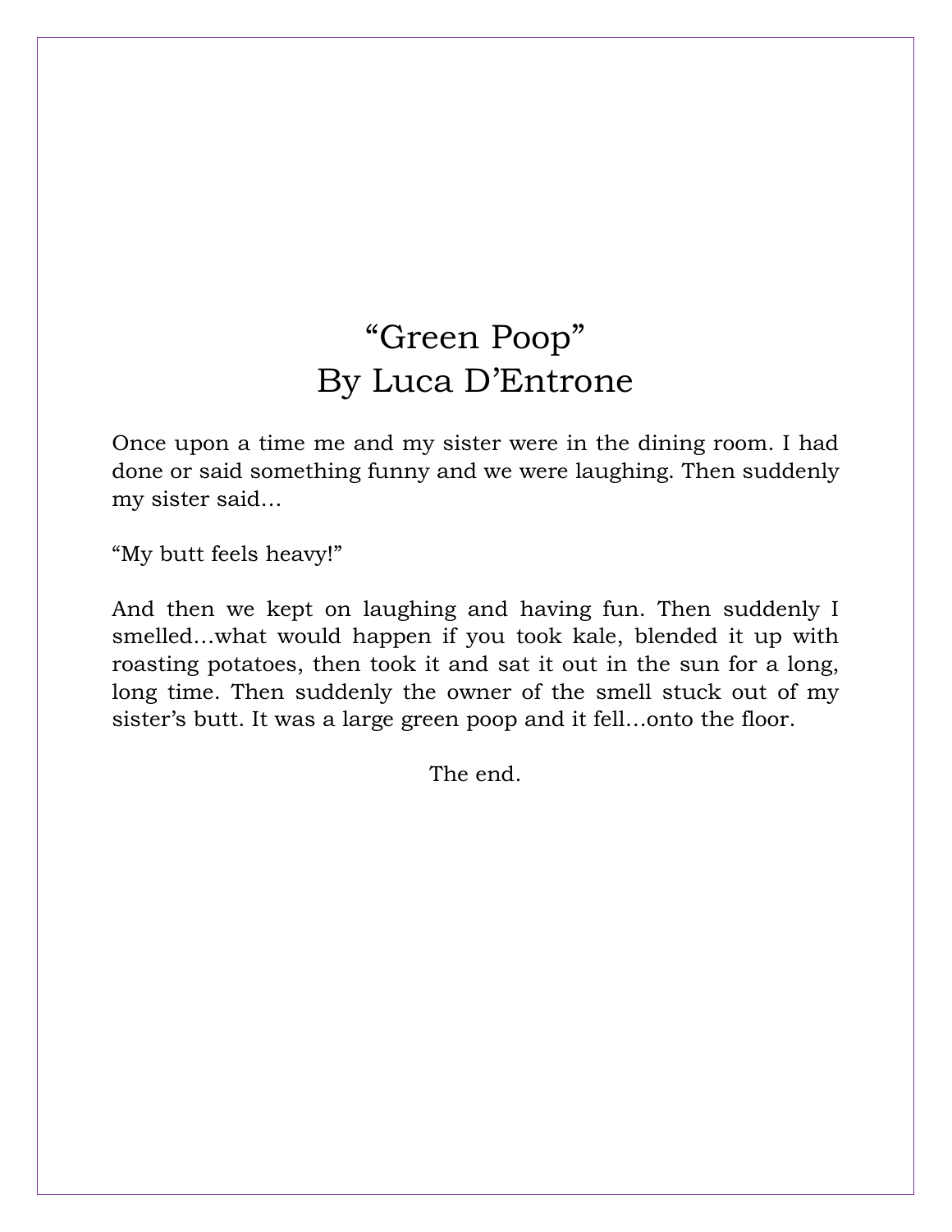# "Green Poop"
# By Luca D'Entrone

Once upon a time me and my sister were in the dining room. I had done or said something funny and we were laughing. Then suddenly my sister said…

"My butt feels heavy!"

And then we kept on laughing and having fun. Then suddenly I smelled…what would happen if you took kale, blended it up with roasting potatoes, then took it and sat it out in the sun for a long, long time. Then suddenly the owner of the smell stuck out of my sister's butt. It was a large green poop and it fell…onto the floor.

The end.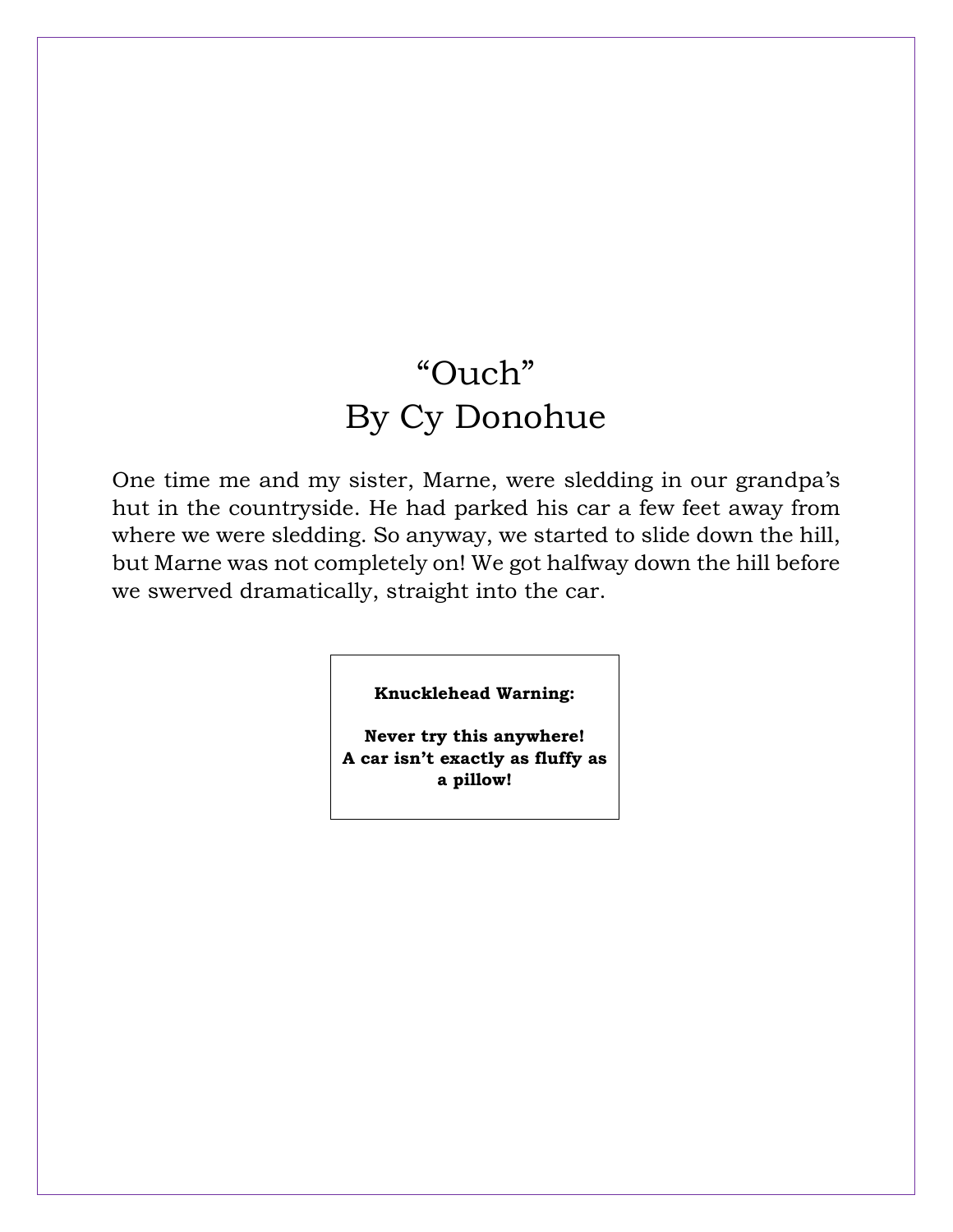# "Ouch"
## By Cy Donohue

One time me and my sister, Marne, were sledding in our grandpa's hut in the countryside. He had parked his car a few feet away from where we were sledding. So anyway, we started to slide down the hill, but Marne was not completely on! We got halfway down the hill before we swerved dramatically, straight into the car.

**Knucklehead Warning:**

**Never try this anywhere! A car isn't exactly as fluffy as a pillow!**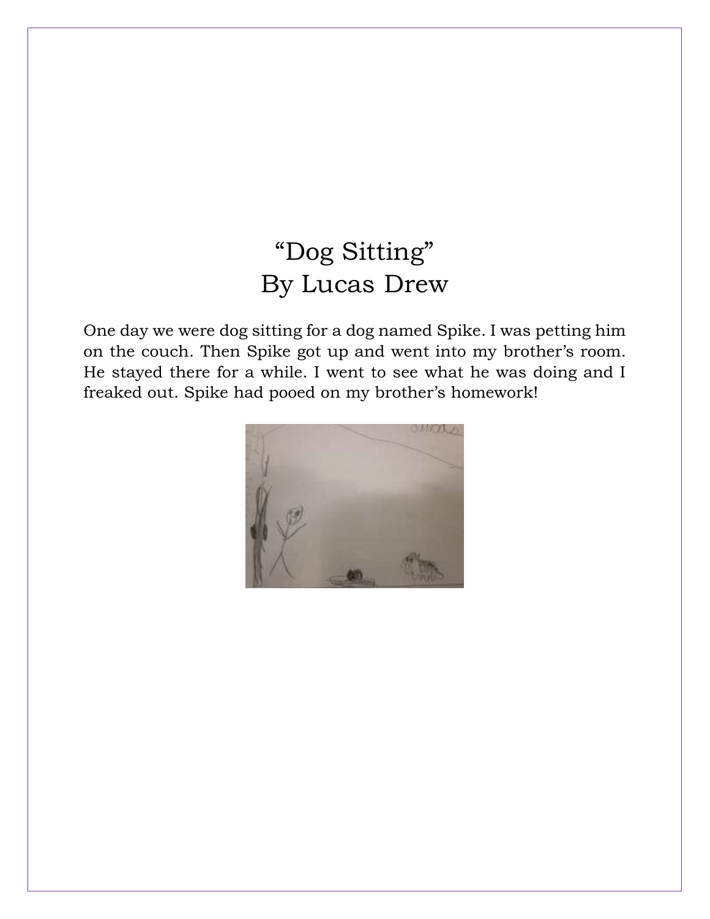# "Dog Sitting"
## By Lucas Drew

One day we were dog sitting for a dog named Spike. I was petting him on the couch. Then Spike got up and went into my brother's room. He stayed there for a while. I went to see what he was doing and I freaked out. Spike had pooed on my brother's homework!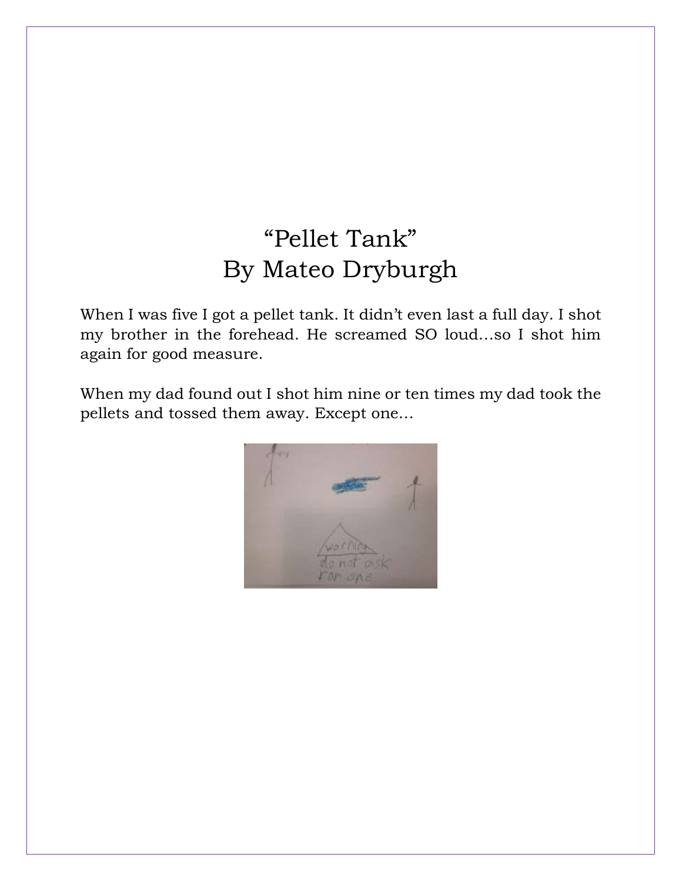# "Pellet Tank"
## By Mateo Dryburgh

When I was five I got a pellet tank. It didn't even last a full day. I shot my brother in the forehead. He screamed SO loud…so I shot him again for good measure.

When my dad found out I shot him nine or ten times my dad took the pellets and tossed them away. Except one…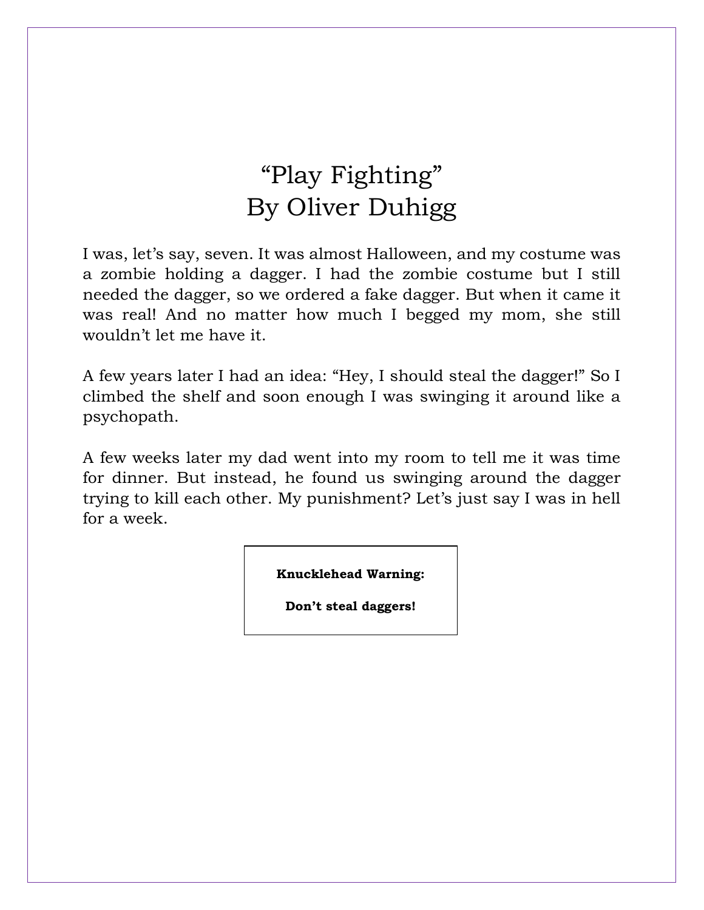# "Play Fighting"
## By Oliver Duhigg

I was, let's say, seven. It was almost Halloween, and my costume was a zombie holding a dagger. I had the zombie costume but I still needed the dagger, so we ordered a fake dagger. But when it came it was real! And no matter how much I begged my mom, she still wouldn't let me have it.

A few years later I had an idea: "Hey, I should steal the dagger!" So I climbed the shelf and soon enough I was swinging it around like a psychopath.

A few weeks later my dad went into my room to tell me it was time for dinner. But instead, he found us swinging around the dagger trying to kill each other. My punishment? Let's just say I was in hell for a week.

**Knucklehead Warning:**

**Don't steal daggers!**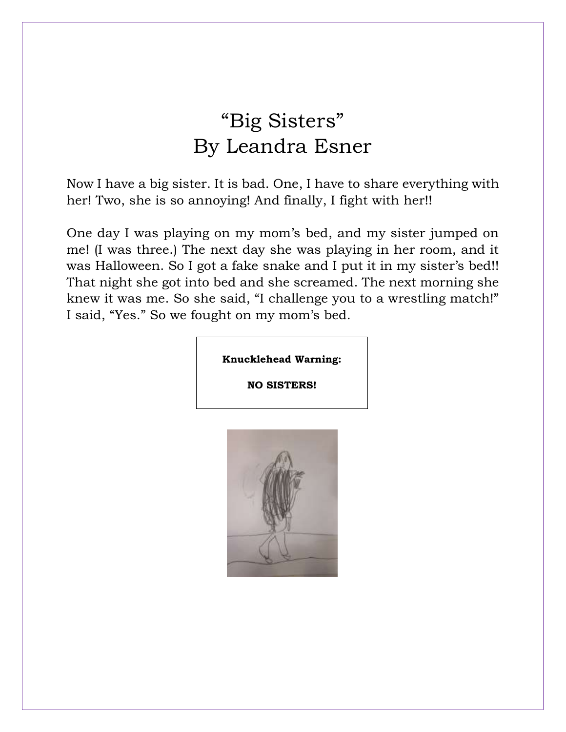# "Big Sisters"
## By Leandra Esner

Now I have a big sister. It is bad. One, I have to share everything with her! Two, she is so annoying! And finally, I fight with her!!

One day I was playing on my mom's bed, and my sister jumped on me! (I was three.) The next day she was playing in her room, and it was Halloween. So I got a fake snake and I put it in my sister's bed!! That night she got into bed and she screamed. The next morning she knew it was me. So she said, "I challenge you to a wrestling match!" I said, "Yes." So we fought on my mom's bed.

**Knucklehead Warning:**

**NO SISTERS!**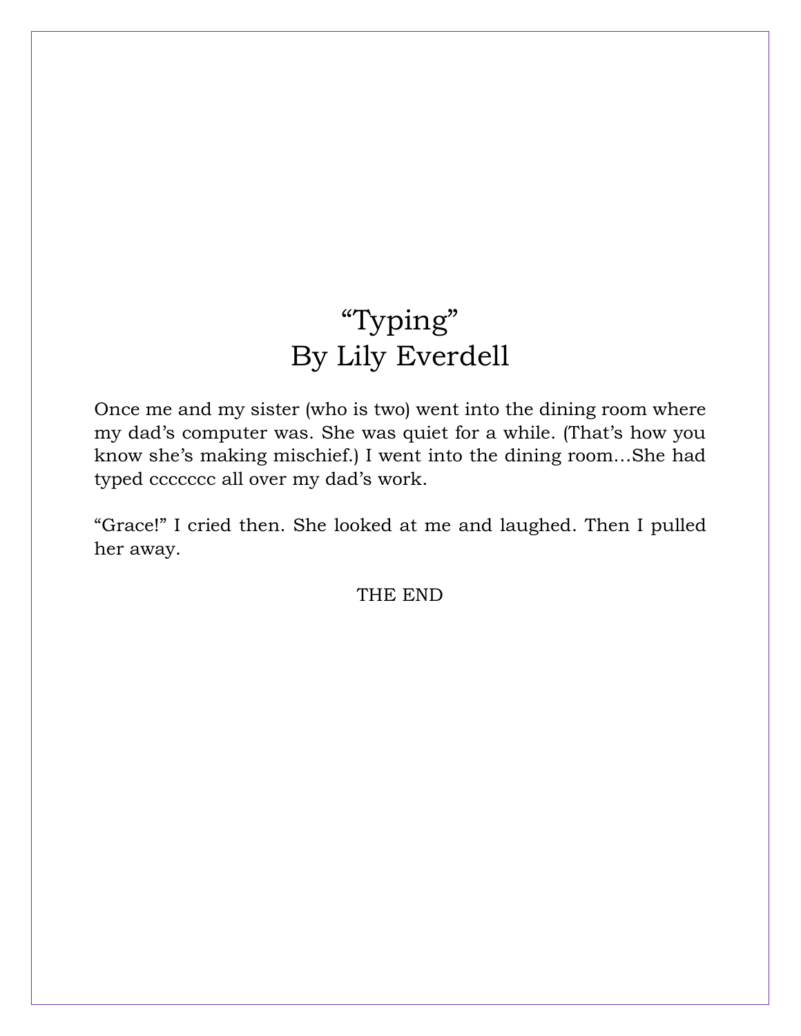# "Typing"
## By Lily Everdell

Once me and my sister (who is two) went into the dining room where my dad's computer was. She was quiet for a while. (That's how you know she's making mischief.) I went into the dining room…She had typed ccccccc all over my dad's work.

"Grace!" I cried then. She looked at me and laughed. Then I pulled her away.

THE END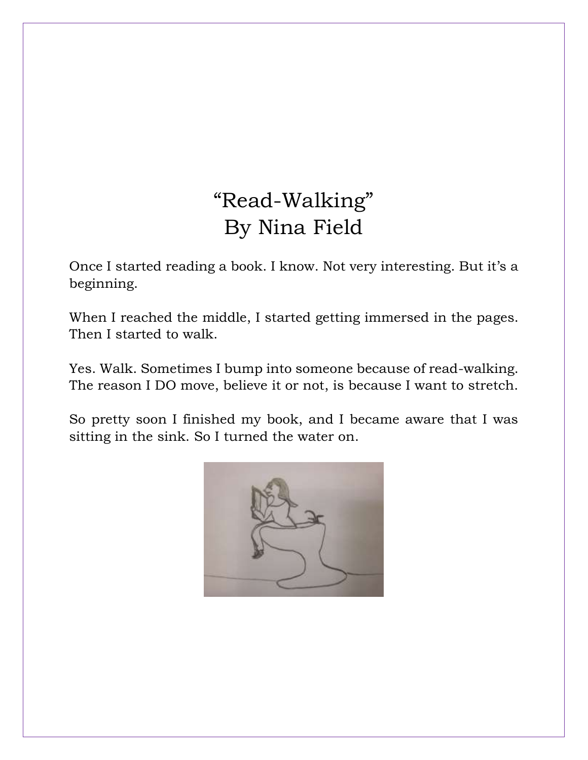# "Read-Walking"
## By Nina Field

Once I started reading a book. I know. Not very interesting. But it's a beginning.

When I reached the middle, I started getting immersed in the pages. Then I started to walk.

Yes. Walk. Sometimes I bump into someone because of read-walking. The reason I DO move, believe it or not, is because I want to stretch.

So pretty soon I finished my book, and I became aware that I was sitting in the sink. So I turned the water on.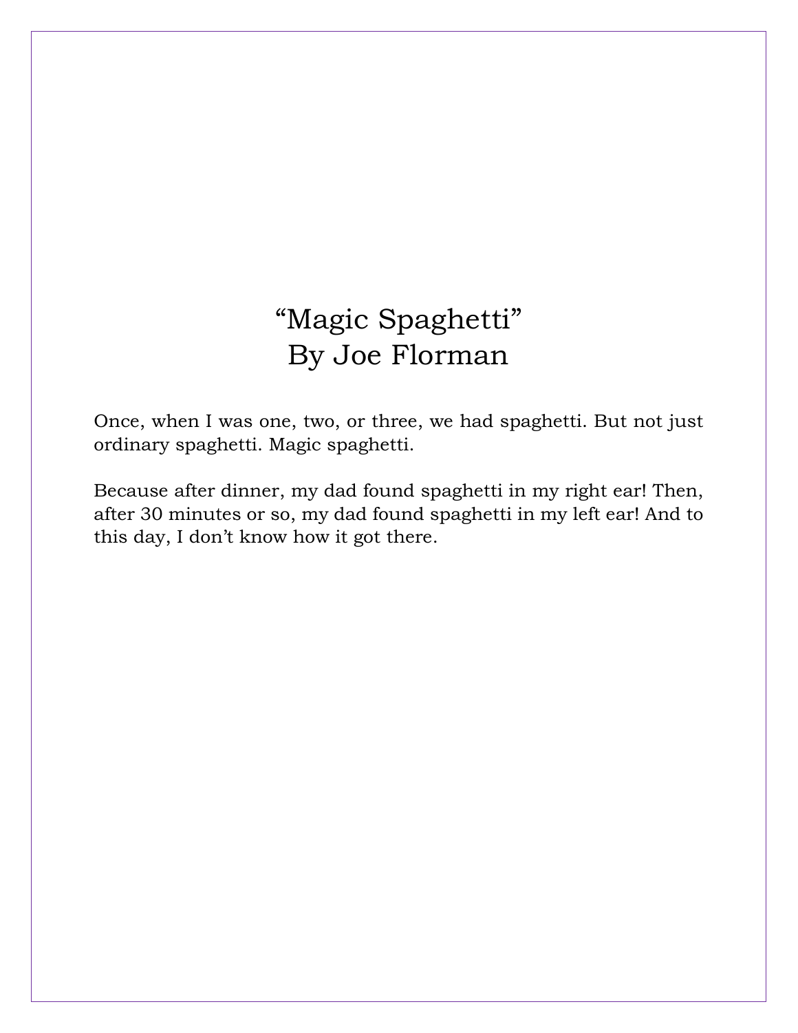# “Magic Spaghetti”
## By Joe Florman

Once, when I was one, two, or three, we had spaghetti. But not just ordinary spaghetti. Magic spaghetti.

Because after dinner, my dad found spaghetti in my right ear! Then, after 30 minutes or so, my dad found spaghetti in my left ear! And to this day, I don’t know how it got there.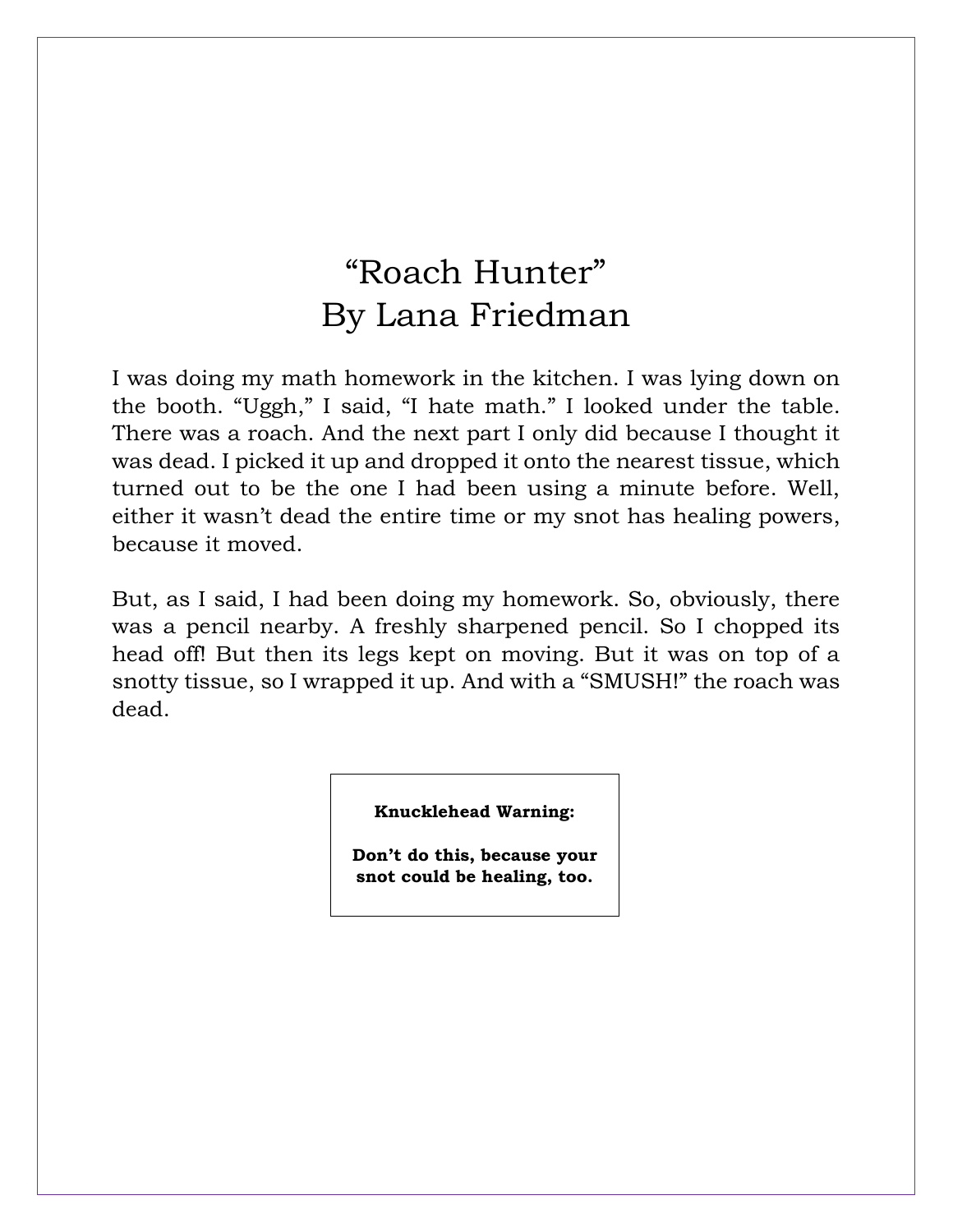# "Roach Hunter"
## By Lana Friedman

I was doing my math homework in the kitchen. I was lying down on the booth. "Uggh," I said, "I hate math." I looked under the table. There was a roach. And the next part I only did because I thought it was dead. I picked it up and dropped it onto the nearest tissue, which turned out to be the one I had been using a minute before. Well, either it wasn't dead the entire time or my snot has healing powers, because it moved.

But, as I said, I had been doing my homework. So, obviously, there was a pencil nearby. A freshly sharpened pencil. So I chopped its head off! But then its legs kept on moving. But it was on top of a snotty tissue, so I wrapped it up. And with a "SMUSH!" the roach was dead.

**Knucklehead Warning:**

**Don't do this, because your snot could be healing, too.**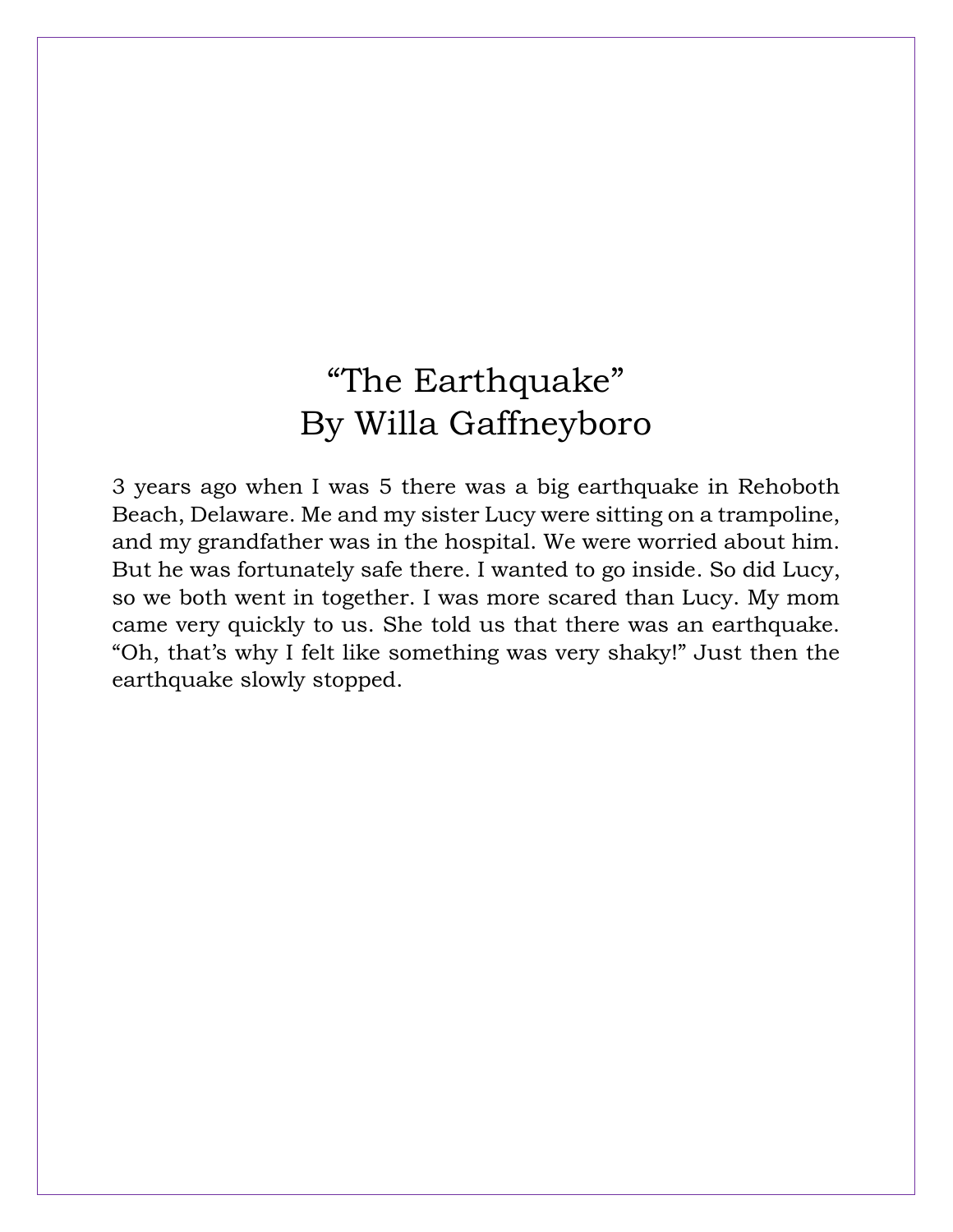# "The Earthquake"
## By Willa Gaffneyboro

3 years ago when I was 5 there was a big earthquake in Rehoboth Beach, Delaware. Me and my sister Lucy were sitting on a trampoline, and my grandfather was in the hospital. We were worried about him. But he was fortunately safe there. I wanted to go inside. So did Lucy, so we both went in together. I was more scared than Lucy. My mom came very quickly to us. She told us that there was an earthquake. "Oh, that's why I felt like something was very shaky!" Just then the earthquake slowly stopped.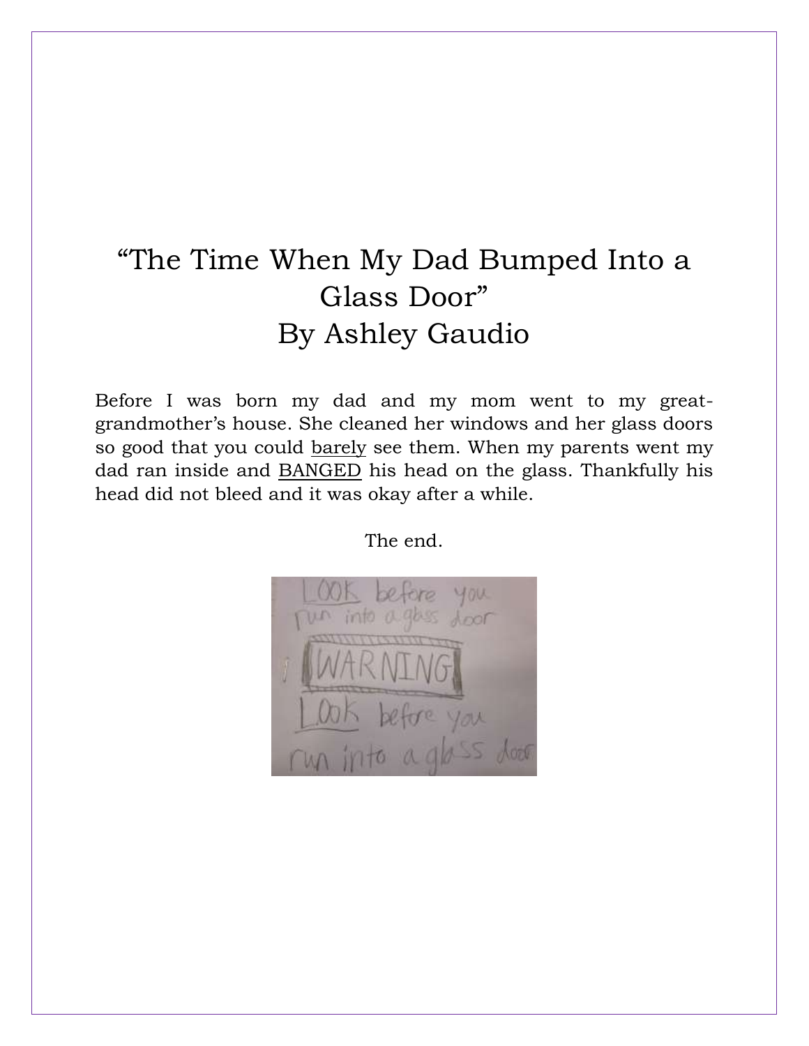# "The Time When My Dad Bumped Into a Glass Door"

## By Ashley Gaudio

Before I was born my dad and my mom went to my great-grandmother's house. She cleaned her windows and her glass doors so good that you could <u>barely</u> see them. When my parents went my dad ran inside and <u>BANGED</u> his head on the glass. Thankfully his head did not bleed and it was okay after a while.

The end.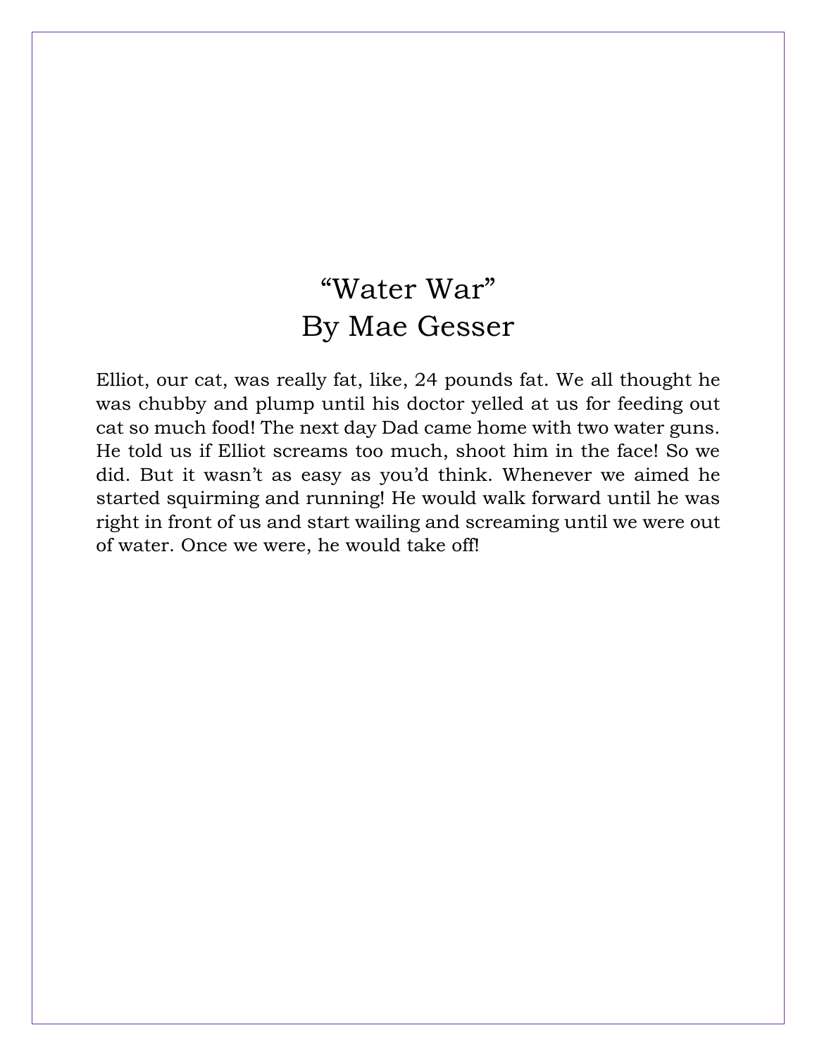# “Water War”
## By Mae Gesser

Elliot, our cat, was really fat, like, 24 pounds fat. We all thought he was chubby and plump until his doctor yelled at us for feeding out cat so much food! The next day Dad came home with two water guns. He told us if Elliot screams too much, shoot him in the face! So we did. But it wasn’t as easy as you’d think. Whenever we aimed he started squirming and running! He would walk forward until he was right in front of us and start wailing and screaming until we were out of water. Once we were, he would take off!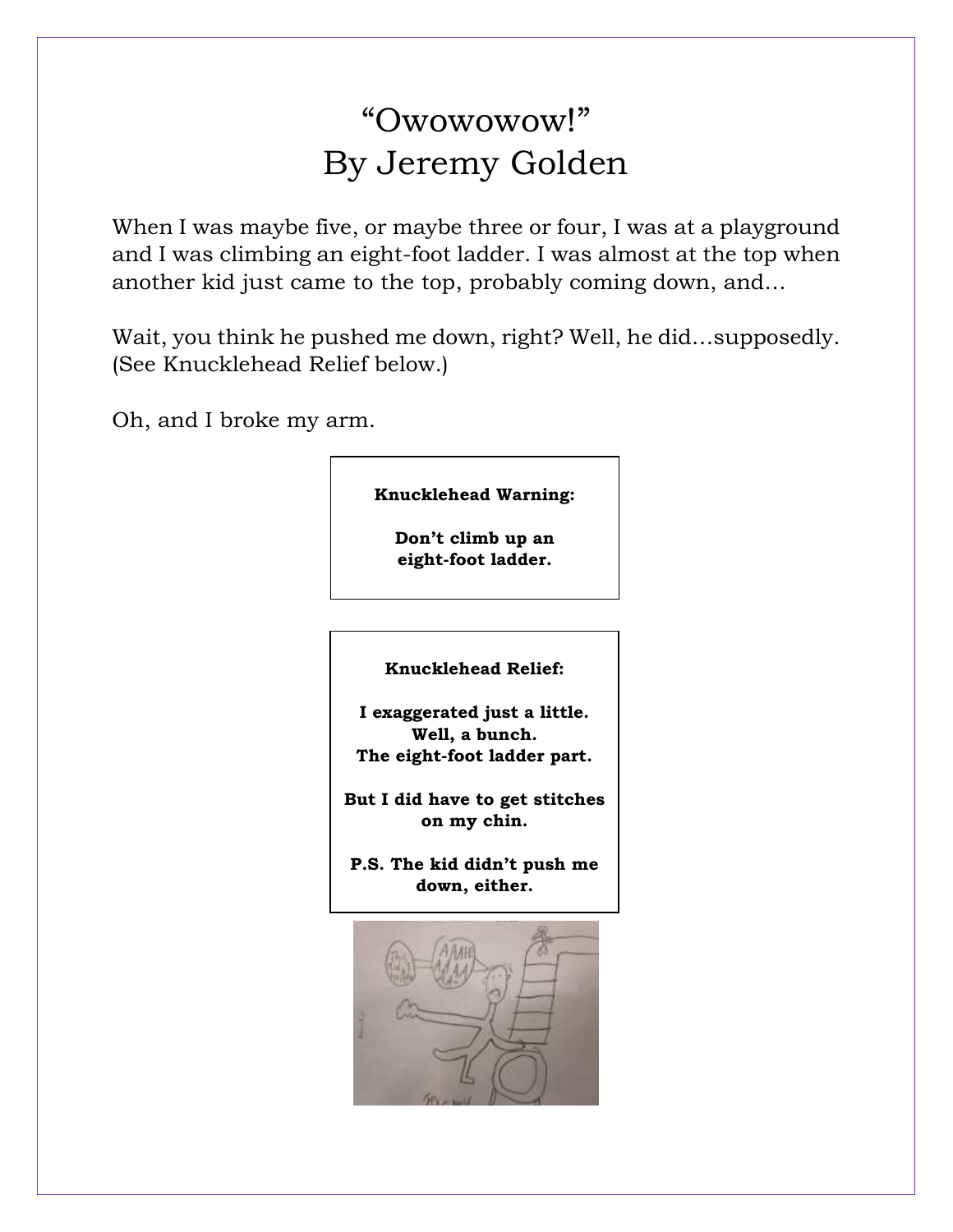# "Owowowow!"
# By Jeremy Golden

When I was maybe five, or maybe three or four, I was at a playground and I was climbing an eight-foot ladder. I was almost at the top when another kid just came to the top, probably coming down, and…

Wait, you think he pushed me down, right? Well, he did…supposedly. (See Knucklehead Relief below.)

Oh, and I broke my arm.

**Knucklehead Warning:**

**Don't climb up an eight-foot ladder.**

**Knucklehead Relief:**

**I exaggerated just a little.**
**Well, a bunch.**
**The eight-foot ladder part.**

**But I did have to get stitches on my chin.**

**P.S. The kid didn't push me down, either.**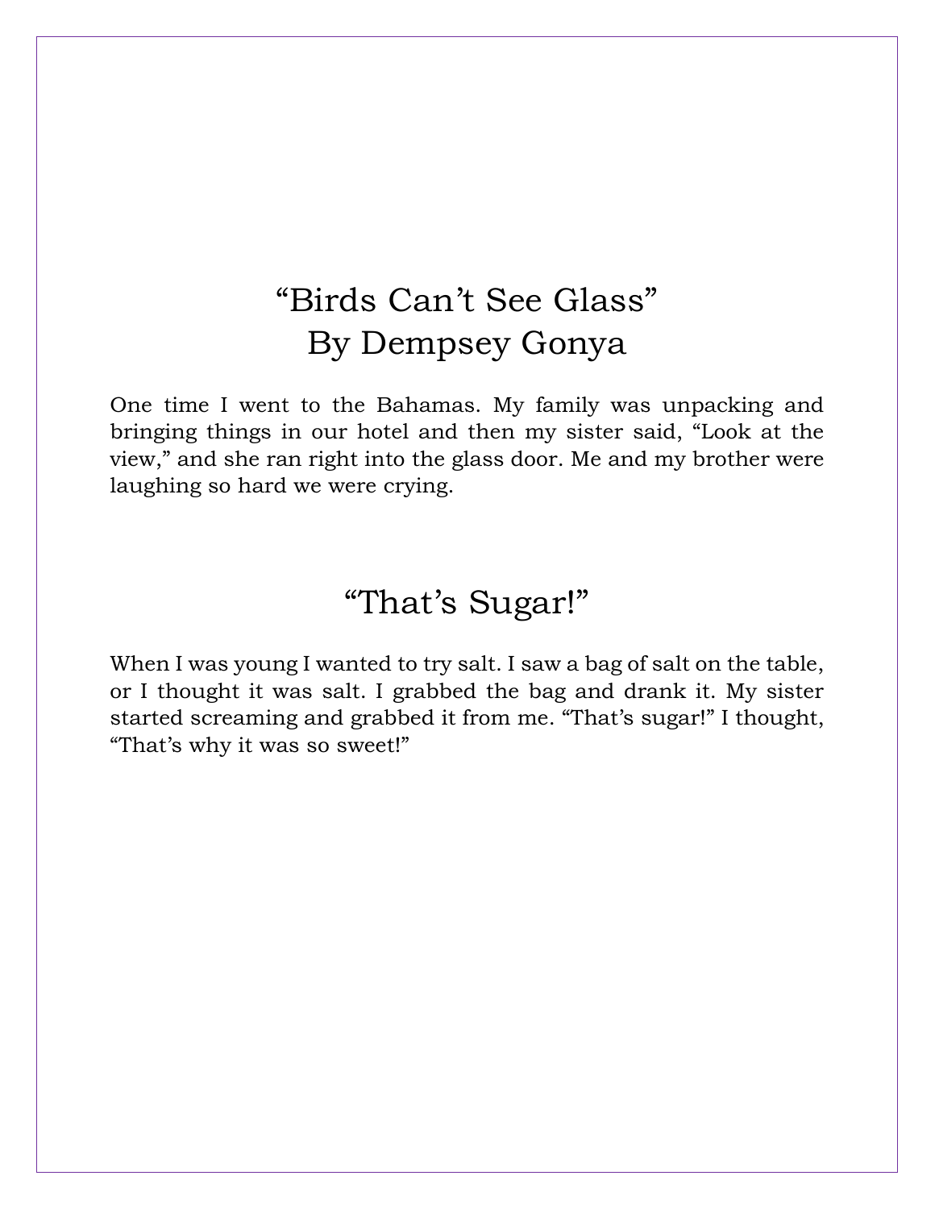# “Birds Can’t See Glass”
# By Dempsey Gonya

One time I went to the Bahamas. My family was unpacking and bringing things in our hotel and then my sister said, “Look at the view,” and she ran right into the glass door. Me and my brother were laughing so hard we were crying.

# “That’s Sugar!”

When I was young I wanted to try salt. I saw a bag of salt on the table, or I thought it was salt. I grabbed the bag and drank it. My sister started screaming and grabbed it from me. “That’s sugar!” I thought, “That’s why it was so sweet!”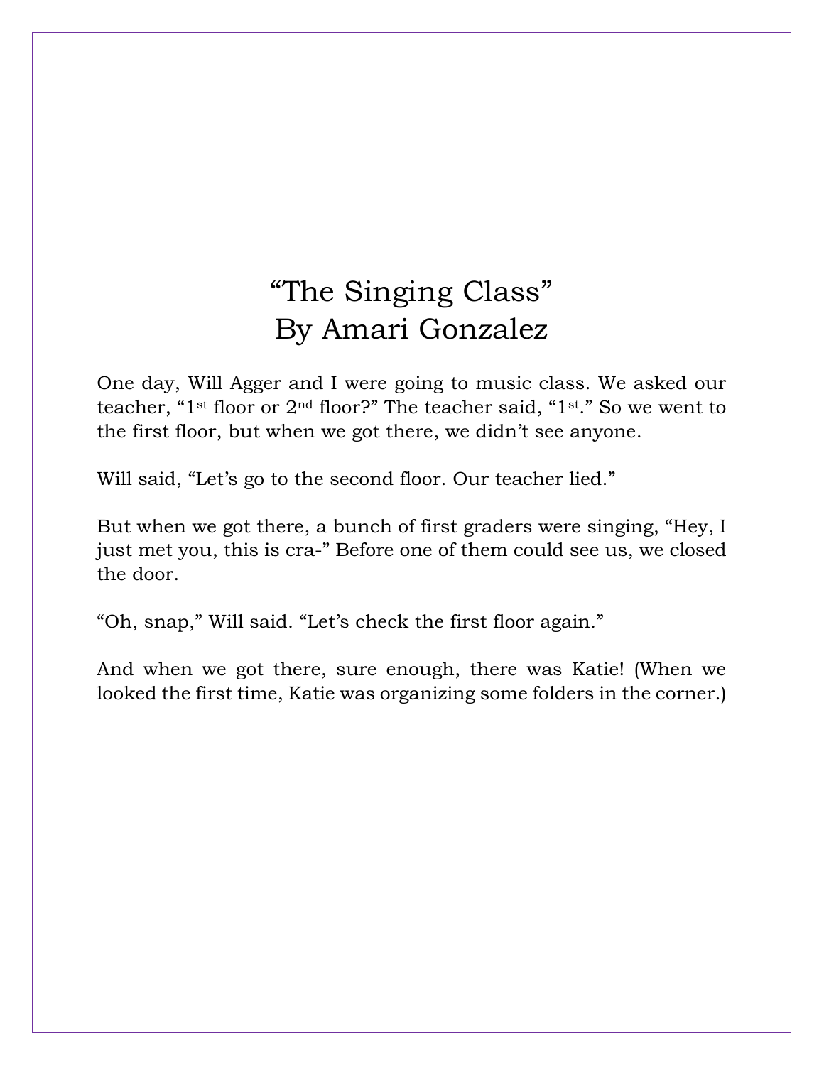# "The Singing Class"
# By Amari Gonzalez

One day, Will Agger and I were going to music class. We asked our teacher, "1st floor or 2nd floor?" The teacher said, "1st." So we went to the first floor, but when we got there, we didn't see anyone.

Will said, "Let's go to the second floor. Our teacher lied."

But when we got there, a bunch of first graders were singing, "Hey, I just met you, this is cra-" Before one of them could see us, we closed the door.

"Oh, snap," Will said. "Let's check the first floor again."

And when we got there, sure enough, there was Katie! (When we looked the first time, Katie was organizing some folders in the corner.)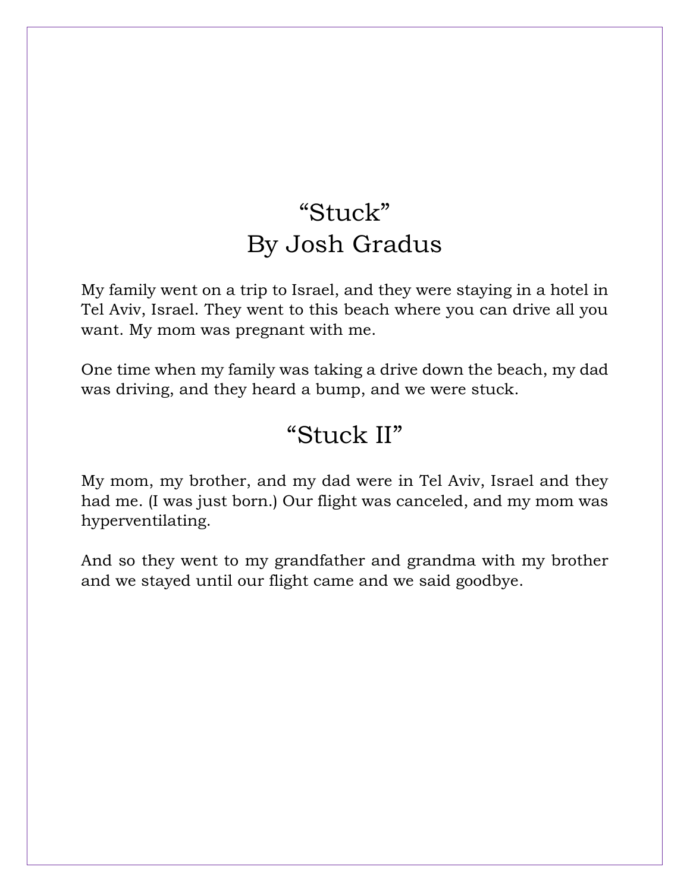# "Stuck"
# By Josh Gradus

My family went on a trip to Israel, and they were staying in a hotel in Tel Aviv, Israel. They went to this beach where you can drive all you want. My mom was pregnant with me.

One time when my family was taking a drive down the beach, my dad was driving, and they heard a bump, and we were stuck.

## "Stuck II"

My mom, my brother, and my dad were in Tel Aviv, Israel and they had me. (I was just born.) Our flight was canceled, and my mom was hyperventilating.

And so they went to my grandfather and grandma with my brother and we stayed until our flight came and we said goodbye.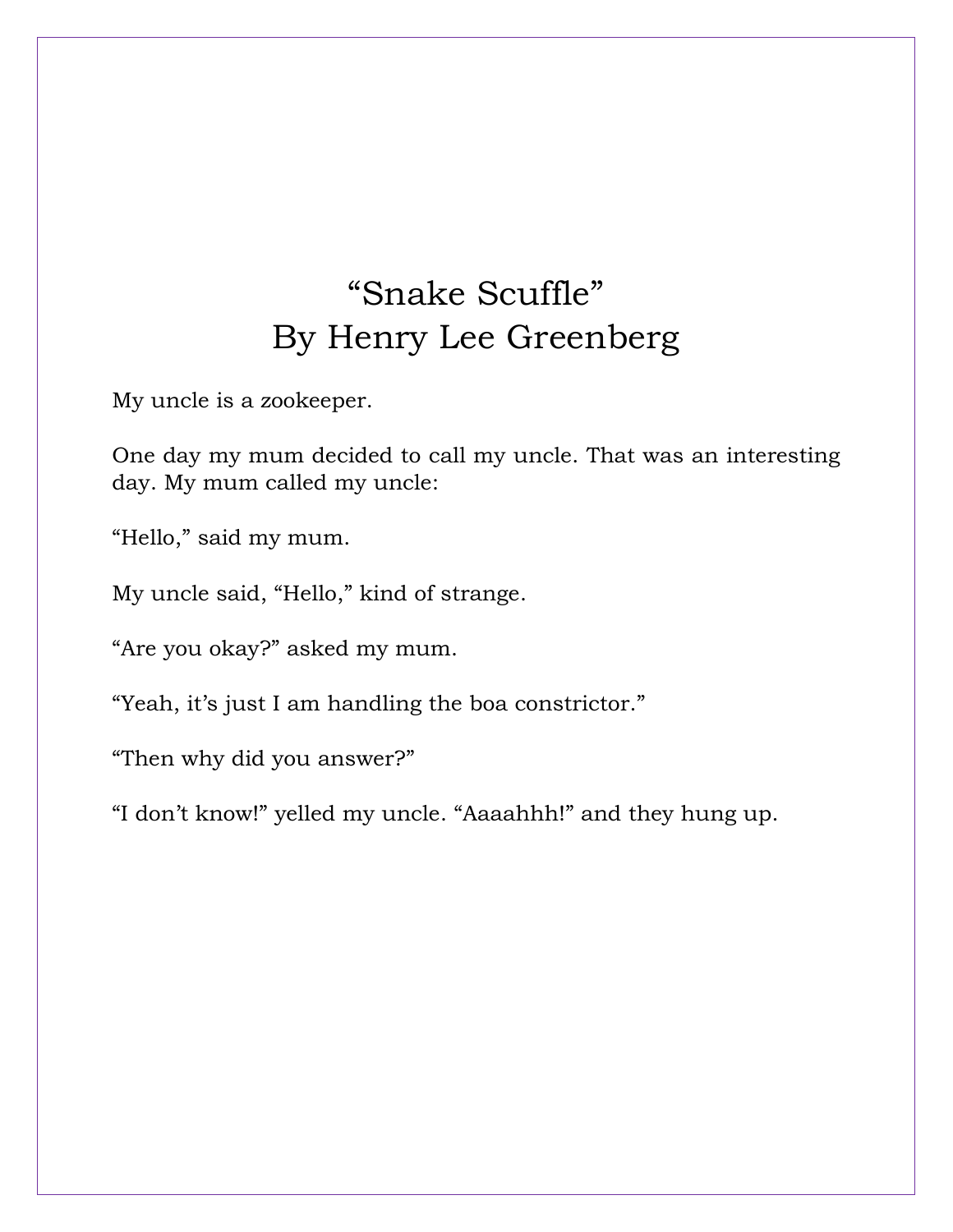# “Snake Scuffle”
## By Henry Lee Greenberg

My uncle is a zookeeper.

One day my mum decided to call my uncle. That was an interesting day. My mum called my uncle:

“Hello,” said my mum.

My uncle said, “Hello,” kind of strange.

“Are you okay?” asked my mum.

“Yeah, it’s just I am handling the boa constrictor.”

“Then why did you answer?”

“I don’t know!” yelled my uncle. “Aaaahhh!” and they hung up.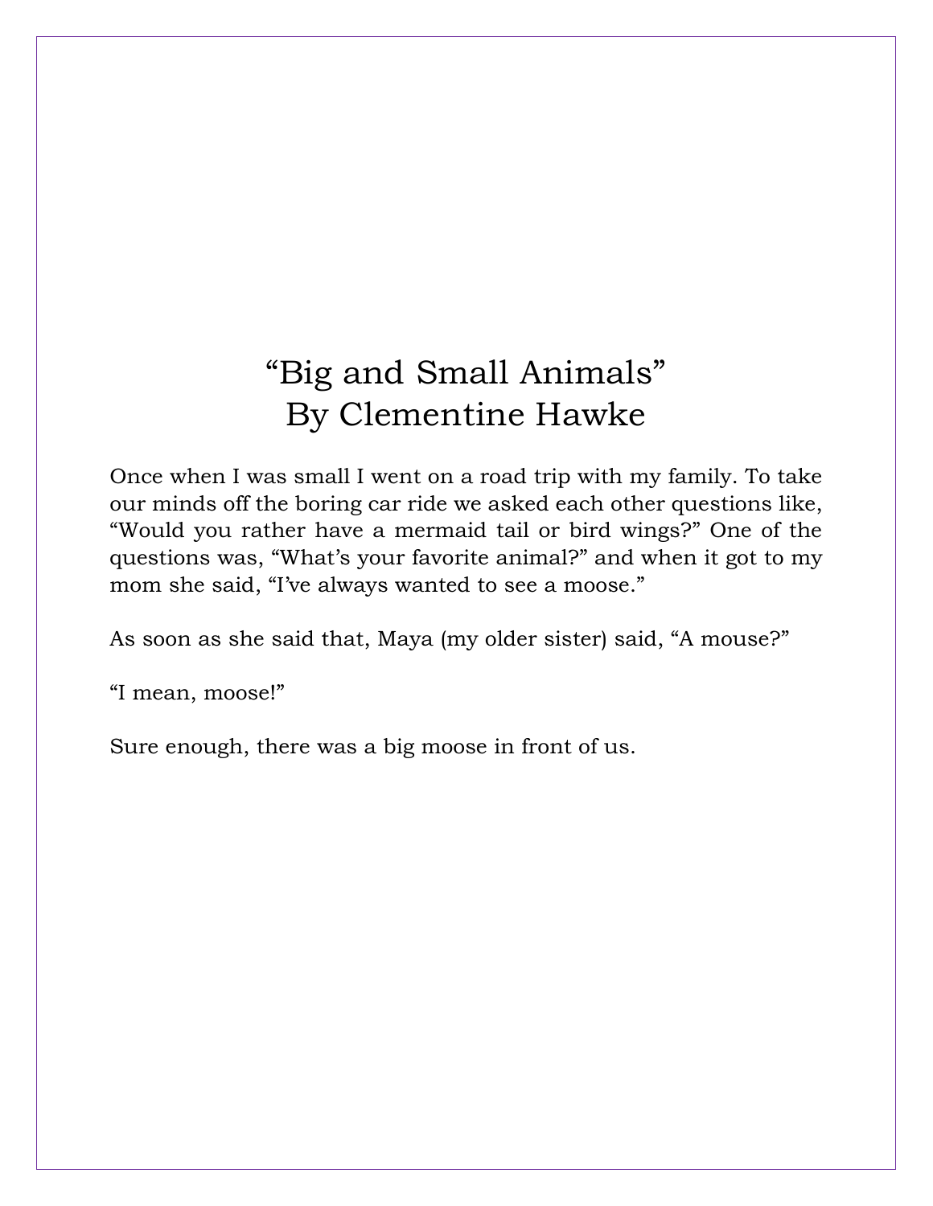# "Big and Small Animals"
## By Clementine Hawke

Once when I was small I went on a road trip with my family. To take our minds off the boring car ride we asked each other questions like, "Would you rather have a mermaid tail or bird wings?" One of the questions was, "What's your favorite animal?" and when it got to my mom she said, "I've always wanted to see a moose."

As soon as she said that, Maya (my older sister) said, "A mouse?"

"I mean, moose!"

Sure enough, there was a big moose in front of us.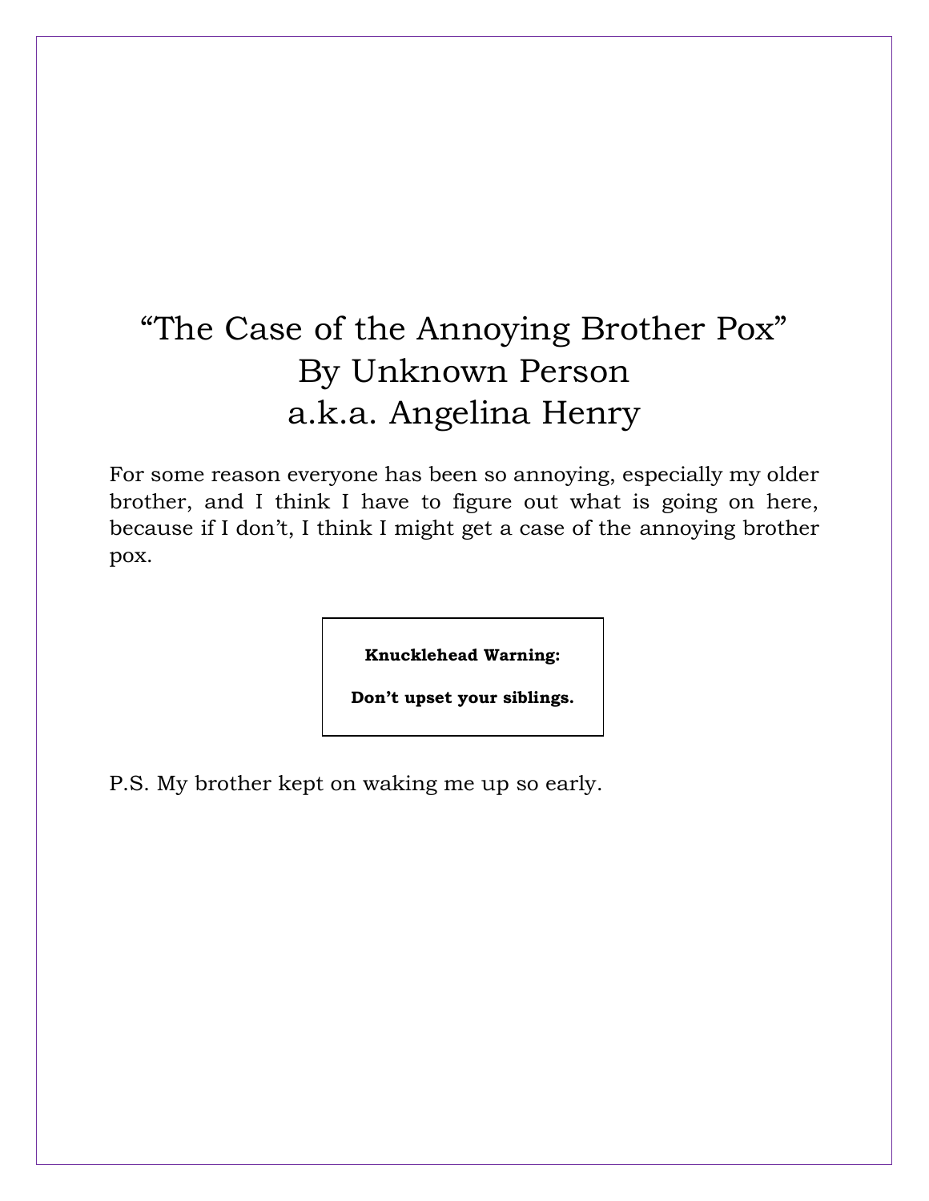# "The Case of the Annoying Brother Pox"
# By Unknown Person
# a.k.a. Angelina Henry

For some reason everyone has been so annoying, especially my older brother, and I think I have to figure out what is going on here, because if I don't, I think I might get a case of the annoying brother pox.

**Knucklehead Warning:**

**Don't upset your siblings.**

P.S. My brother kept on waking me up so early.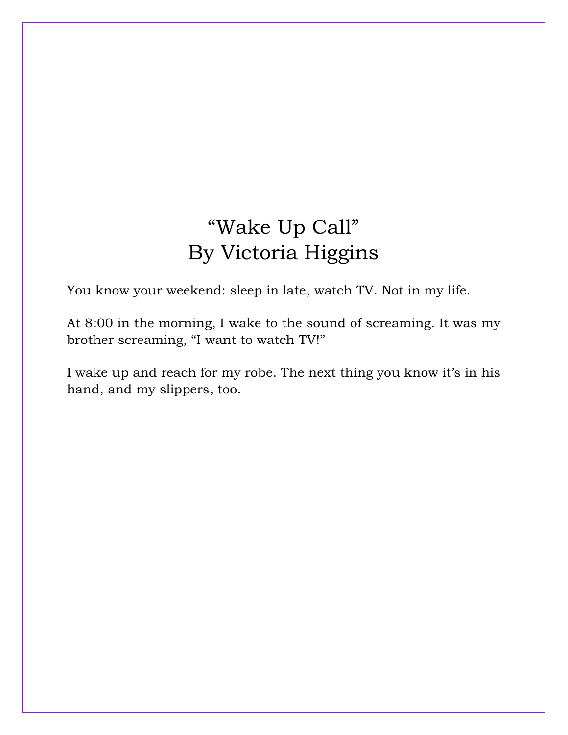# "Wake Up Call"
# By Victoria Higgins

You know your weekend: sleep in late, watch TV. Not in my life.

At 8:00 in the morning, I wake to the sound of screaming. It was my brother screaming, "I want to watch TV!"

I wake up and reach for my robe. The next thing you know it's in his hand, and my slippers, too.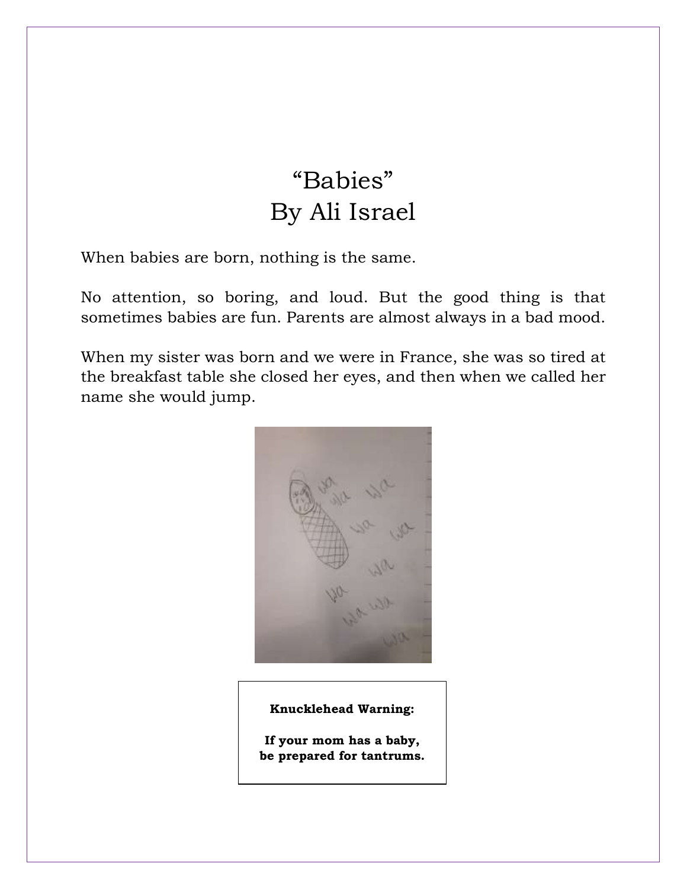# "Babies"
## By Ali Israel

When babies are born, nothing is the same.

No attention, so boring, and loud. But the good thing is that sometimes babies are fun. Parents are almost always in a bad mood.

When my sister was born and we were in France, she was so tired at the breakfast table she closed her eyes, and then when we called her name she would jump.

**Knucklehead Warning:**

**If your mom has a baby, be prepared for tantrums.**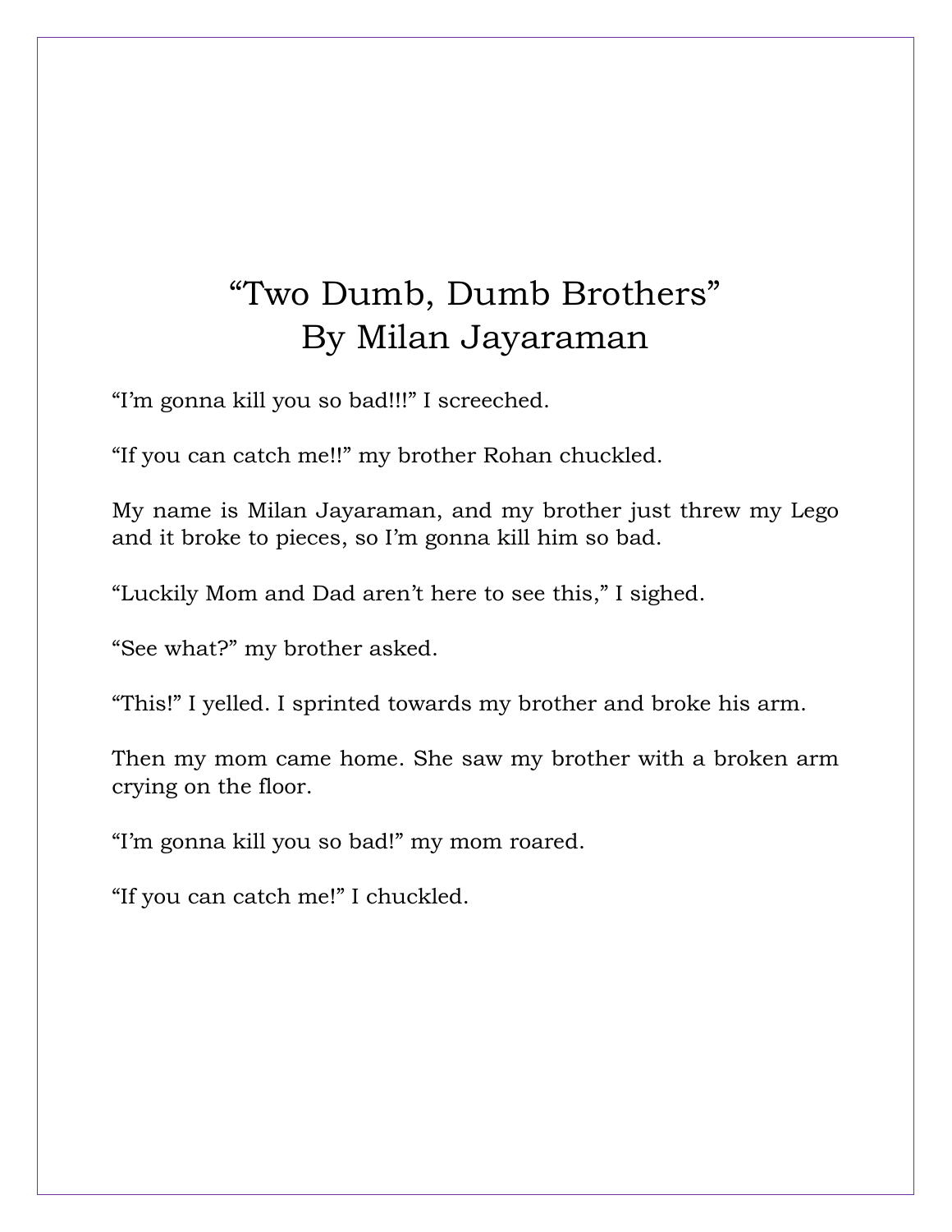# "Two Dumb, Dumb Brothers"
# By Milan Jayaraman

"I'm gonna kill you so bad!!!" I screeched.

"If you can catch me!!" my brother Rohan chuckled.

My name is Milan Jayaraman, and my brother just threw my Lego and it broke to pieces, so I'm gonna kill him so bad.

"Luckily Mom and Dad aren't here to see this," I sighed.

"See what?" my brother asked.

"This!" I yelled. I sprinted towards my brother and broke his arm.

Then my mom came home. She saw my brother with a broken arm crying on the floor.

"I'm gonna kill you so bad!" my mom roared.

"If you can catch me!" I chuckled.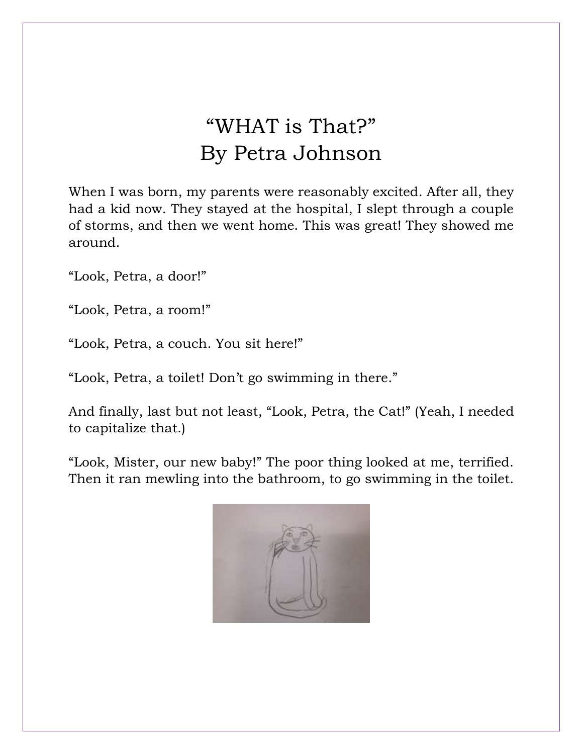# "WHAT is That?"
## By Petra Johnson

When I was born, my parents were reasonably excited. After all, they had a kid now. They stayed at the hospital, I slept through a couple of storms, and then we went home. This was great! They showed me around.

"Look, Petra, a door!"

"Look, Petra, a room!"

"Look, Petra, a couch. You sit here!"

"Look, Petra, a toilet! Don't go swimming in there."

And finally, last but not least, "Look, Petra, the Cat!" (Yeah, I needed to capitalize that.)

"Look, Mister, our new baby!" The poor thing looked at me, terrified. Then it ran mewling into the bathroom, to go swimming in the toilet.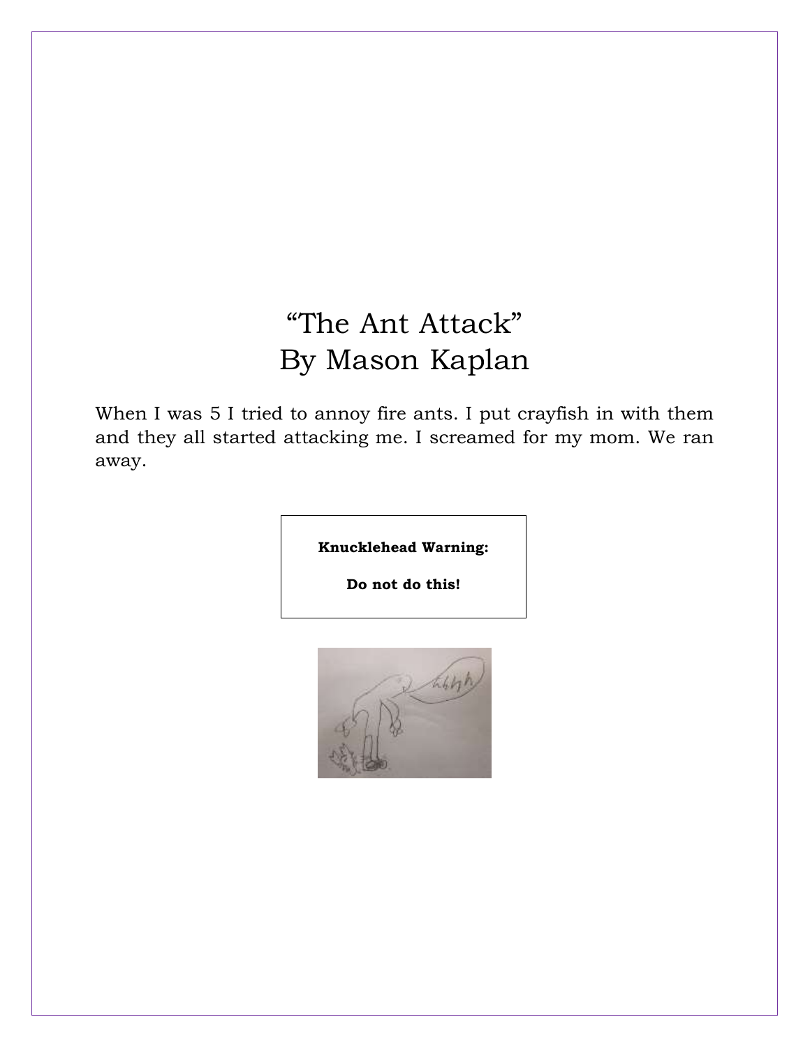# "The Ant Attack"
# By Mason Kaplan

When I was 5 I tried to annoy fire ants. I put crayfish in with them and they all started attacking me. I screamed for my mom. We ran away.

**Knucklehead Warning:**

**Do not do this!**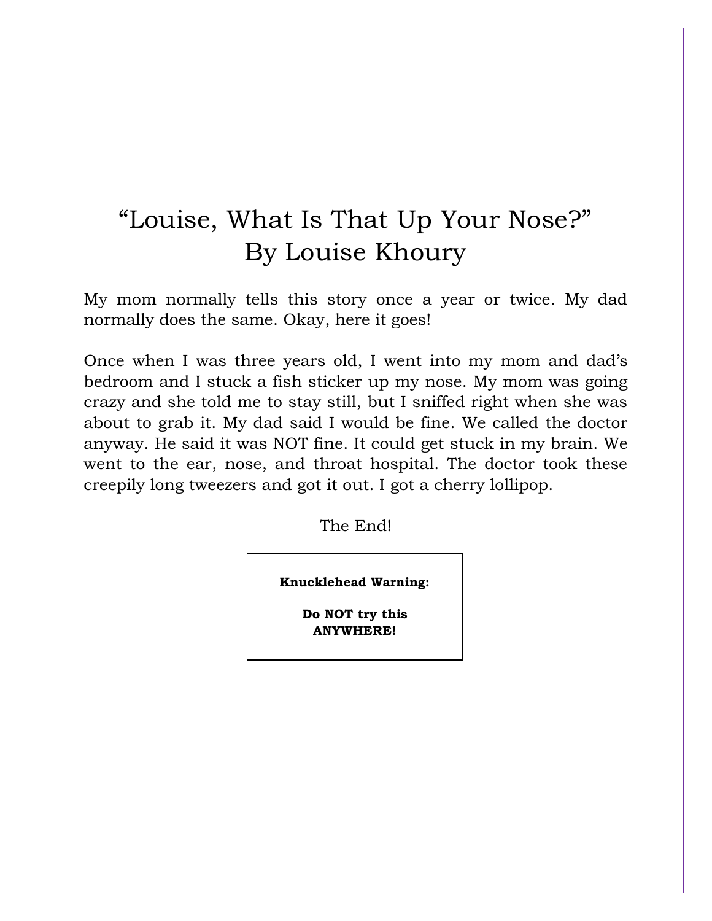# "Louise, What Is That Up Your Nose?"
# By Louise Khoury

My mom normally tells this story once a year or twice. My dad normally does the same. Okay, here it goes!

Once when I was three years old, I went into my mom and dad's bedroom and I stuck a fish sticker up my nose. My mom was going crazy and she told me to stay still, but I sniffed right when she was about to grab it. My dad said I would be fine. We called the doctor anyway. He said it was NOT fine. It could get stuck in my brain. We went to the ear, nose, and throat hospital. The doctor took these creepily long tweezers and got it out. I got a cherry lollipop.

The End!

**Knucklehead Warning:**

**Do NOT try this ANYWHERE!**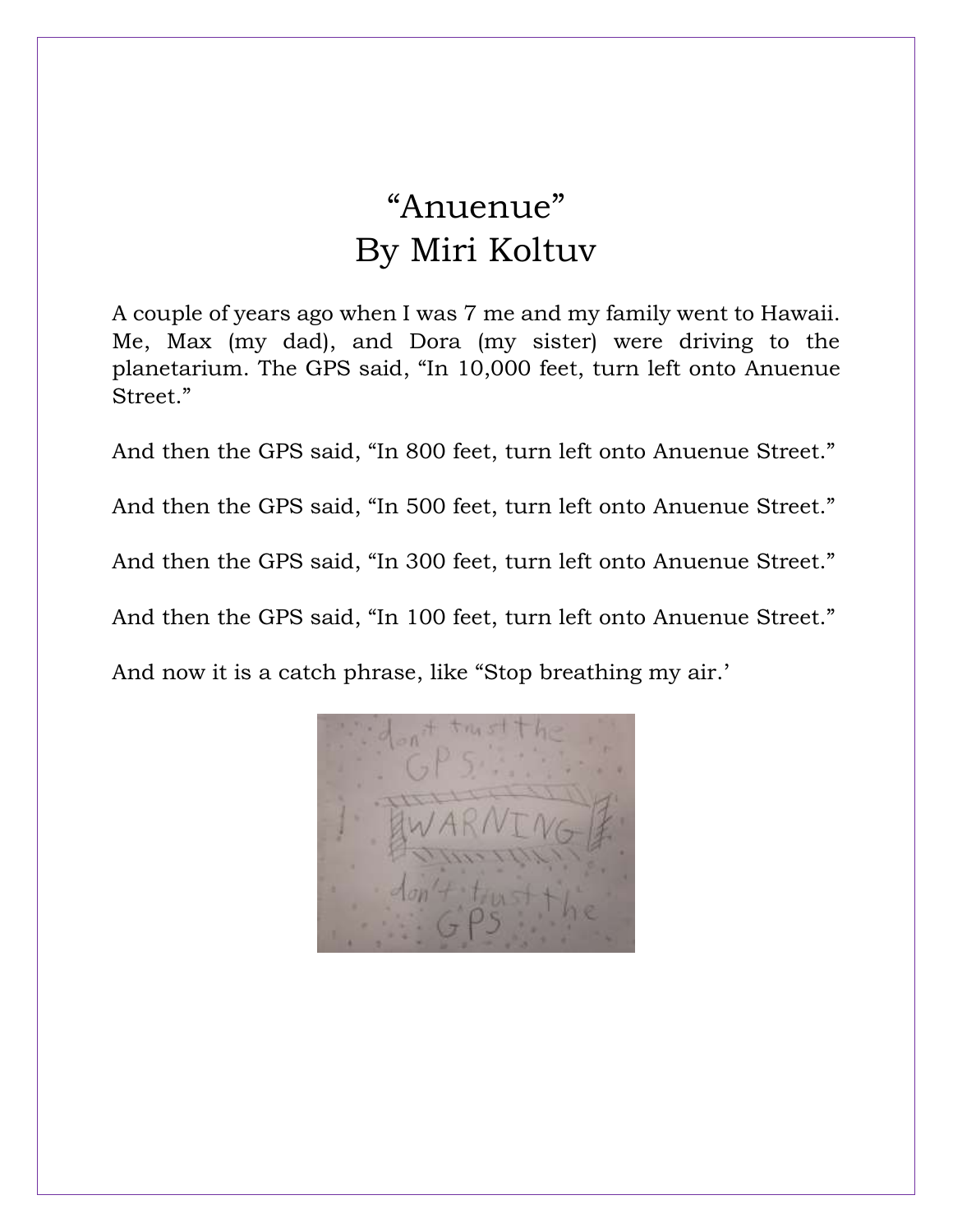# “Anuenue”
## By Miri Koltuv

A couple of years ago when I was 7 me and my family went to Hawaii. Me, Max (my dad), and Dora (my sister) were driving to the planetarium. The GPS said, “In 10,000 feet, turn left onto Anuenue Street.”

And then the GPS said, “In 800 feet, turn left onto Anuenue Street.”

And then the GPS said, “In 500 feet, turn left onto Anuenue Street.”

And then the GPS said, “In 300 feet, turn left onto Anuenue Street.”

And then the GPS said, “In 100 feet, turn left onto Anuenue Street.”

And now it is a catch phrase, like “Stop breathing my air.’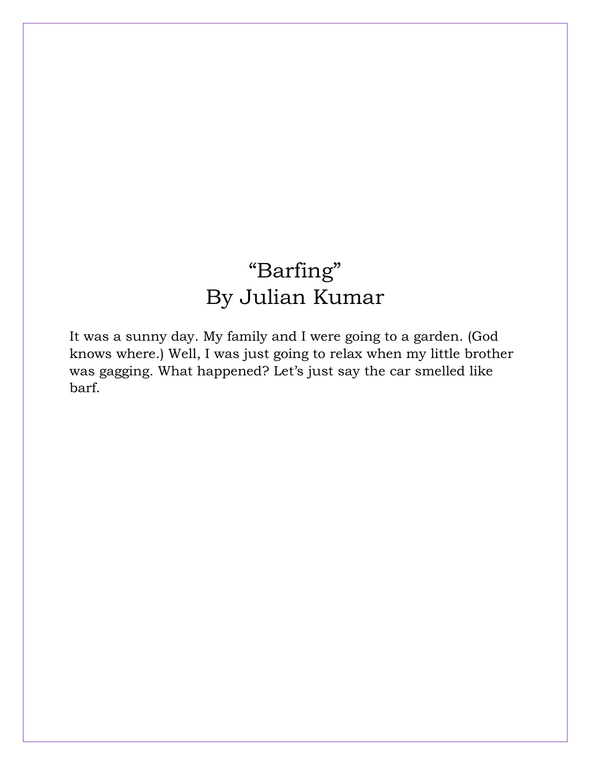# "Barfing"
## By Julian Kumar

It was a sunny day. My family and I were going to a garden. (God knows where.) Well, I was just going to relax when my little brother was gagging. What happened? Let's just say the car smelled like barf.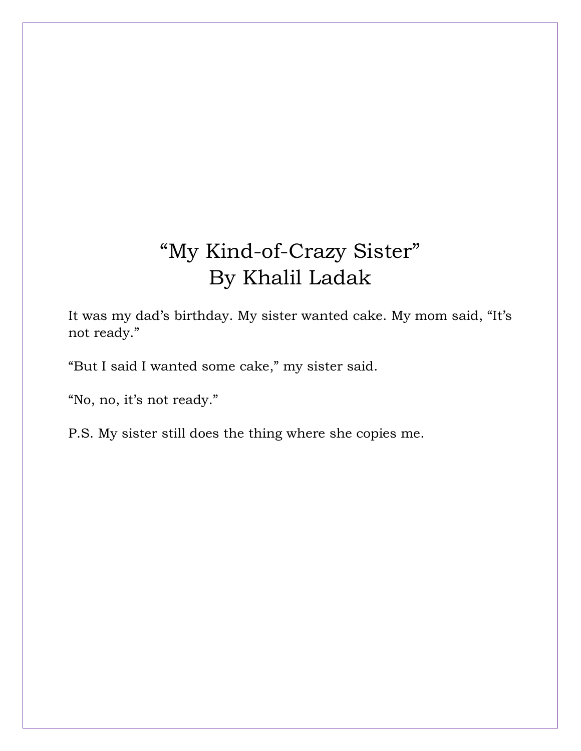# "My Kind-of-Crazy Sister"
# By Khalil Ladak

It was my dad's birthday. My sister wanted cake. My mom said, "It's not ready."

"But I said I wanted some cake," my sister said.

"No, no, it's not ready."

P.S. My sister still does the thing where she copies me.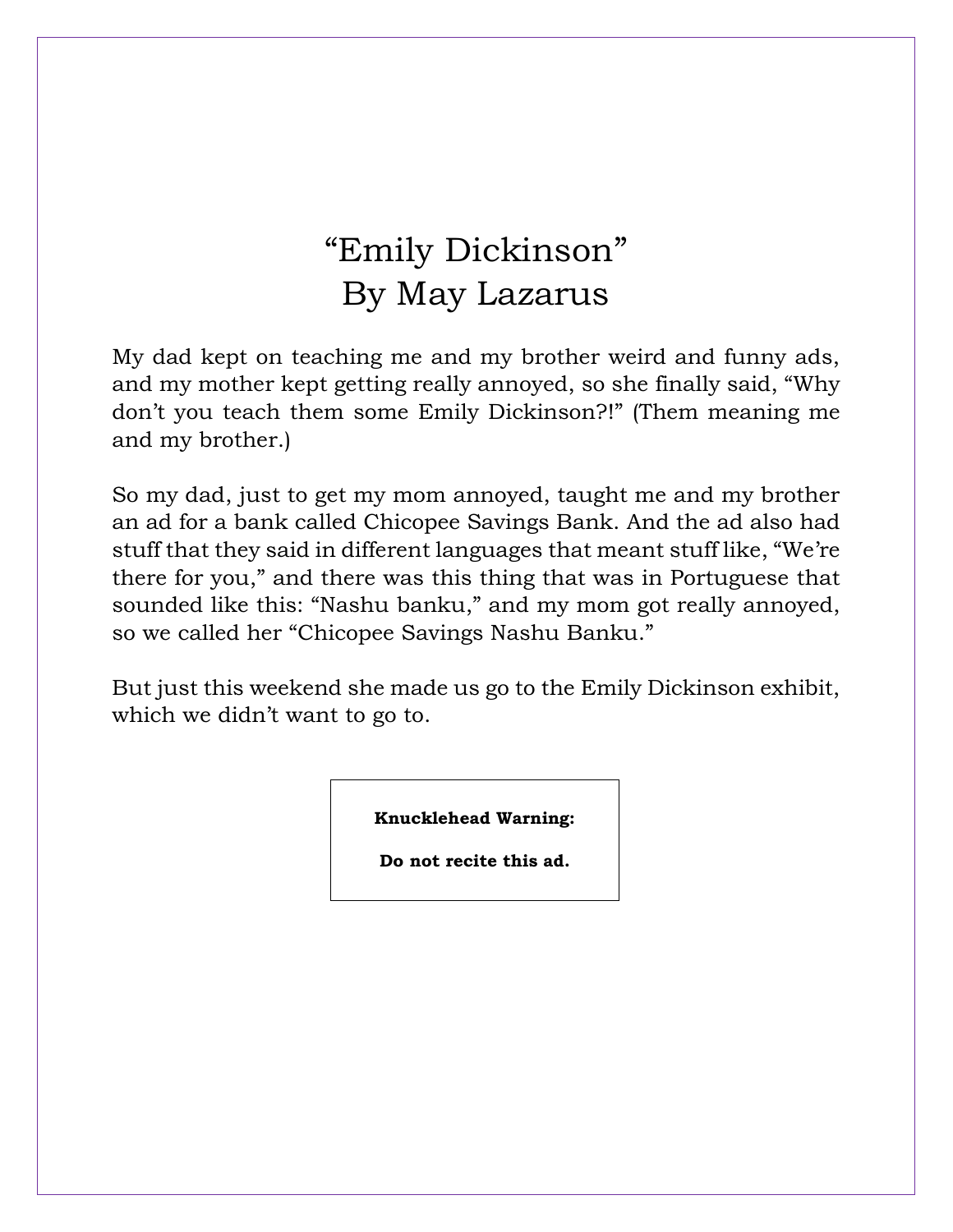# "Emily Dickinson"
# By May Lazarus

My dad kept on teaching me and my brother weird and funny ads, and my mother kept getting really annoyed, so she finally said, "Why don't you teach them some Emily Dickinson?!" (Them meaning me and my brother.)

So my dad, just to get my mom annoyed, taught me and my brother an ad for a bank called Chicopee Savings Bank. And the ad also had stuff that they said in different languages that meant stuff like, "We're there for you," and there was this thing that was in Portuguese that sounded like this: "Nashu banku," and my mom got really annoyed, so we called her "Chicopee Savings Nashu Banku."

But just this weekend she made us go to the Emily Dickinson exhibit, which we didn't want to go to.

**Knucklehead Warning:**

**Do not recite this ad.**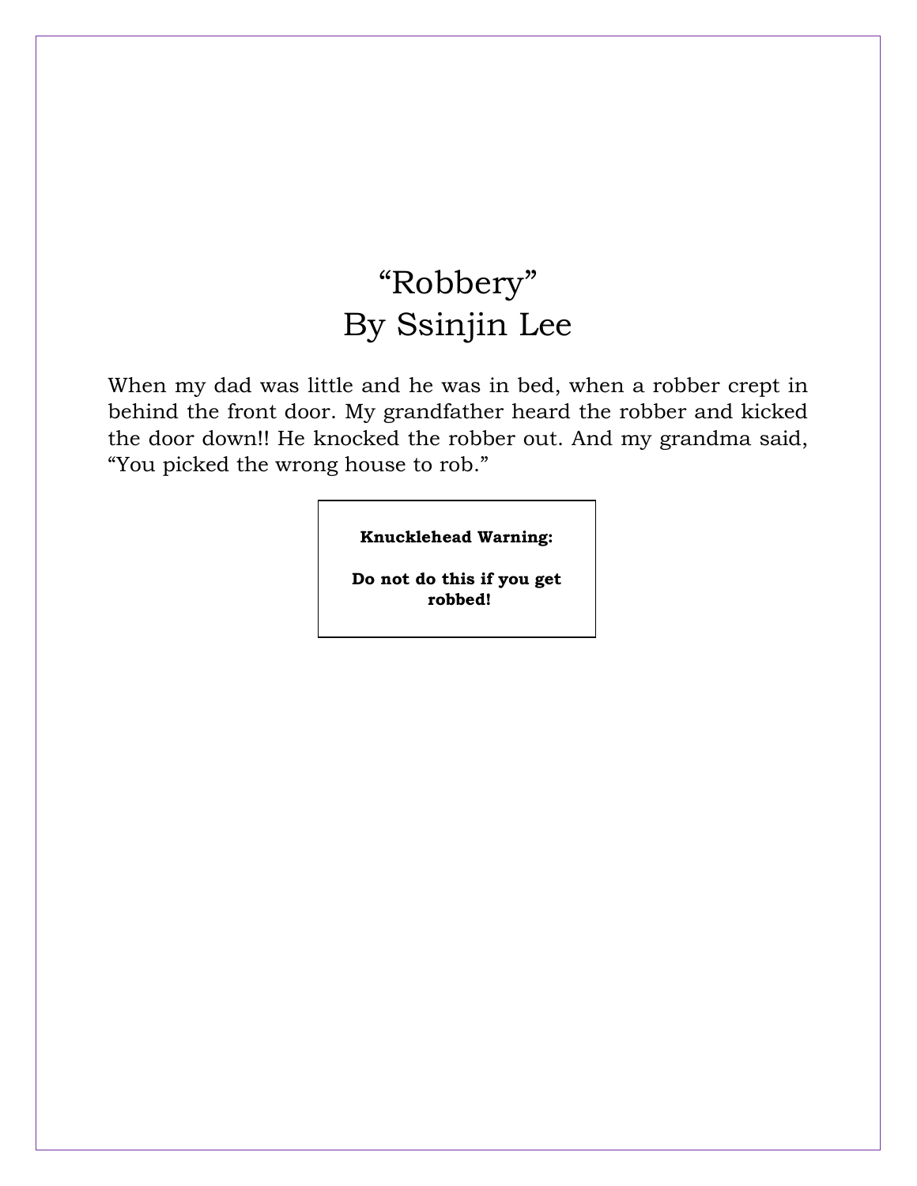# "Robbery"
## By Ssinjin Lee

When my dad was little and he was in bed, when a robber crept in behind the front door. My grandfather heard the robber and kicked the door down!! He knocked the robber out. And my grandma said, "You picked the wrong house to rob."

**Knucklehead Warning:**

**Do not do this if you get robbed!**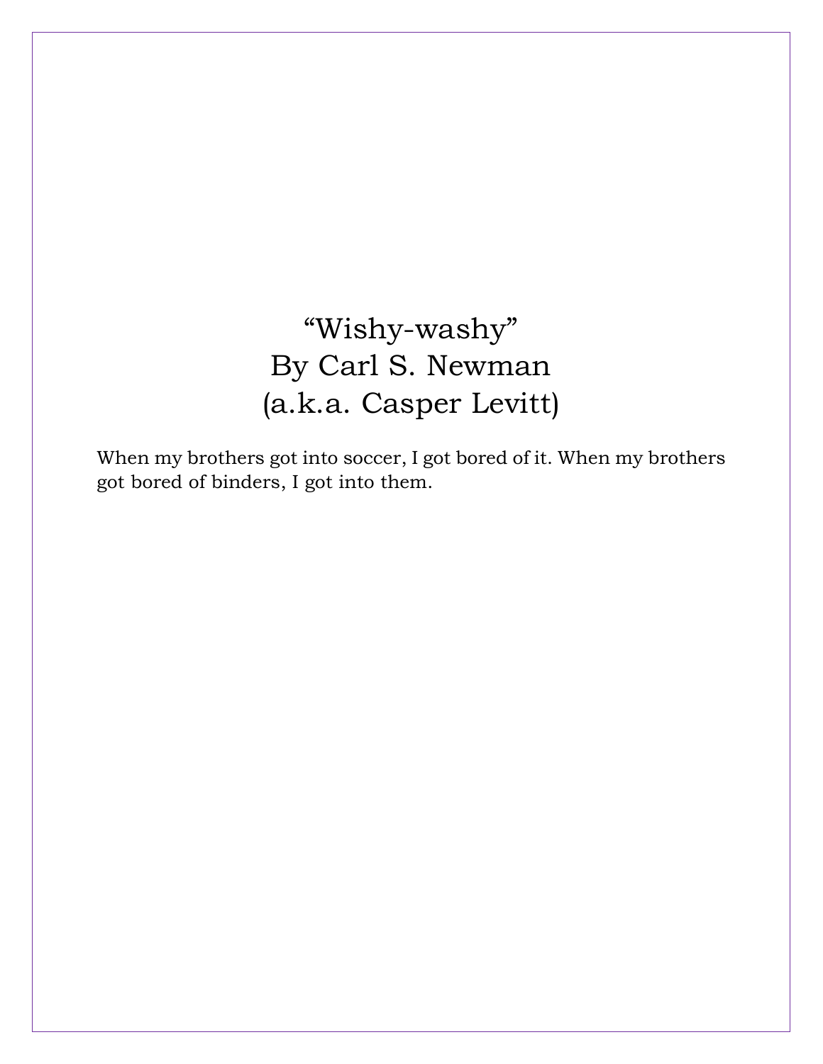# "Wishy-washy"
# By Carl S. Newman
# (a.k.a. Casper Levitt)

When my brothers got into soccer, I got bored of it. When my brothers got bored of binders, I got into them.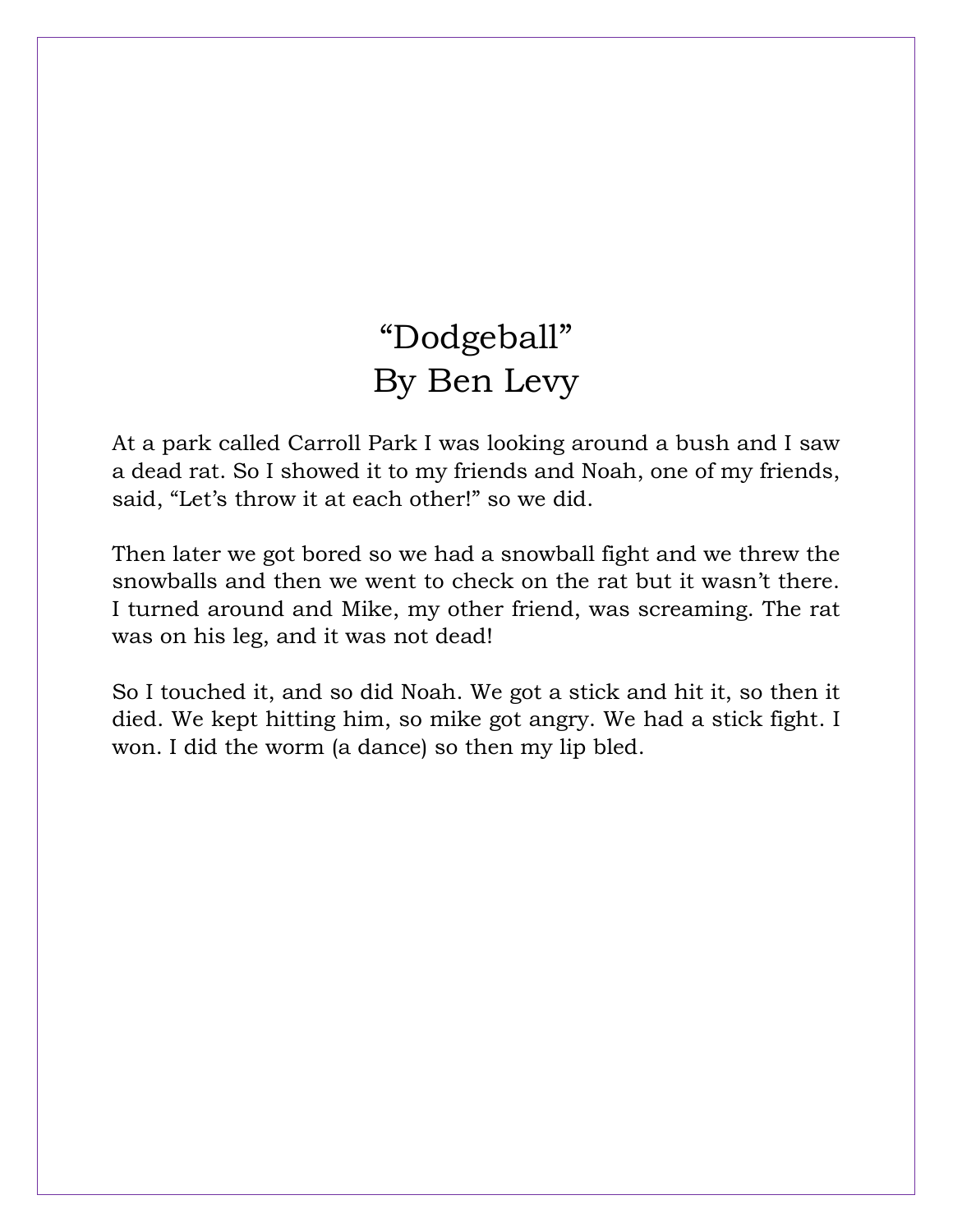# "Dodgeball"
# By Ben Levy

At a park called Carroll Park I was looking around a bush and I saw a dead rat. So I showed it to my friends and Noah, one of my friends, said, "Let's throw it at each other!" so we did.

Then later we got bored so we had a snowball fight and we threw the snowballs and then we went to check on the rat but it wasn't there. I turned around and Mike, my other friend, was screaming. The rat was on his leg, and it was not dead!

So I touched it, and so did Noah. We got a stick and hit it, so then it died. We kept hitting him, so mike got angry. We had a stick fight. I won. I did the worm (a dance) so then my lip bled.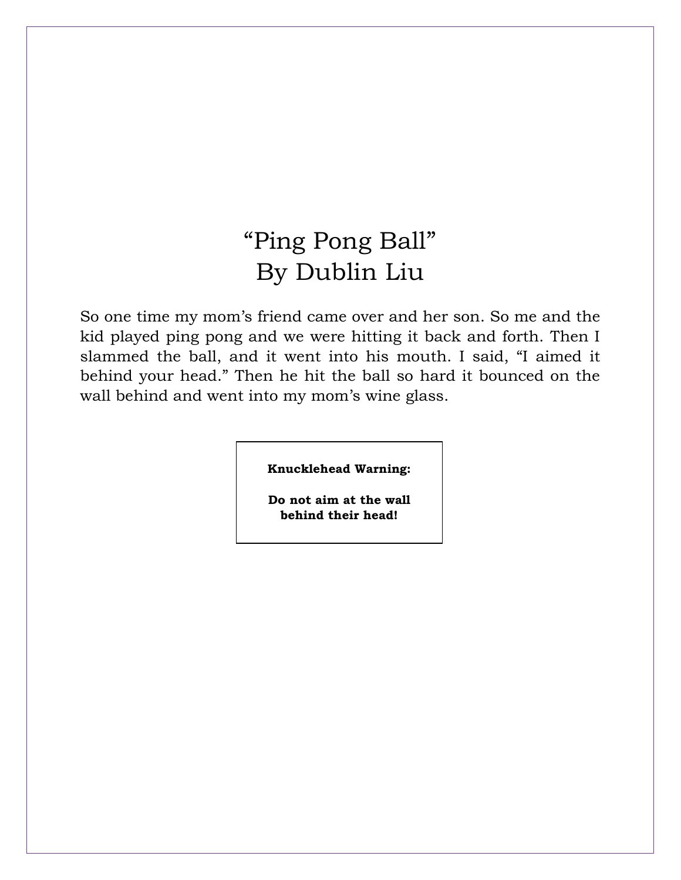# “Ping Pong Ball”
# By Dublin Liu

So one time my mom’s friend came over and her son. So me and the kid played ping pong and we were hitting it back and forth. Then I slammed the ball, and it went into his mouth. I said, “I aimed it behind your head.” Then he hit the ball so hard it bounced on the wall behind and went into my mom’s wine glass.

**Knucklehead Warning:**

**Do not aim at the wall behind their head!**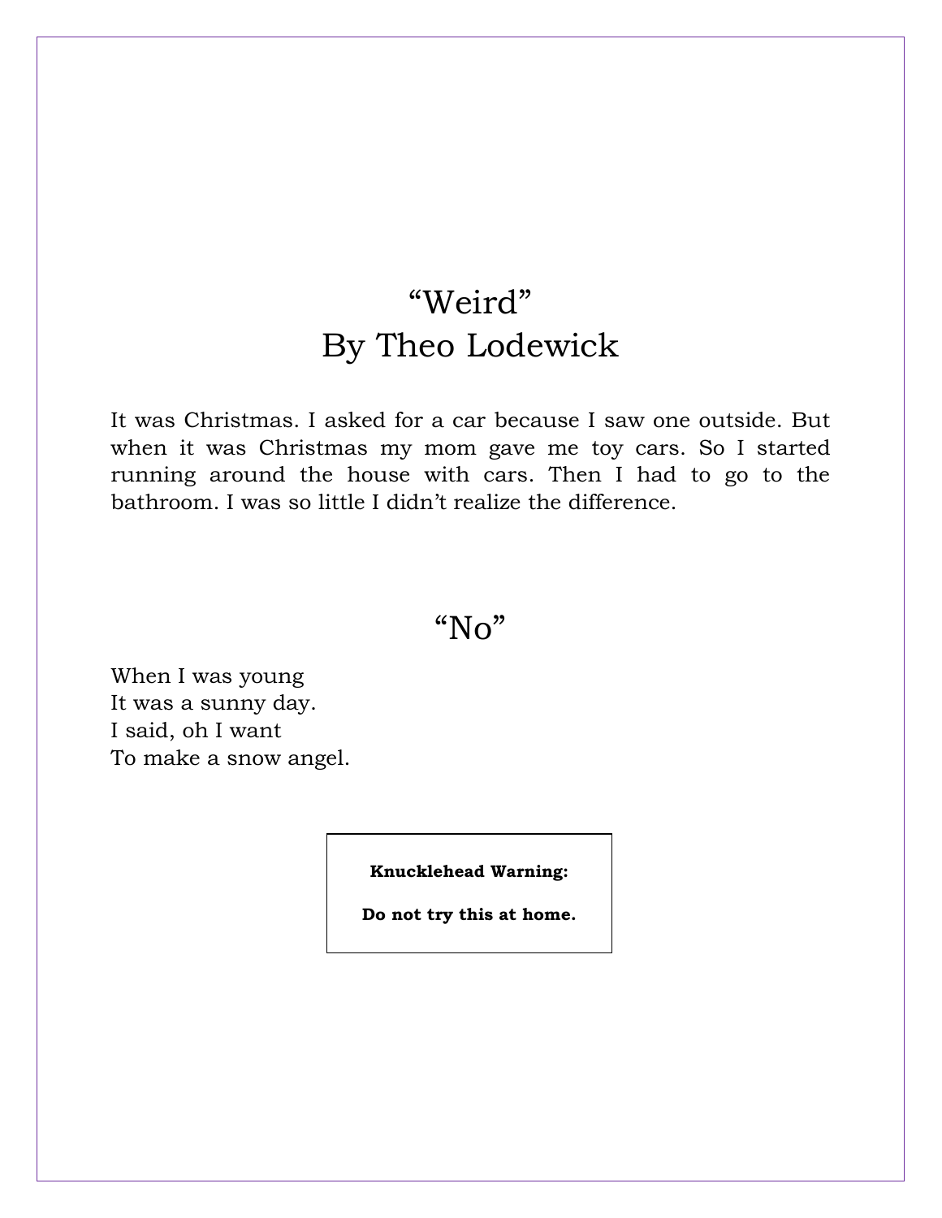# “Weird”
# By Theo Lodewick

It was Christmas. I asked for a car because I saw one outside. But when it was Christmas my mom gave me toy cars. So I started running around the house with cars. Then I had to go to the bathroom. I was so little I didn’t realize the difference.

# “No”

When I was young
It was a sunny day.
I said, oh I want
To make a snow angel.

**Knucklehead Warning:**

**Do not try this at home.**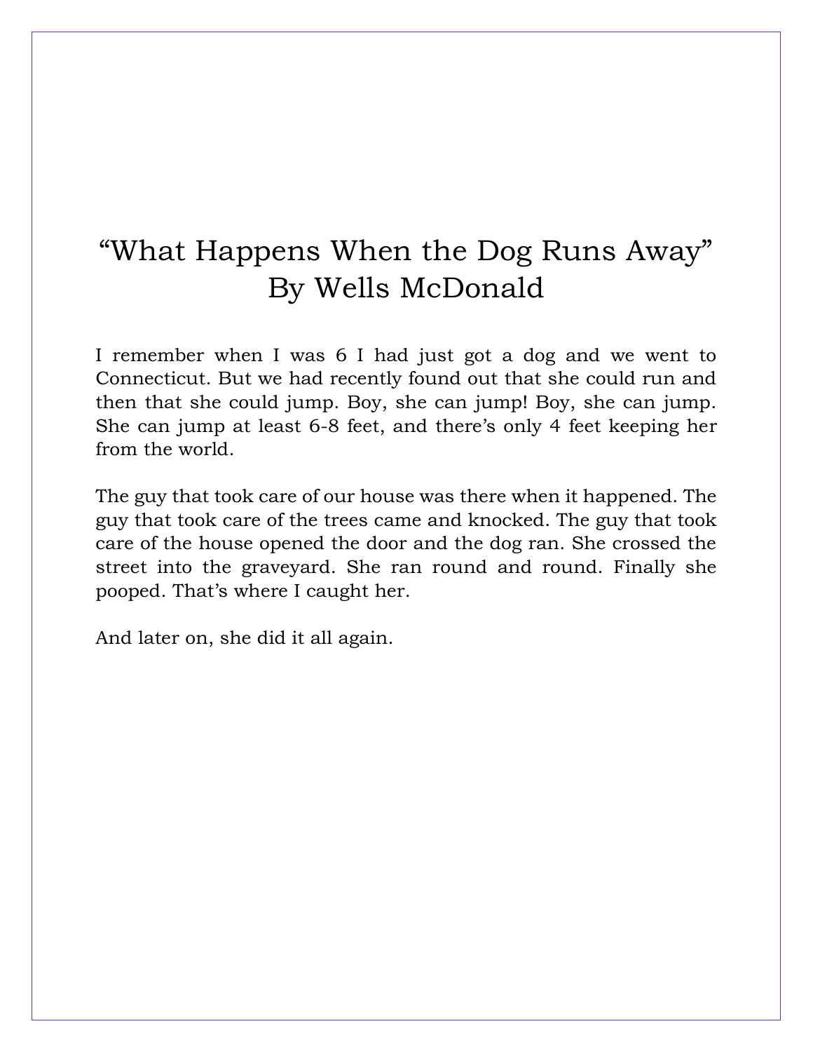# "What Happens When the Dog Runs Away"
## By Wells McDonald

I remember when I was 6 I had just got a dog and we went to Connecticut. But we had recently found out that she could run and then that she could jump. Boy, she can jump! Boy, she can jump. She can jump at least 6-8 feet, and there's only 4 feet keeping her from the world.

The guy that took care of our house was there when it happened. The guy that took care of the trees came and knocked. The guy that took care of the house opened the door and the dog ran. She crossed the street into the graveyard. She ran round and round. Finally she pooped. That's where I caught her.

And later on, she did it all again.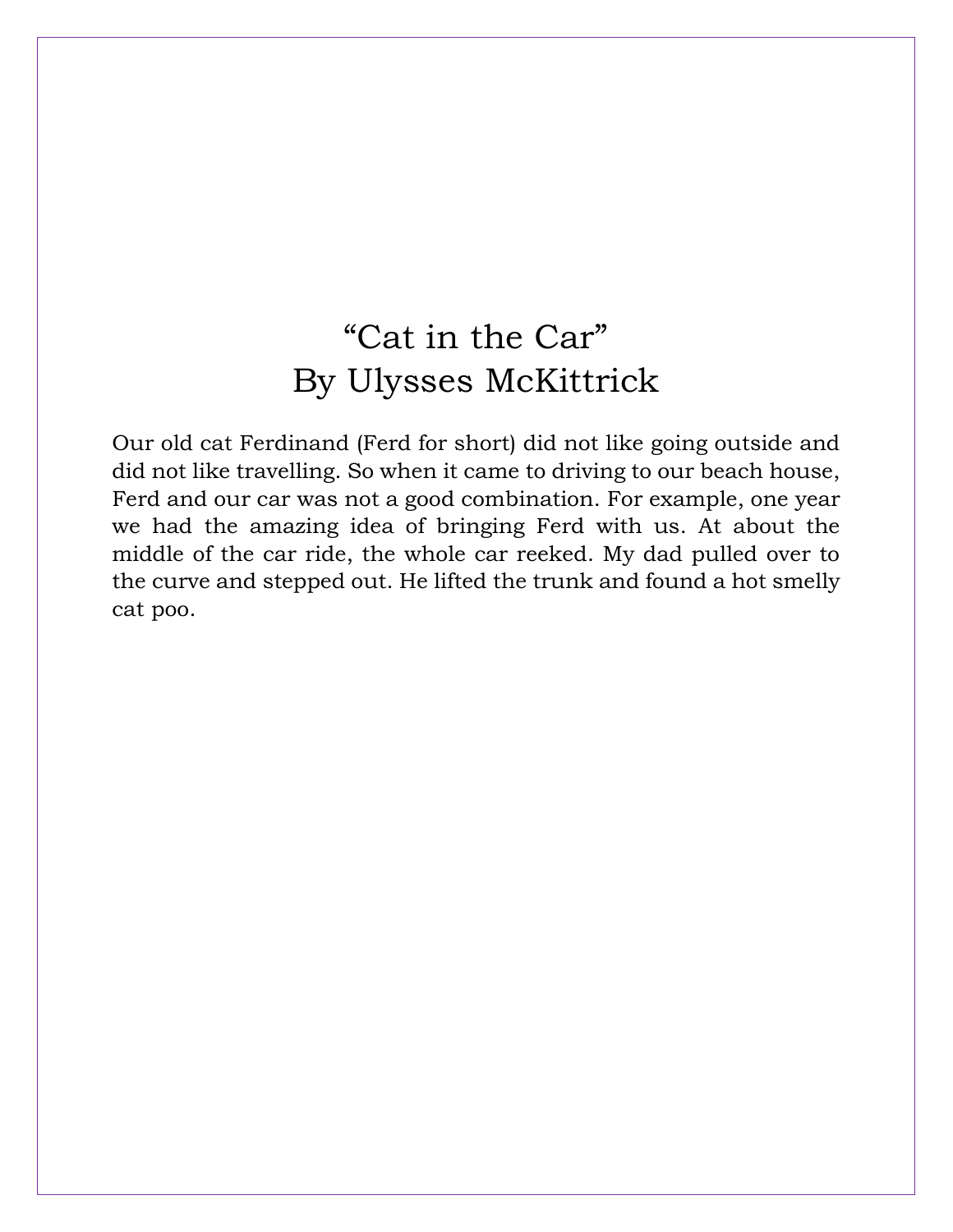# “Cat in the Car”
## By Ulysses McKittrick

Our old cat Ferdinand (Ferd for short) did not like going outside and did not like travelling. So when it came to driving to our beach house, Ferd and our car was not a good combination. For example, one year we had the amazing idea of bringing Ferd with us. At about the middle of the car ride, the whole car reeked. My dad pulled over to the curve and stepped out. He lifted the trunk and found a hot smelly cat poo.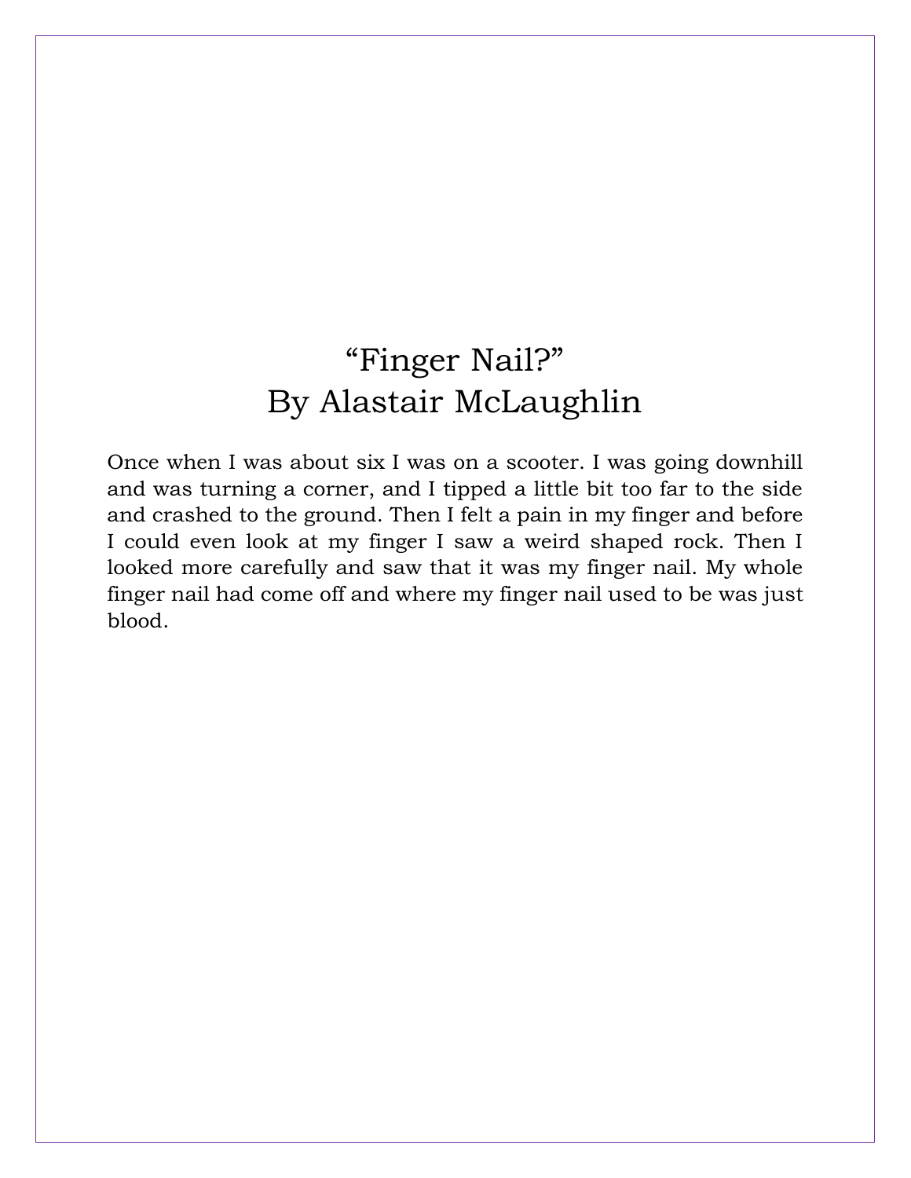# “Finger Nail?”
## By Alastair McLaughlin

Once when I was about six I was on a scooter. I was going downhill and was turning a corner, and I tipped a little bit too far to the side and crashed to the ground. Then I felt a pain in my finger and before I could even look at my finger I saw a weird shaped rock. Then I looked more carefully and saw that it was my finger nail. My whole finger nail had come off and where my finger nail used to be was just blood.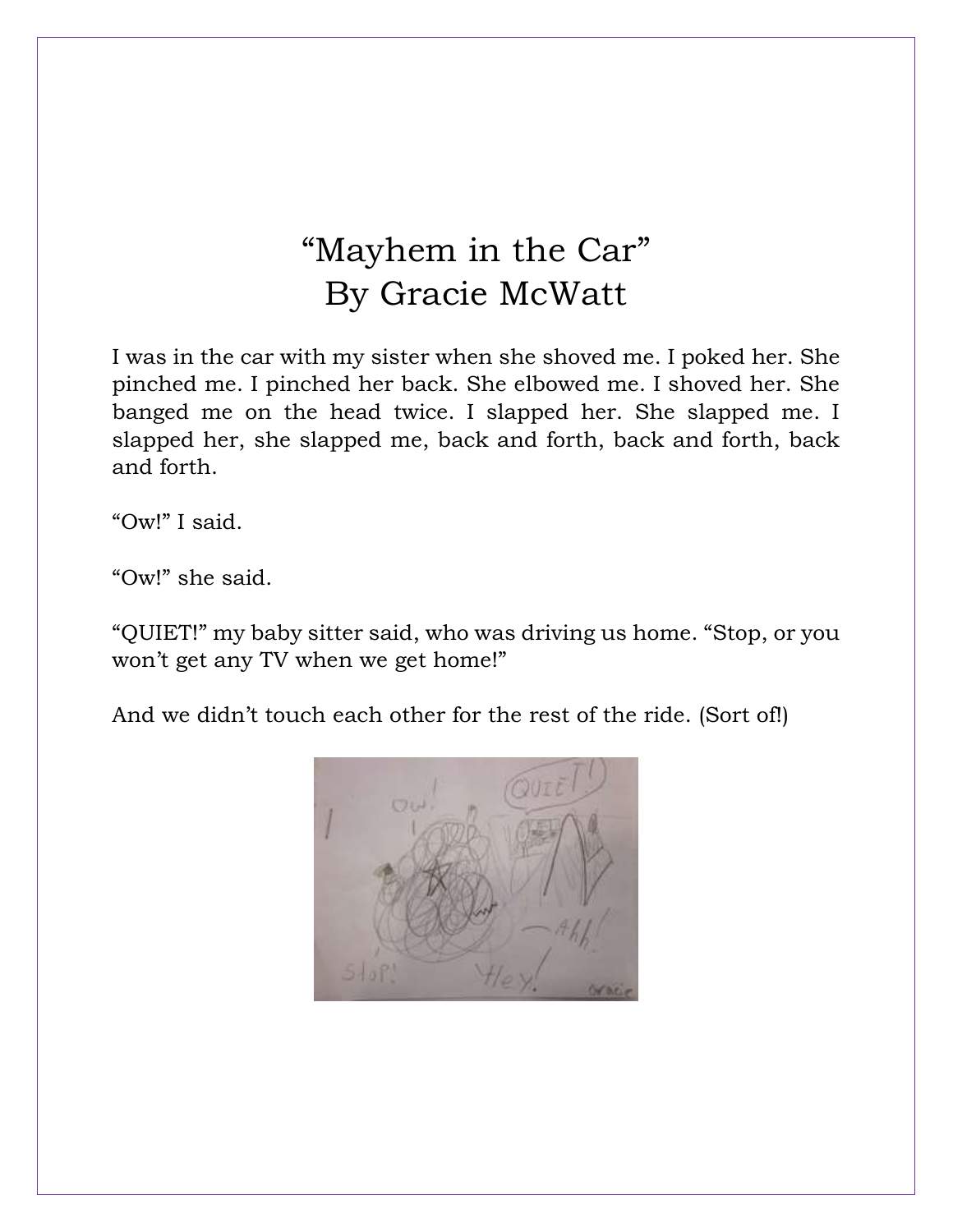# "Mayhem in the Car"
## By Gracie McWatt

I was in the car with my sister when she shoved me. I poked her. She pinched me. I pinched her back. She elbowed me. I shoved her. She banged me on the head twice. I slapped her. She slapped me. I slapped her, she slapped me, back and forth, back and forth, back and forth.

"Ow!" I said.

"Ow!" she said.

"QUIET!" my baby sitter said, who was driving us home. "Stop, or you won't get any TV when we get home!"

And we didn't touch each other for the rest of the ride. (Sort of!)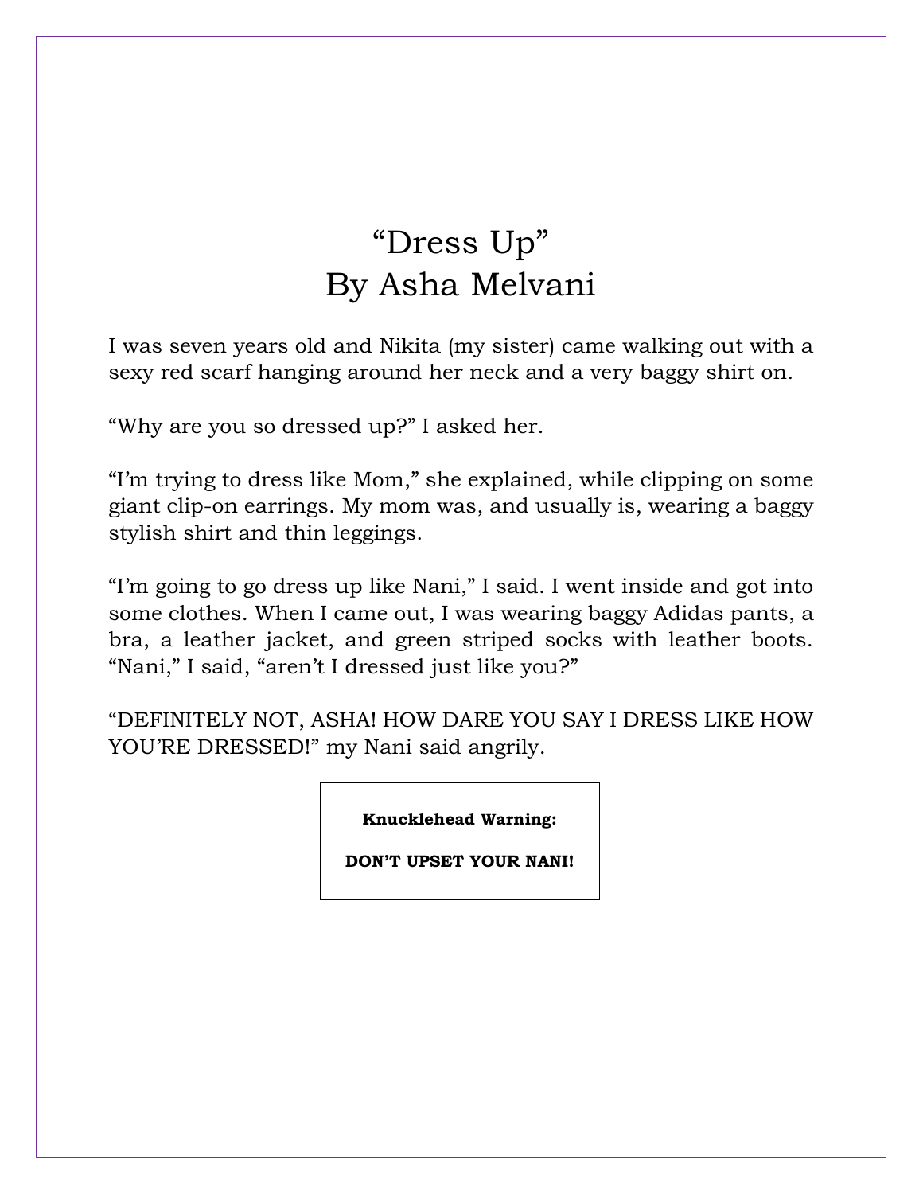# "Dress Up"
## By Asha Melvani

I was seven years old and Nikita (my sister) came walking out with a sexy red scarf hanging around her neck and a very baggy shirt on.

"Why are you so dressed up?" I asked her.

"I'm trying to dress like Mom," she explained, while clipping on some giant clip-on earrings. My mom was, and usually is, wearing a baggy stylish shirt and thin leggings.

"I'm going to go dress up like Nani," I said. I went inside and got into some clothes. When I came out, I was wearing baggy Adidas pants, a bra, a leather jacket, and green striped socks with leather boots. "Nani," I said, "aren't I dressed just like you?"

"DEFINITELY NOT, ASHA! HOW DARE YOU SAY I DRESS LIKE HOW YOU'RE DRESSED!" my Nani said angrily.

**Knucklehead Warning:**

**DON'T UPSET YOUR NANI!**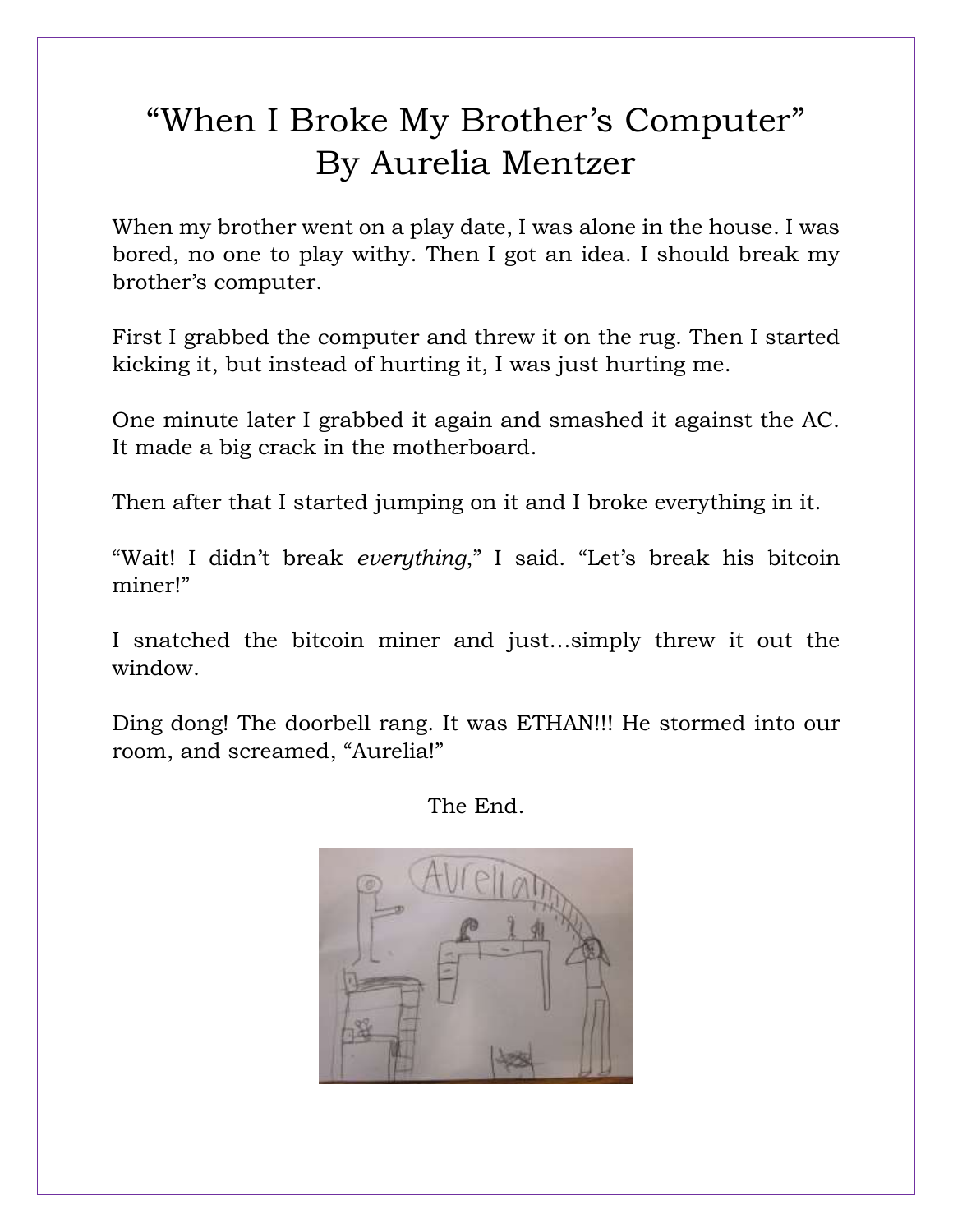# "When I Broke My Brother's Computer"
## By Aurelia Mentzer

When my brother went on a play date, I was alone in the house. I was bored, no one to play withy. Then I got an idea. I should break my brother's computer.

First I grabbed the computer and threw it on the rug. Then I started kicking it, but instead of hurting it, I was just hurting me.

One minute later I grabbed it again and smashed it against the AC. It made a big crack in the motherboard.

Then after that I started jumping on it and I broke everything in it.

"Wait! I didn't break *everything*," I said. "Let's break his bitcoin miner!"

I snatched the bitcoin miner and just…simply threw it out the window.

Ding dong! The doorbell rang. It was ETHAN!!! He stormed into our room, and screamed, "Aurelia!"

The End.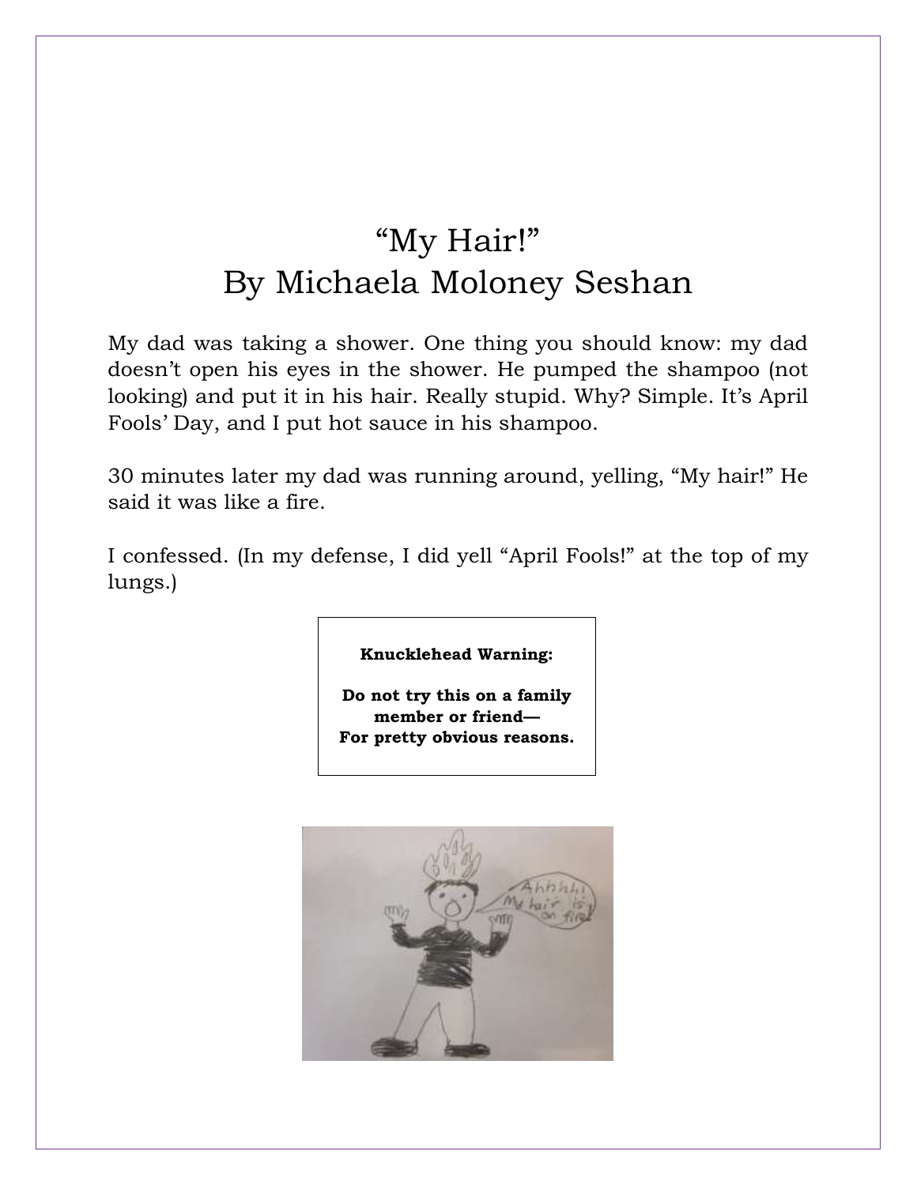# "My Hair!"
# By Michaela Moloney Seshan

My dad was taking a shower. One thing you should know: my dad doesn't open his eyes in the shower. He pumped the shampoo (not looking) and put it in his hair. Really stupid. Why? Simple. It's April Fools' Day, and I put hot sauce in his shampoo.

30 minutes later my dad was running around, yelling, "My hair!" He said it was like a fire.

I confessed. (In my defense, I did yell "April Fools!" at the top of my lungs.)

**Knucklehead Warning:**

**Do not try this on a family member or friend—**
**For pretty obvious reasons.**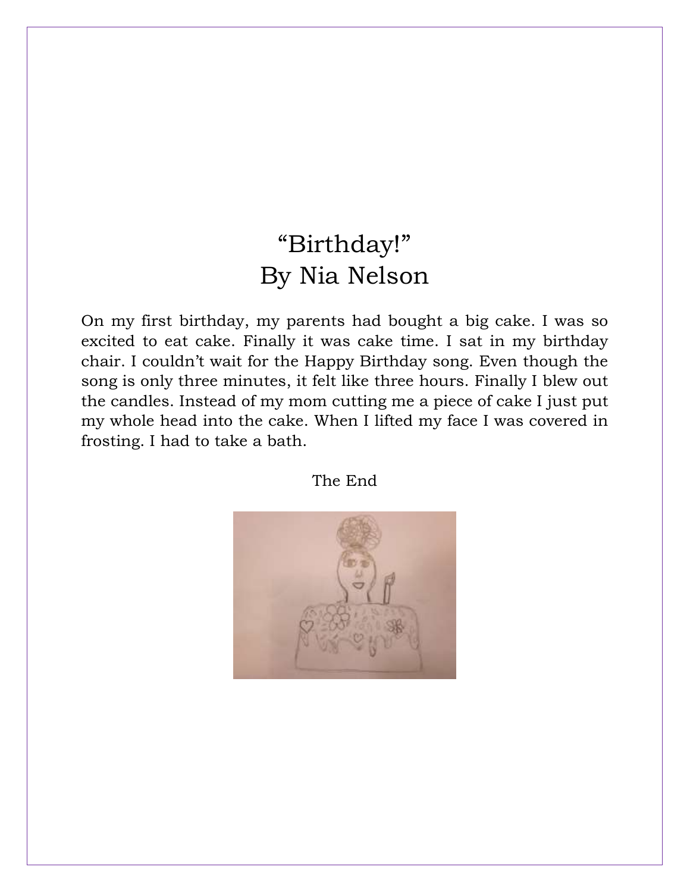# "Birthday!"
## By Nia Nelson

On my first birthday, my parents had bought a big cake. I was so excited to eat cake. Finally it was cake time. I sat in my birthday chair. I couldn't wait for the Happy Birthday song. Even though the song is only three minutes, it felt like three hours. Finally I blew out the candles. Instead of my mom cutting me a piece of cake I just put my whole head into the cake. When I lifted my face I was covered in frosting. I had to take a bath.

The End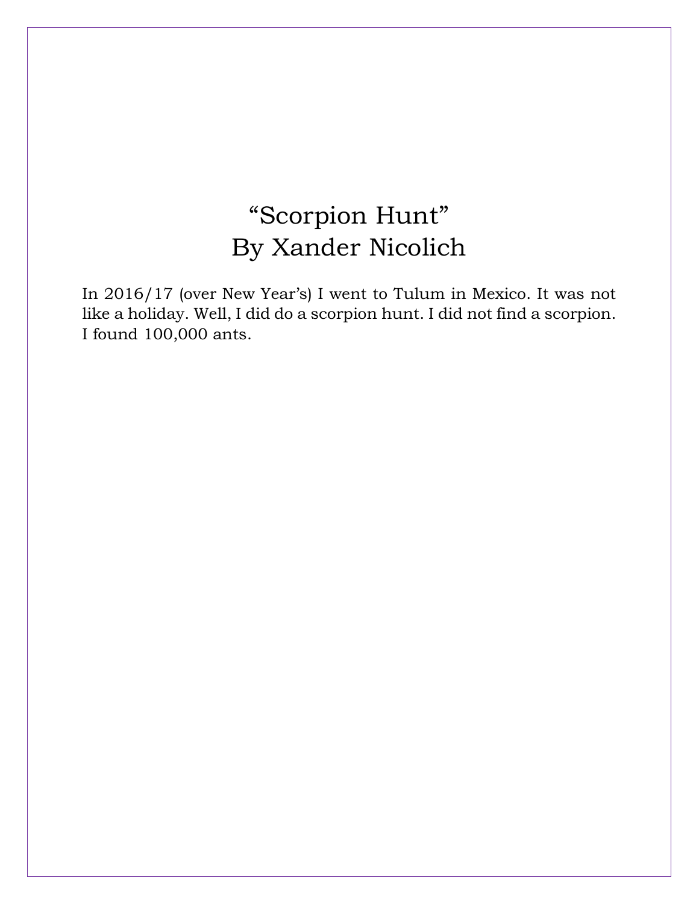# "Scorpion Hunt"
## By Xander Nicolich

In 2016/17 (over New Year's) I went to Tulum in Mexico. It was not like a holiday. Well, I did do a scorpion hunt. I did not find a scorpion. I found 100,000 ants.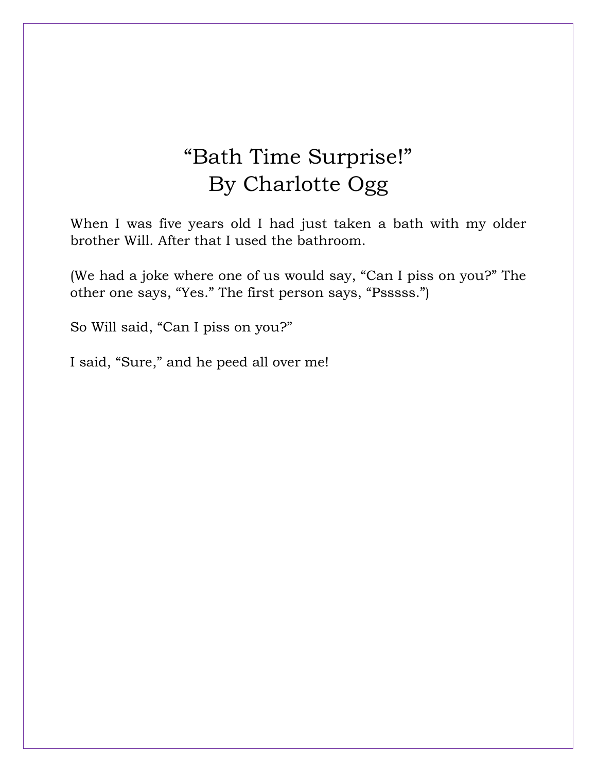# "Bath Time Surprise!"
## By Charlotte Ogg

When I was five years old I had just taken a bath with my older brother Will. After that I used the bathroom.

(We had a joke where one of us would say, "Can I piss on you?" The other one says, "Yes." The first person says, "Psssss.")

So Will said, "Can I piss on you?"

I said, "Sure," and he peed all over me!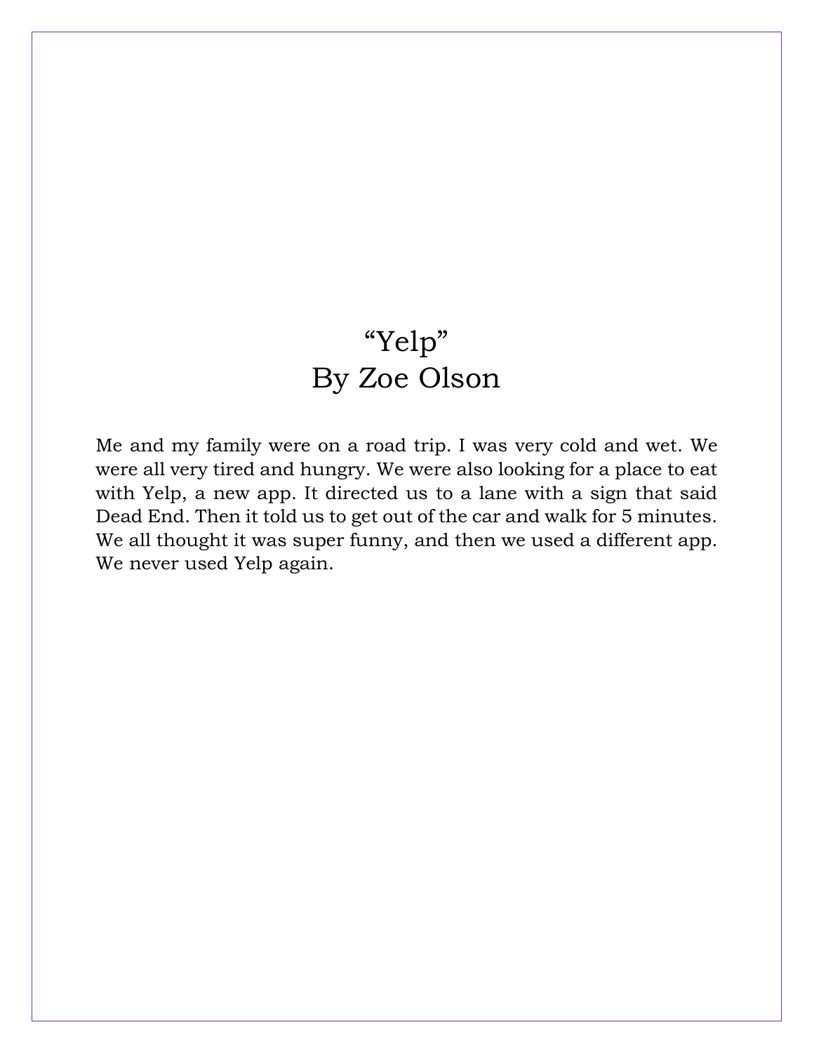# “Yelp”
## By Zoe Olson

Me and my family were on a road trip. I was very cold and wet. We were all very tired and hungry. We were also looking for a place to eat with Yelp, a new app. It directed us to a lane with a sign that said Dead End. Then it told us to get out of the car and walk for 5 minutes. We all thought it was super funny, and then we used a different app. We never used Yelp again.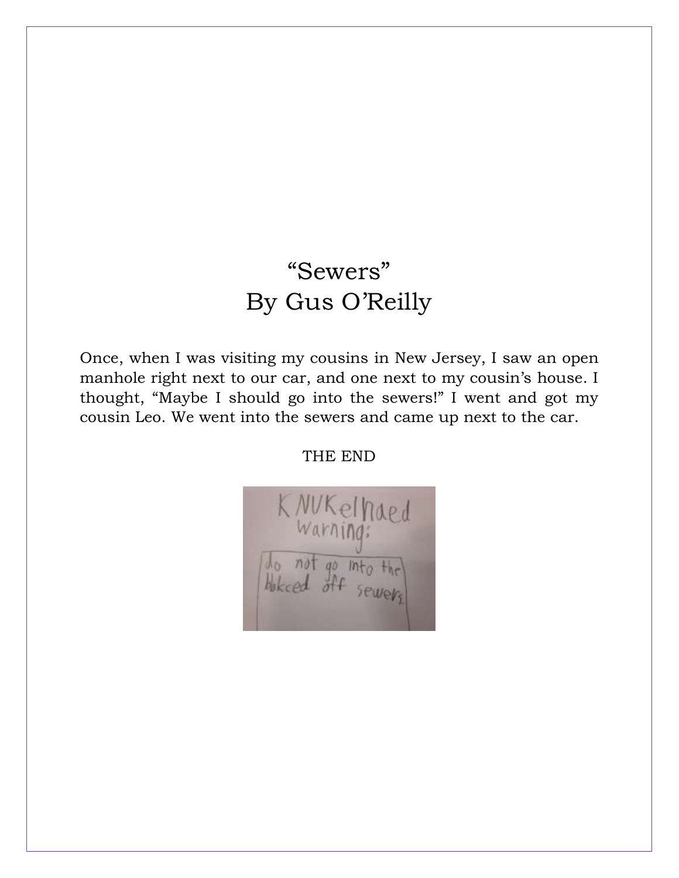# "Sewers"
## By Gus O'Reilly

Once, when I was visiting my cousins in New Jersey, I saw an open manhole right next to our car, and one next to my cousin's house. I thought, "Maybe I should go into the sewers!" I went and got my cousin Leo. We went into the sewers and came up next to the car.

THE END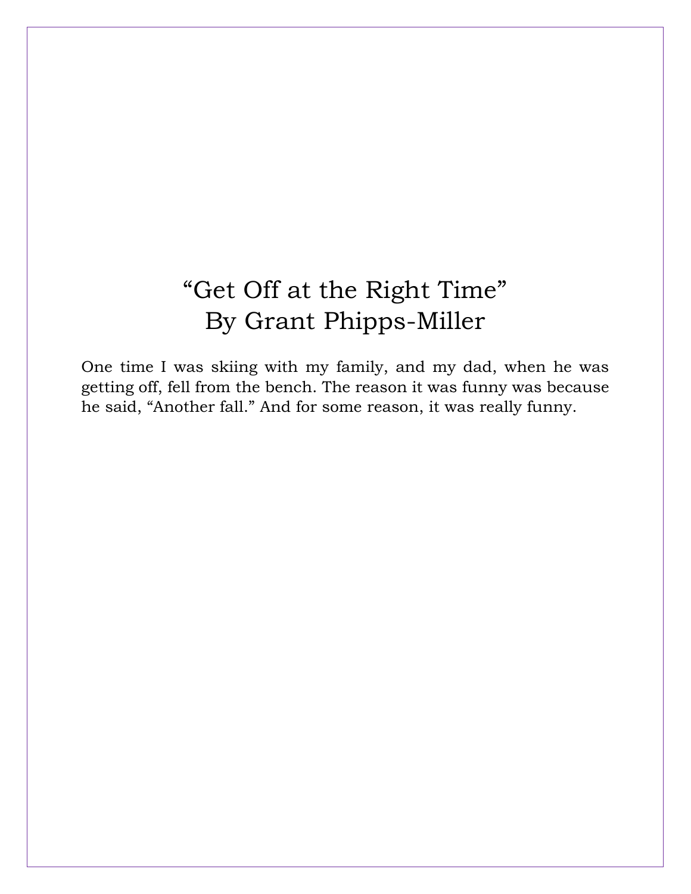# “Get Off at the Right Time”
# By Grant Phipps-Miller

One time I was skiing with my family, and my dad, when he was getting off, fell from the bench. The reason it was funny was because he said, “Another fall.” And for some reason, it was really funny.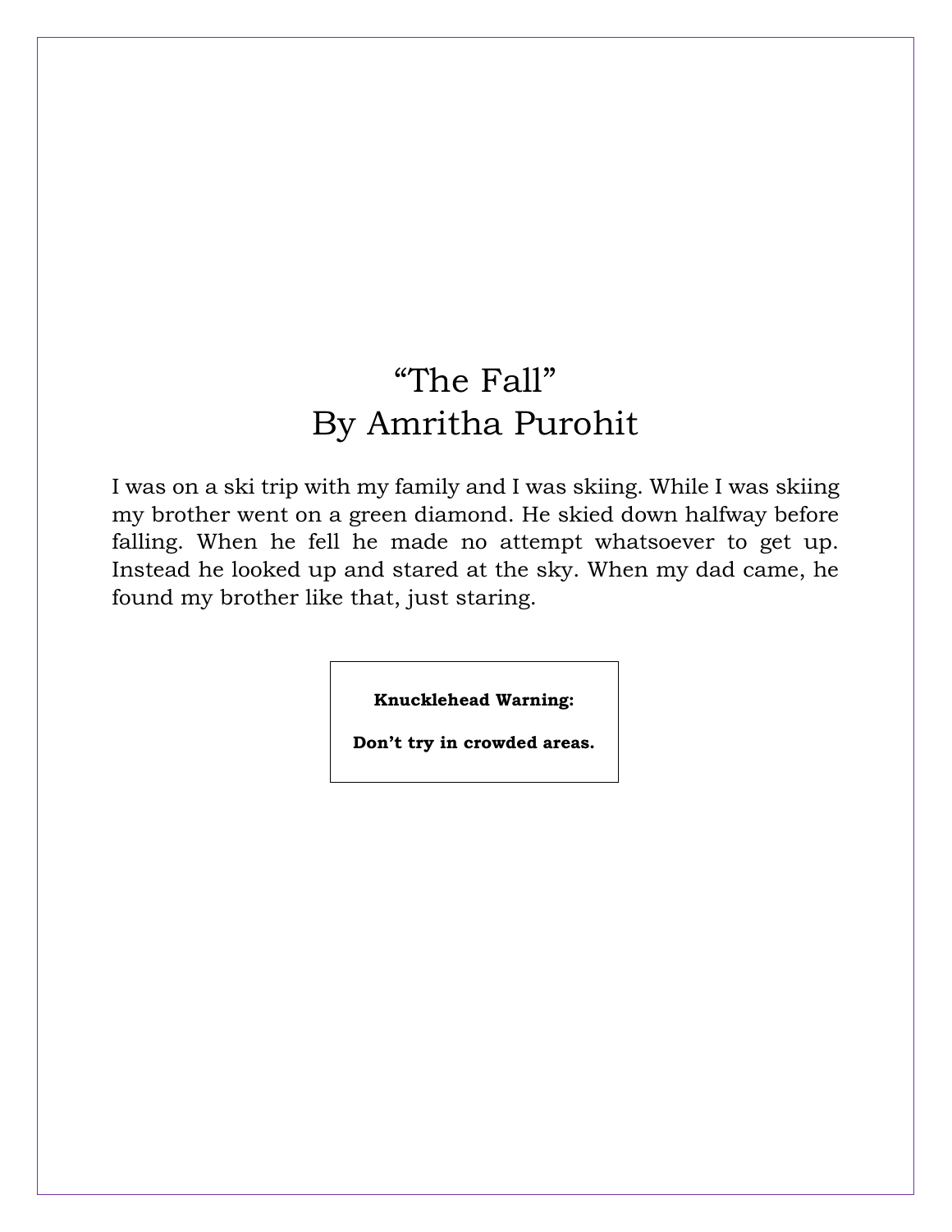# "The Fall"
## By Amritha Purohit

I was on a ski trip with my family and I was skiing. While I was skiing my brother went on a green diamond. He skied down halfway before falling. When he fell he made no attempt whatsoever to get up. Instead he looked up and stared at the sky. When my dad came, he found my brother like that, just staring.

**Knucklehead Warning:**

**Don't try in crowded areas.**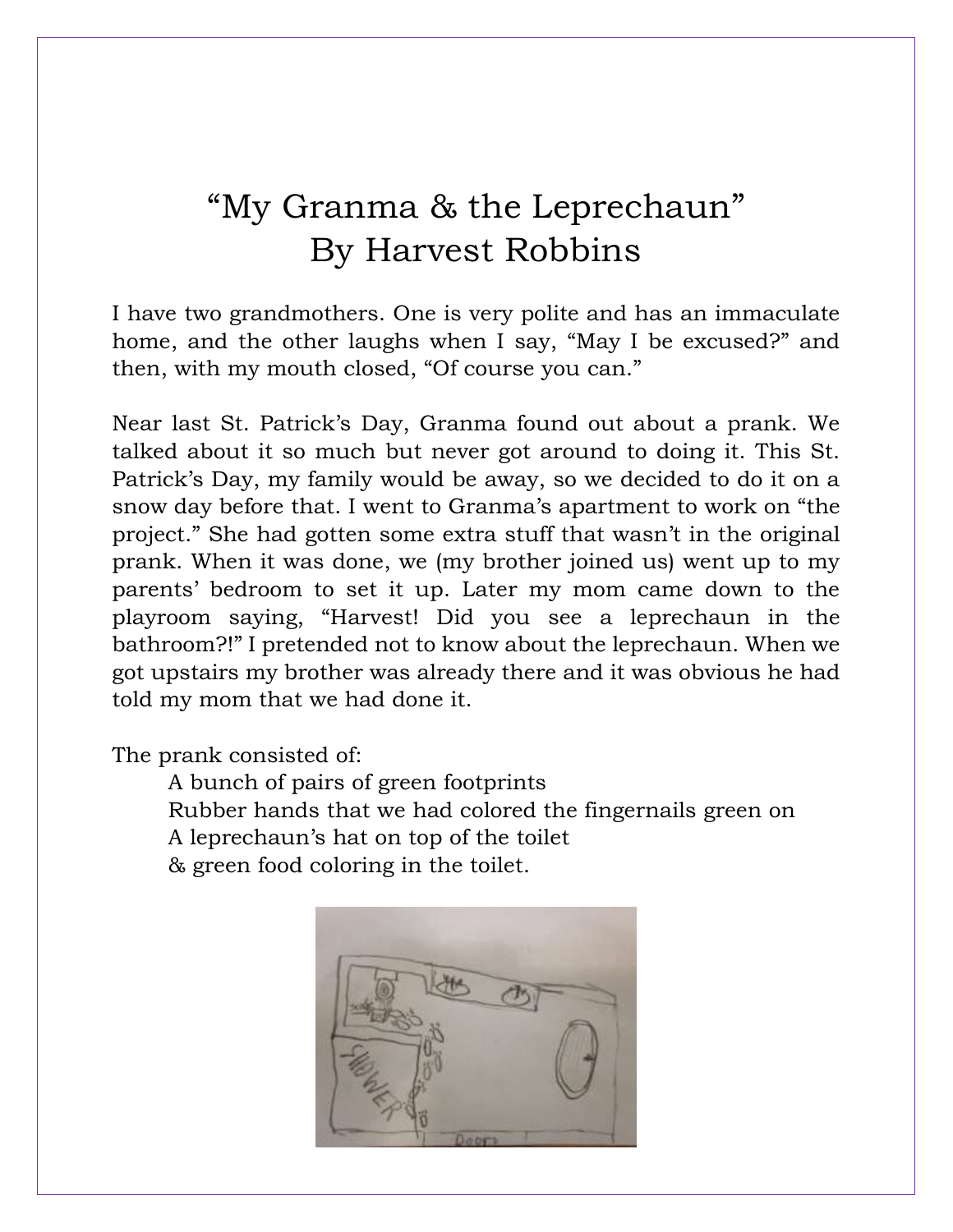# "My Granma & the Leprechaun"
## By Harvest Robbins

I have two grandmothers. One is very polite and has an immaculate home, and the other laughs when I say, "May I be excused?" and then, with my mouth closed, "Of course you can."

Near last St. Patrick's Day, Granma found out about a prank. We talked about it so much but never got around to doing it. This St. Patrick's Day, my family would be away, so we decided to do it on a snow day before that. I went to Granma's apartment to work on "the project." She had gotten some extra stuff that wasn't in the original prank. When it was done, we (my brother joined us) went up to my parents' bedroom to set it up. Later my mom came down to the playroom saying, "Harvest! Did you see a leprechaun in the bathroom?!" I pretended not to know about the leprechaun. When we got upstairs my brother was already there and it was obvious he had told my mom that we had done it.

The prank consisted of:

A bunch of pairs of green footprints
Rubber hands that we had colored the fingernails green on
A leprechaun's hat on top of the toilet
& green food coloring in the toilet.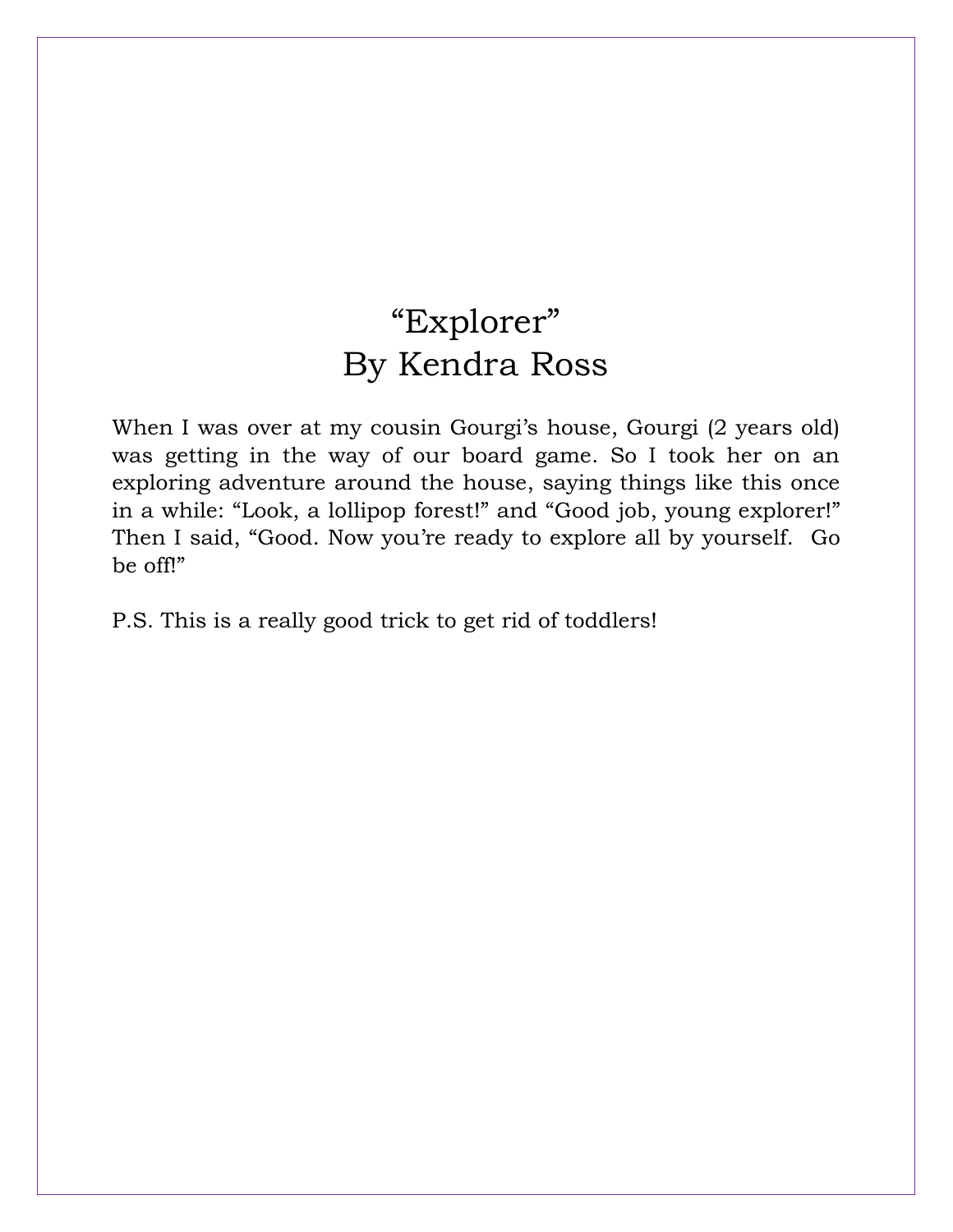# "Explorer"
## By Kendra Ross

When I was over at my cousin Gourgi's house, Gourgi (2 years old) was getting in the way of our board game. So I took her on an exploring adventure around the house, saying things like this once in a while: "Look, a lollipop forest!" and "Good job, young explorer!" Then I said, "Good. Now you're ready to explore all by yourself. Go be off!"

P.S. This is a really good trick to get rid of toddlers!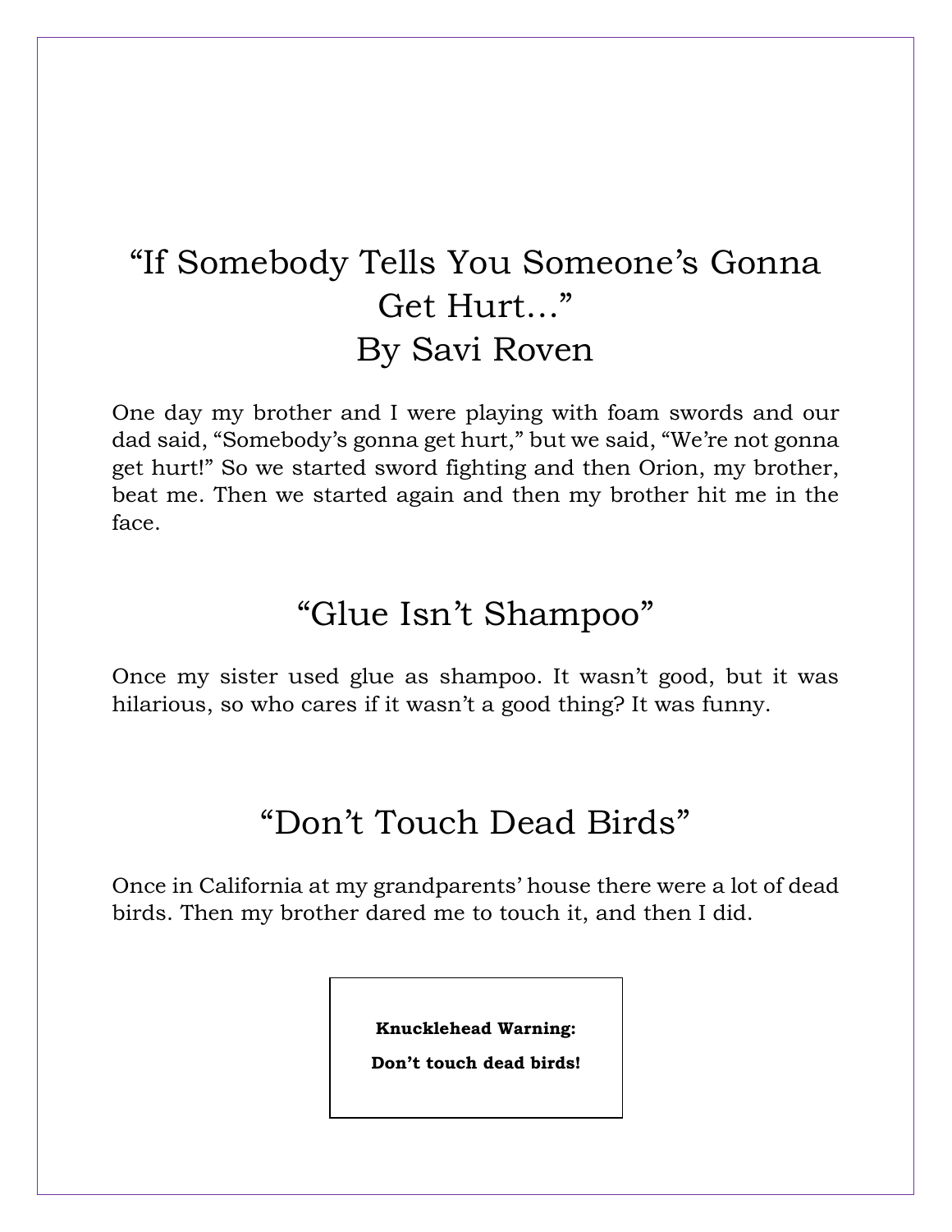# "If Somebody Tells You Someone's Gonna Get Hurt..."
## By Savi Roven

One day my brother and I were playing with foam swords and our dad said, "Somebody's gonna get hurt," but we said, "We're not gonna get hurt!" So we started sword fighting and then Orion, my brother, beat me. Then we started again and then my brother hit me in the face.

# "Glue Isn't Shampoo"

Once my sister used glue as shampoo. It wasn't good, but it was hilarious, so who cares if it wasn't a good thing? It was funny.

# "Don't Touch Dead Birds"

Once in California at my grandparents' house there were a lot of dead birds. Then my brother dared me to touch it, and then I did.

**Knucklehead Warning:**

**Don't touch dead birds!**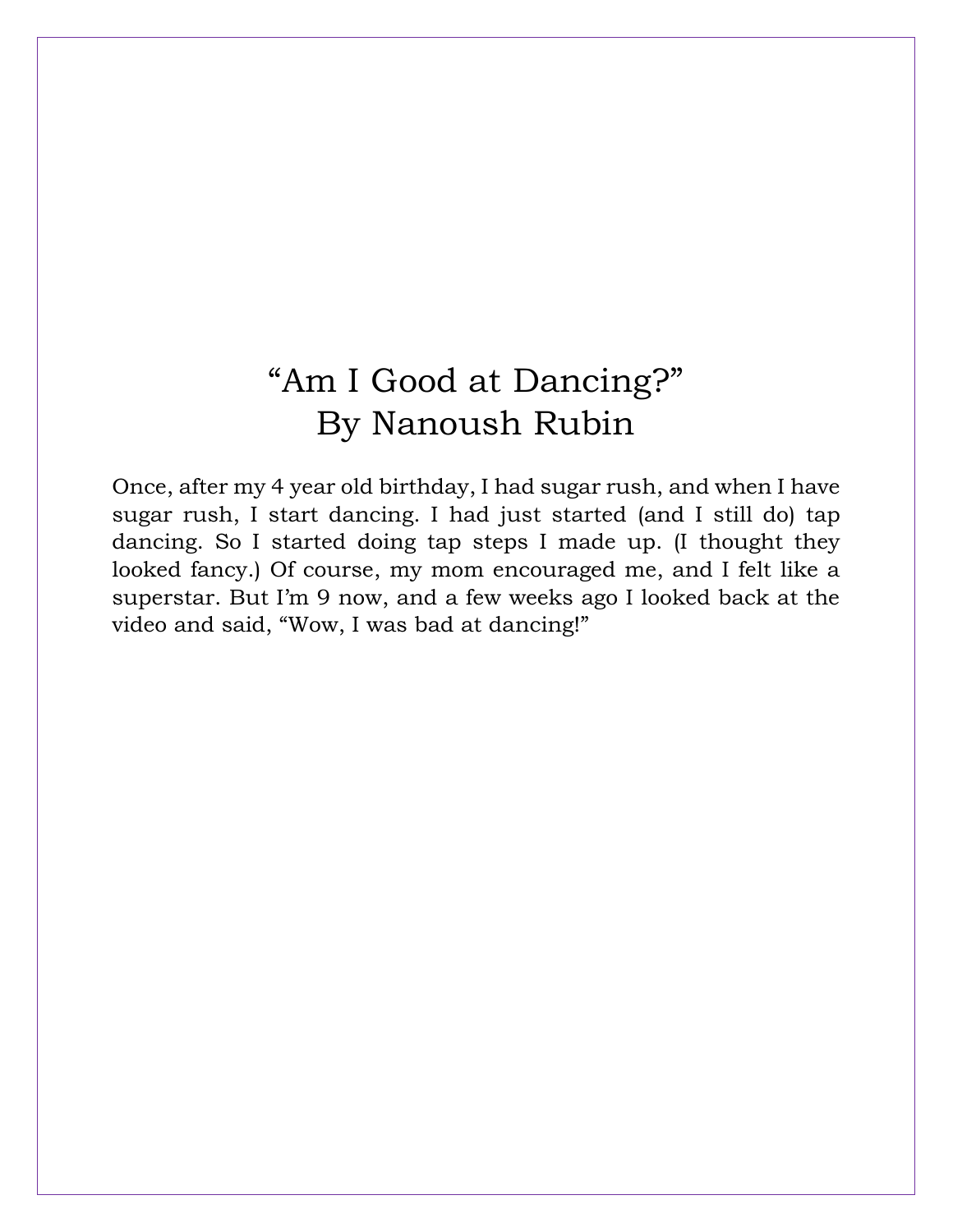# "Am I Good at Dancing?"
## By Nanoush Rubin

Once, after my 4 year old birthday, I had sugar rush, and when I have sugar rush, I start dancing. I had just started (and I still do) tap dancing. So I started doing tap steps I made up. (I thought they looked fancy.) Of course, my mom encouraged me, and I felt like a superstar. But I'm 9 now, and a few weeks ago I looked back at the video and said, "Wow, I was bad at dancing!"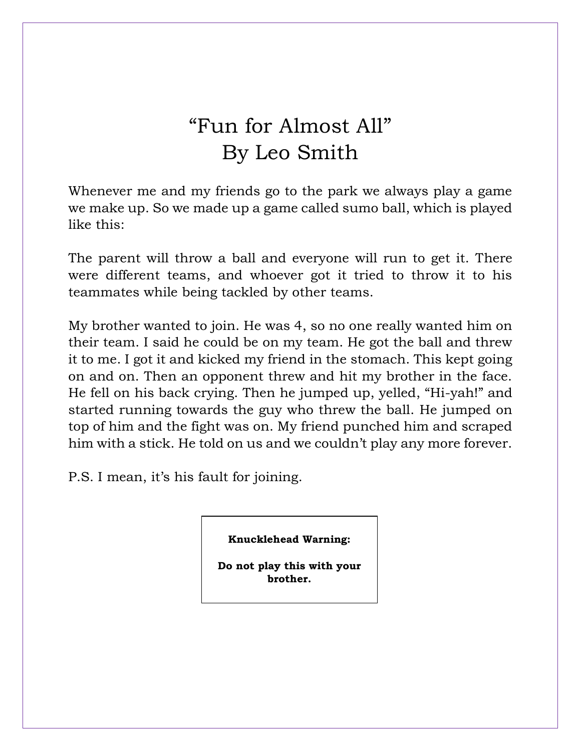# "Fun for Almost All"
## By Leo Smith

Whenever me and my friends go to the park we always play a game we make up. So we made up a game called sumo ball, which is played like this:

The parent will throw a ball and everyone will run to get it. There were different teams, and whoever got it tried to throw it to his teammates while being tackled by other teams.

My brother wanted to join. He was 4, so no one really wanted him on their team. I said he could be on my team. He got the ball and threw it to me. I got it and kicked my friend in the stomach. This kept going on and on. Then an opponent threw and hit my brother in the face. He fell on his back crying. Then he jumped up, yelled, "Hi-yah!" and started running towards the guy who threw the ball. He jumped on top of him and the fight was on. My friend punched him and scraped him with a stick. He told on us and we couldn't play any more forever.

P.S. I mean, it's his fault for joining.

**Knucklehead Warning:**

**Do not play this with your brother.**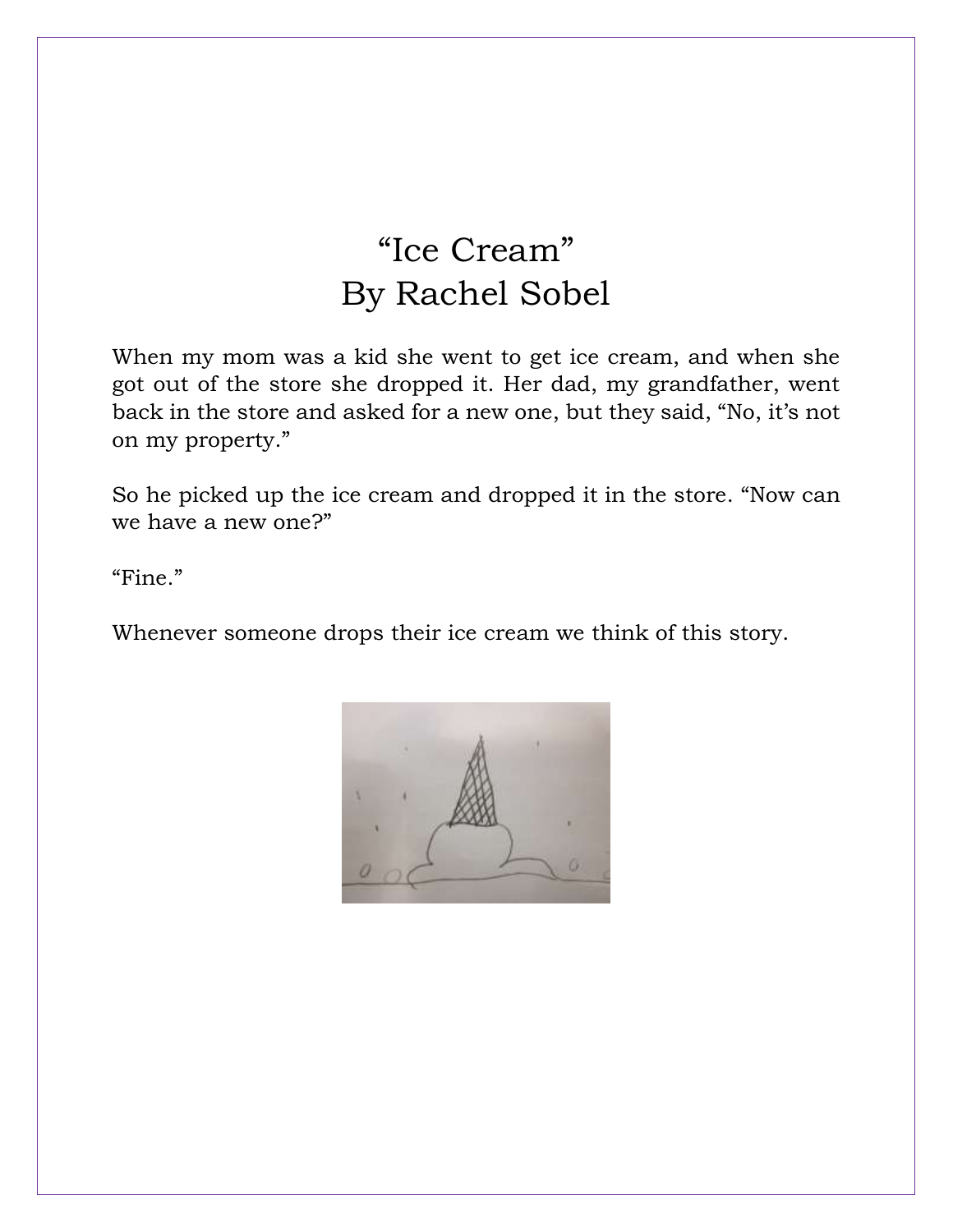# "Ice Cream"
## By Rachel Sobel

When my mom was a kid she went to get ice cream, and when she got out of the store she dropped it. Her dad, my grandfather, went back in the store and asked for a new one, but they said, "No, it's not on my property."

So he picked up the ice cream and dropped it in the store. "Now can we have a new one?"

"Fine."

Whenever someone drops their ice cream we think of this story.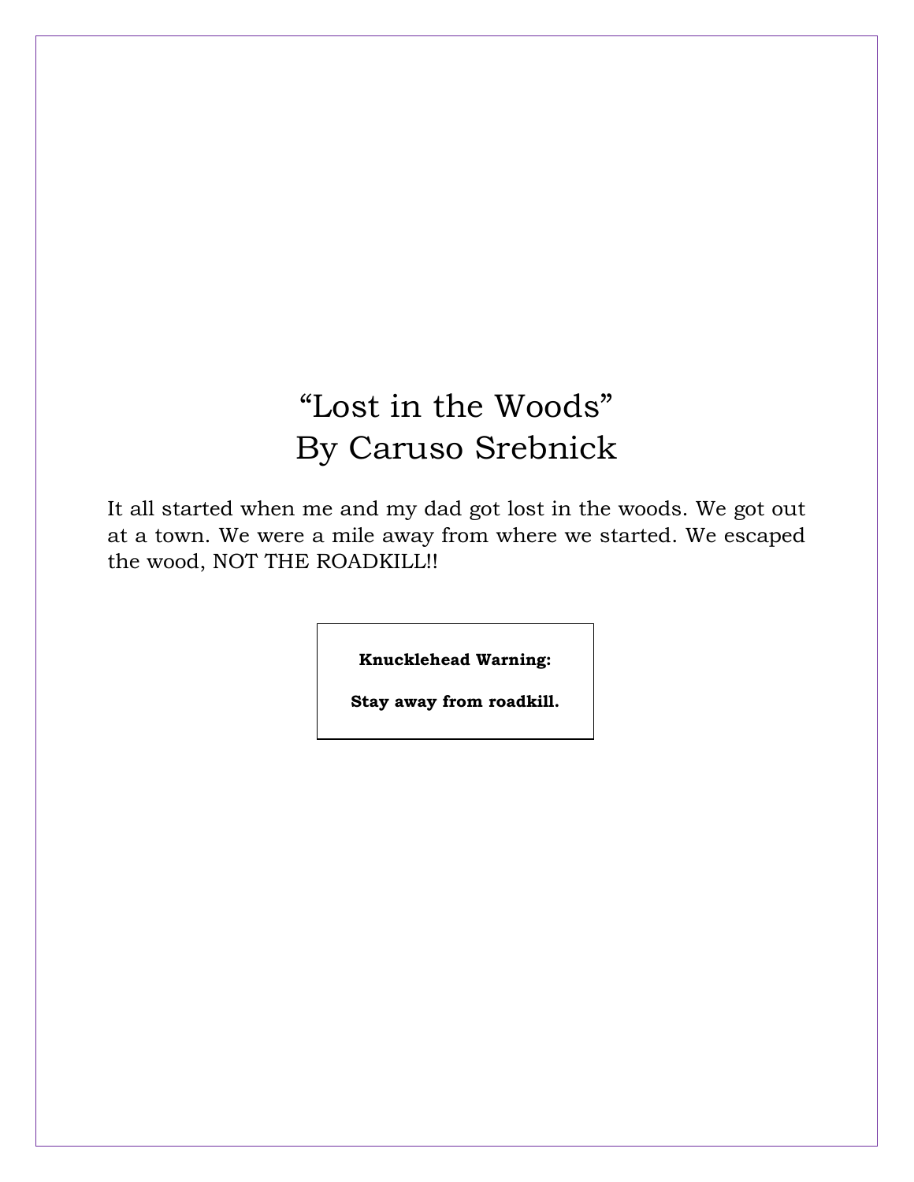# "Lost in the Woods"
## By Caruso Srebnick

It all started when me and my dad got lost in the woods. We got out at a town. We were a mile away from where we started. We escaped the wood, NOT THE ROADKILL!!

**Knucklehead Warning:**

**Stay away from roadkill.**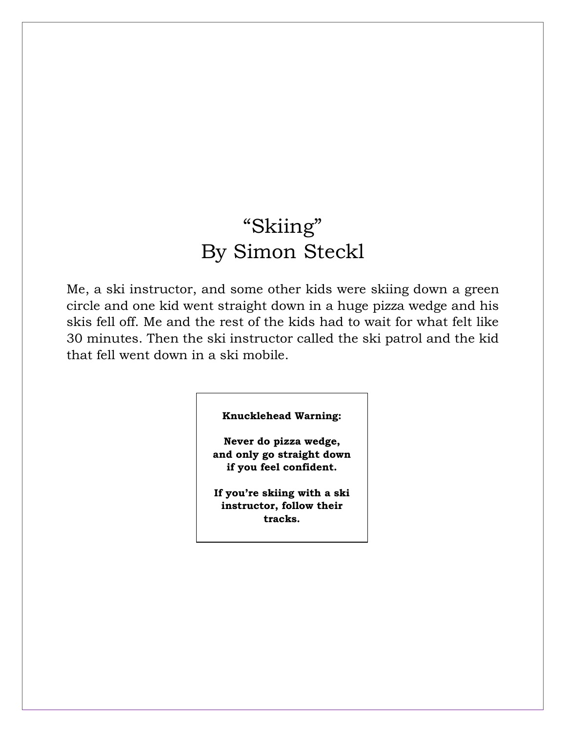# “Skiing”
## By Simon Steckl

Me, a ski instructor, and some other kids were skiing down a green circle and one kid went straight down in a huge pizza wedge and his skis fell off. Me and the rest of the kids had to wait for what felt like 30 minutes. Then the ski instructor called the ski patrol and the kid that fell went down in a ski mobile.

**Knucklehead Warning:**

**Never do pizza wedge, and only go straight down if you feel confident.**

**If you’re skiing with a ski instructor, follow their tracks.**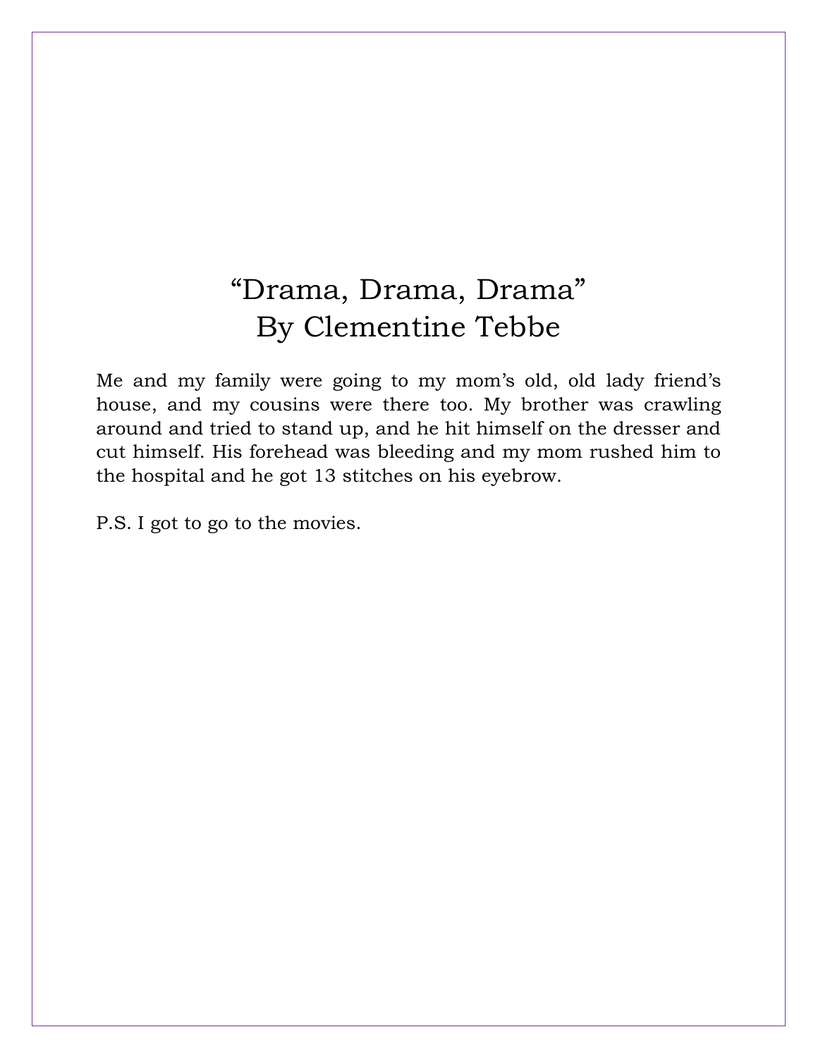# "Drama, Drama, Drama"
## By Clementine Tebbe

Me and my family were going to my mom's old, old lady friend's house, and my cousins were there too. My brother was crawling around and tried to stand up, and he hit himself on the dresser and cut himself. His forehead was bleeding and my mom rushed him to the hospital and he got 13 stitches on his eyebrow.

P.S. I got to go to the movies.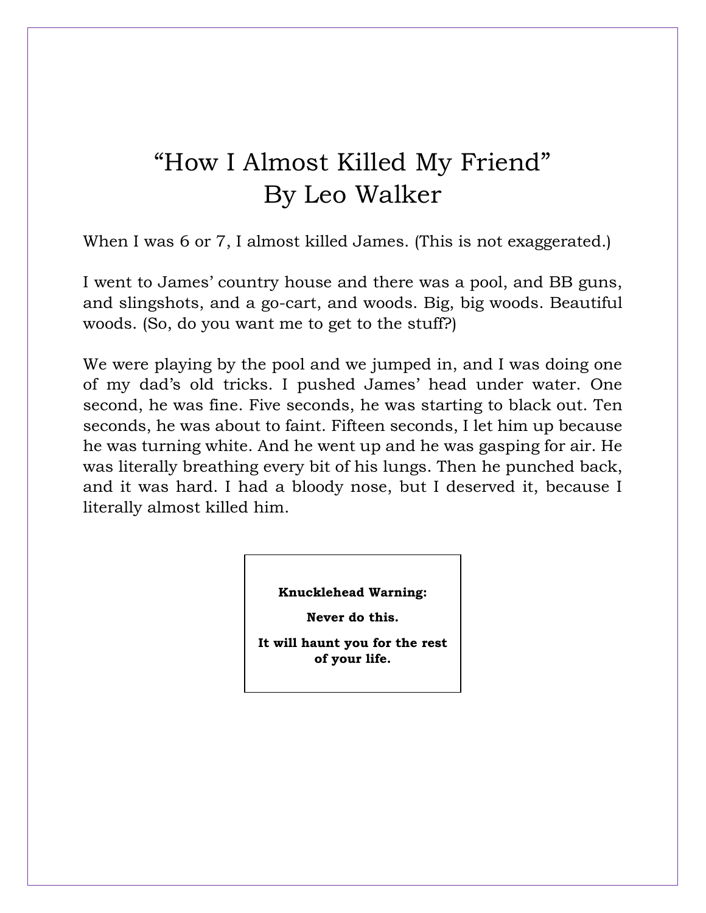# “How I Almost Killed My Friend”
# By Leo Walker

When I was 6 or 7, I almost killed James. (This is not exaggerated.)

I went to James’ country house and there was a pool, and BB guns, and slingshots, and a go-cart, and woods. Big, big woods. Beautiful woods. (So, do you want me to get to the stuff?)

We were playing by the pool and we jumped in, and I was doing one of my dad’s old tricks. I pushed James’ head under water. One second, he was fine. Five seconds, he was starting to black out. Ten seconds, he was about to faint. Fifteen seconds, I let him up because he was turning white. And he went up and he was gasping for air. He was literally breathing every bit of his lungs. Then he punched back, and it was hard. I had a bloody nose, but I deserved it, because I literally almost killed him.

**Knucklehead Warning:**

**Never do this.**

**It will haunt you for the rest of your life.**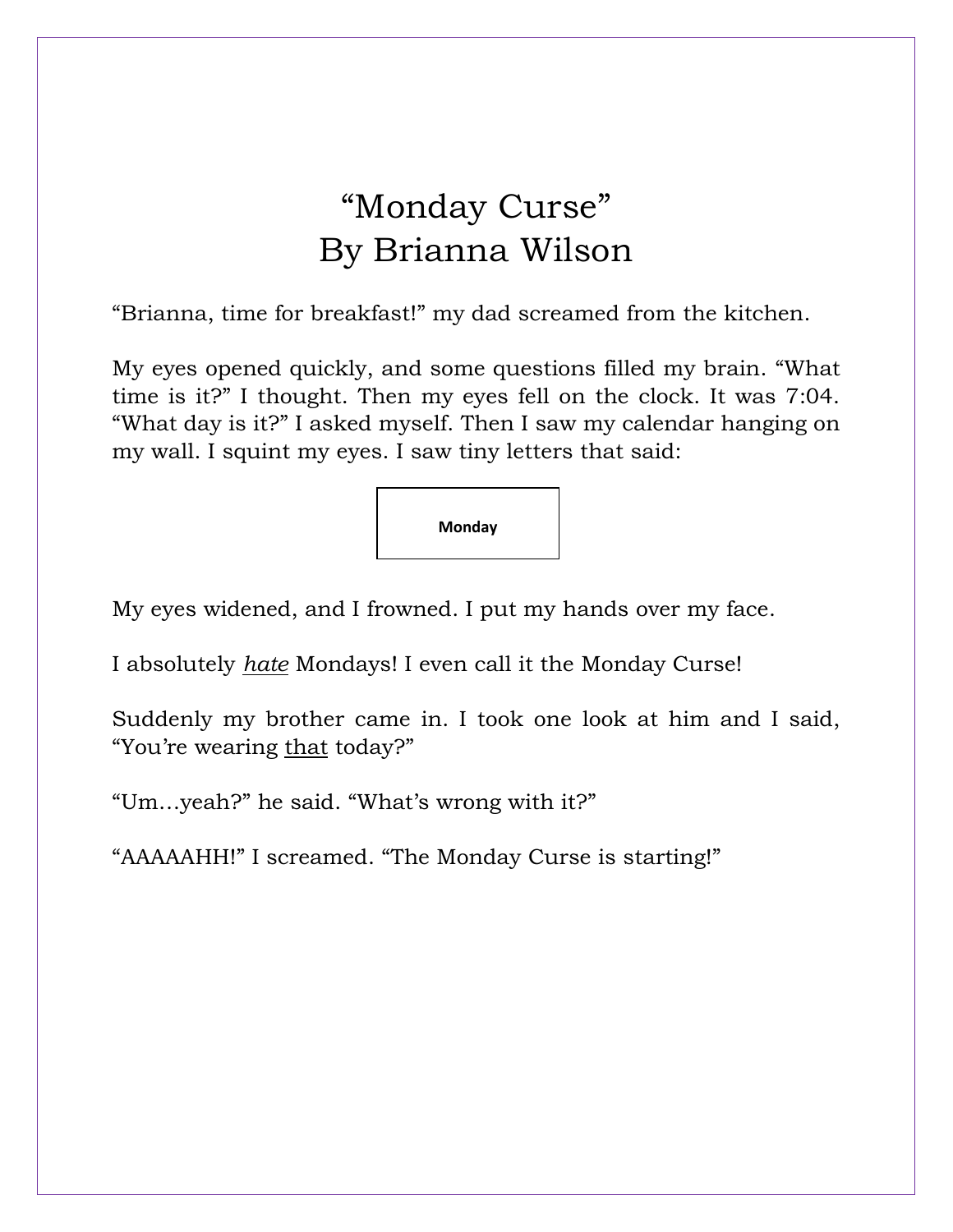# "Monday Curse"
# By Brianna Wilson

"Brianna, time for breakfast!" my dad screamed from the kitchen.

My eyes opened quickly, and some questions filled my brain. "What time is it?" I thought. Then my eyes fell on the clock. It was 7:04. "What day is it?" I asked myself. Then I saw my calendar hanging on my wall. I squint my eyes. I saw tiny letters that said:

| **Monday** |
|---|

My eyes widened, and I frowned. I put my hands over my face.

I absolutely <u>*hate*</u> Mondays! I even call it the Monday Curse!

Suddenly my brother came in. I took one look at him and I said, "You're wearing <u>that</u> today?"

"Um…yeah?" he said. "What's wrong with it?"

"AAAAAHH!" I screamed. "The Monday Curse is starting!"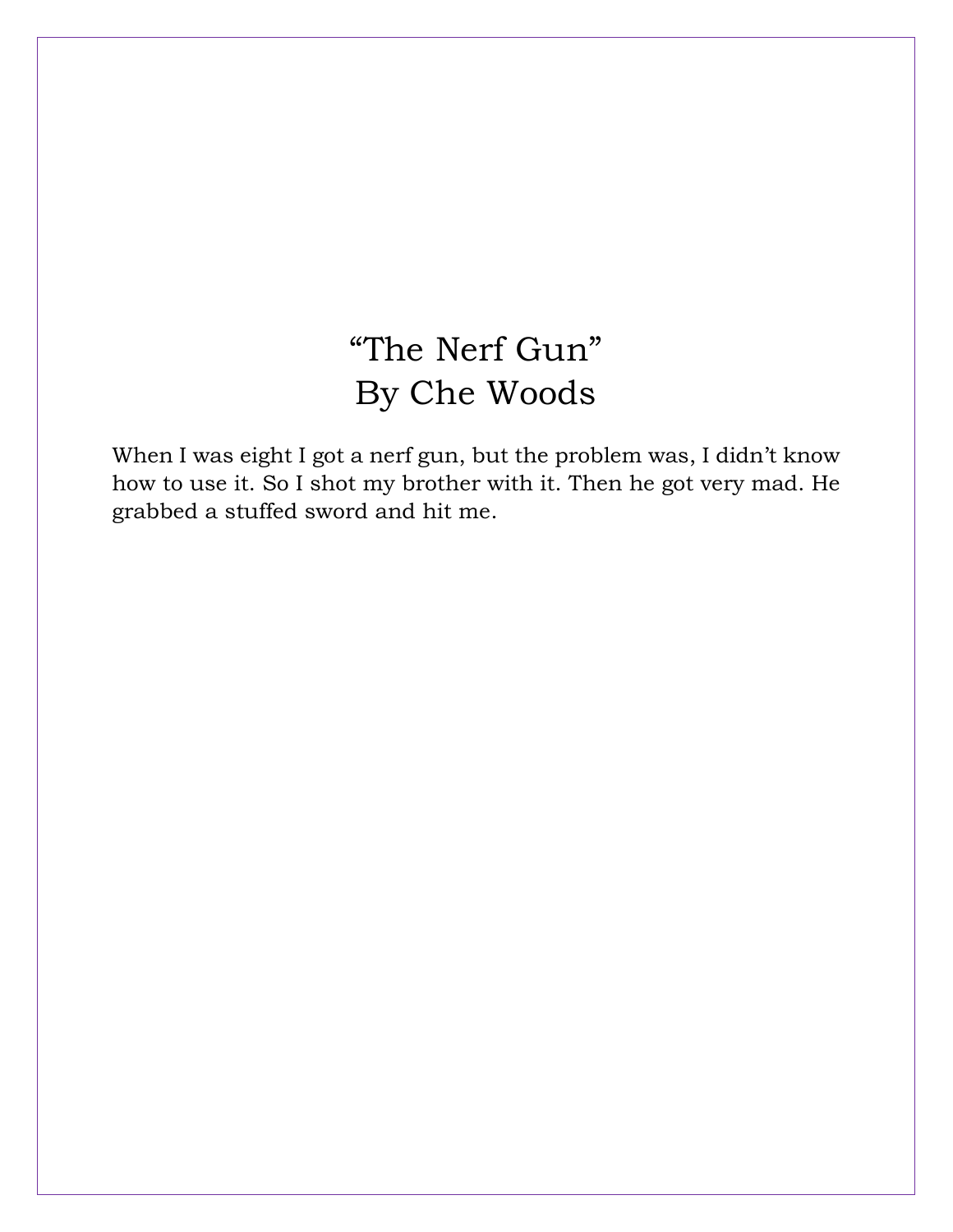# "The Nerf Gun"
# By Che Woods

When I was eight I got a nerf gun, but the problem was, I didn't know how to use it. So I shot my brother with it. Then he got very mad. He grabbed a stuffed sword and hit me.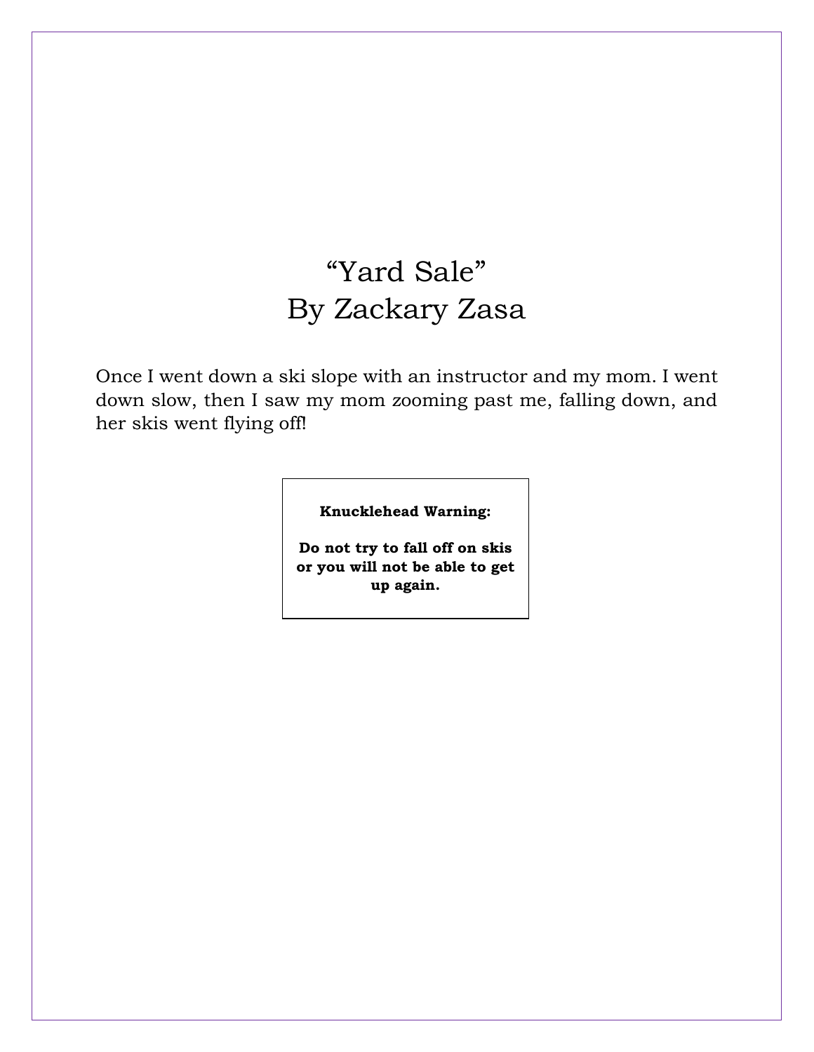# "Yard Sale"
## By Zackary Zasa

Once I went down a ski slope with an instructor and my mom. I went down slow, then I saw my mom zooming past me, falling down, and her skis went flying off!

> **Knucklehead Warning:**
>
> **Do not try to fall off on skis or you will not be able to get up again.**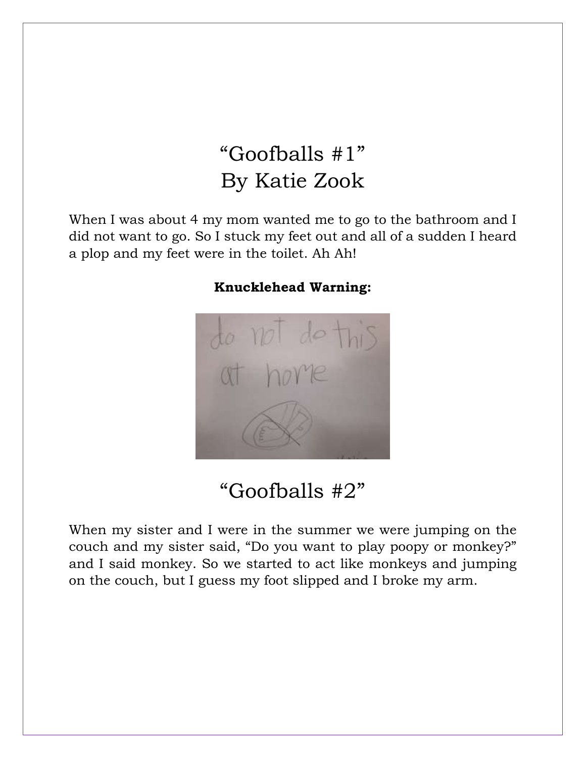# "Goofballs #1"
# By Katie Zook

When I was about 4 my mom wanted me to go to the bathroom and I did not want to go. So I stuck my feet out and all of a sudden I heard a plop and my feet were in the toilet. Ah Ah!

**Knucklehead Warning:**

# "Goofballs #2"

When my sister and I were in the summer we were jumping on the couch and my sister said, "Do you want to play poopy or monkey?" and I said monkey. So we started to act like monkeys and jumping on the couch, but I guess my foot slipped and I broke my arm.